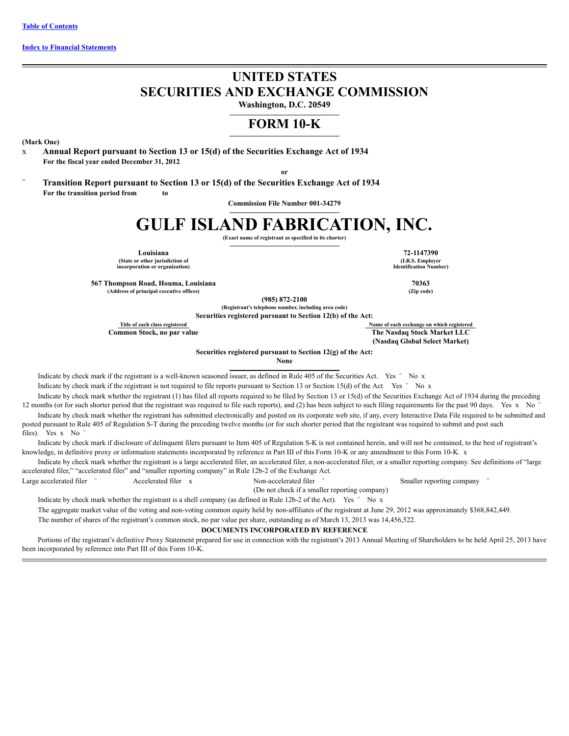[Table of Contents](#)

[Index to Financial Statements](#)

# UNITED STATES
# SECURITIES AND EXCHANGE COMMISSION

**Washington, D.C. 20549**

## FORM 10-K

**(Mark One)**

x **Annual Report pursuant to Section 13 or 15(d) of the Securities Exchange Act of 1934**
**For the fiscal year ended December 31, 2012**

**or**

¨ **Transition Report pursuant to Section 13 or 15(d) of the Securities Exchange Act of 1934**
**For the transition period from to**

**Commission File Number 001-34279**

# GULF ISLAND FABRICATION, INC.

**(Exact name of registrant as specified in its charter)**

| | |
|---|---|
| **Louisiana** | **72-1147390** |
| **(State or other jurisdiction of incorporation or organization)** | **(I.R.S. Employer Identification Number)** |
| **567 Thompson Road, Houma, Louisiana** | **70363** |
| **(Address of principal executive offices)** | **(Zip code)** |

**(985) 872-2100**
**(Registrant's telephone number, including area code)**

**Securities registered pursuant to Section 12(b) of the Act:**

| Title of each class registered | Name of each exchange on which registered |
|---|---|
| **Common Stock, no par value** | **The Nasdaq Stock Market LLC (Nasdaq Global Select Market)** |

**Securities registered pursuant to Section 12(g) of the Act:**
**None**

Indicate by check mark if the registrant is a well-known seasoned issuer, as defined in Rule 405 of the Securities Act. Yes ¨ No x

Indicate by check mark if the registrant is not required to file reports pursuant to Section 13 or Section 15(d) of the Act. Yes ¨ No x

Indicate by check mark whether the registrant (1) has filed all reports required to be filed by Section 13 or 15(d) of the Securities Exchange Act of 1934 during the preceding 12 months (or for such shorter period that the registrant was required to file such reports), and (2) has been subject to such filing requirements for the past 90 days. Yes x No ¨

Indicate by check mark whether the registrant has submitted electronically and posted on its corporate web site, if any, every Interactive Data File required to be submitted and posted pursuant to Rule 405 of Regulation S-T during the preceding twelve months (or for such shorter period that the registrant was required to submit and post such files). Yes x No ¨

Indicate by check mark if disclosure of delinquent filers pursuant to Item 405 of Regulation S-K is not contained herein, and will not be contained, to the best of registrant's knowledge, in definitive proxy or information statements incorporated by reference in Part III of this Form 10-K or any amendment to this Form 10-K. x

Indicate by check mark whether the registrant is a large accelerated filer, an accelerated filer, a non-accelerated filer, or a smaller reporting company. See definitions of "large accelerated filer," "accelerated filer" and "smaller reporting company" in Rule 12b-2 of the Exchange Act.

| | | | |
|---|---|---|---|
| Large accelerated filer ¨ | Accelerated filer x | Non-accelerated filer ¨ (Do not check if a smaller reporting company) | Smaller reporting company ¨ |

Indicate by check mark whether the registrant is a shell company (as defined in Rule 12b-2 of the Act). Yes ¨ No x

The aggregate market value of the voting and non-voting common equity held by non-affiliates of the registrant at June 29, 2012 was approximately $368,842,449.

The number of shares of the registrant's common stock, no par value per share, outstanding as of March 13, 2013 was 14,456,522.

**DOCUMENTS INCORPORATED BY REFERENCE**

Portions of the registrant's definitive Proxy Statement prepared for use in connection with the registrant's 2013 Annual Meeting of Shareholders to be held April 25, 2013 have been incorporated by reference into Part III of this Form 10-K.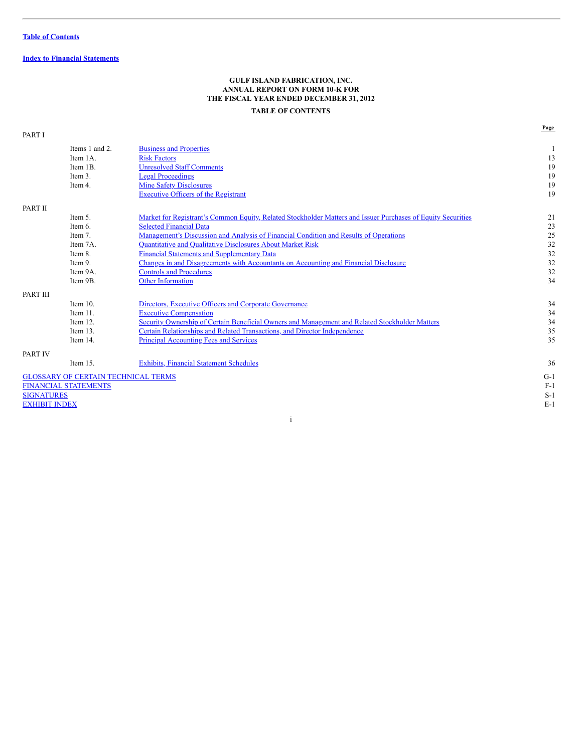**Table of Contents**

**Index to Financial Statements**

**GULF ISLAND FABRICATION, INC.**
**ANNUAL REPORT ON FORM 10-K FOR**
**THE FISCAL YEAR ENDED DECEMBER 31, 2012**

**TABLE OF CONTENTS**

| | | | Page |
|---|---|---|---|
| PART I | | | |
| | Items 1 and 2. | Business and Properties | 1 |
| | Item 1A. | Risk Factors | 13 |
| | Item 1B. | Unresolved Staff Comments | 19 |
| | Item 3. | Legal Proceedings | 19 |
| | Item 4. | Mine Safety Disclosures | 19 |
| | | Executive Officers of the Registrant | 19 |
| PART II | | | |
| | Item 5. | Market for Registrant's Common Equity, Related Stockholder Matters and Issuer Purchases of Equity Securities | 21 |
| | Item 6. | Selected Financial Data | 23 |
| | Item 7. | Management's Discussion and Analysis of Financial Condition and Results of Operations | 25 |
| | Item 7A. | Quantitative and Qualitative Disclosures About Market Risk | 32 |
| | Item 8. | Financial Statements and Supplementary Data | 32 |
| | Item 9. | Changes in and Disagreements with Accountants on Accounting and Financial Disclosure | 32 |
| | Item 9A. | Controls and Procedures | 32 |
| | Item 9B. | Other Information | 34 |
| PART III | | | |
| | Item 10. | Directors, Executive Officers and Corporate Governance | 34 |
| | Item 11. | Executive Compensation | 34 |
| | Item 12. | Security Ownership of Certain Beneficial Owners and Management and Related Stockholder Matters | 34 |
| | Item 13. | Certain Relationships and Related Transactions, and Director Independence | 35 |
| | Item 14. | Principal Accounting Fees and Services | 35 |
| PART IV | | | |
| | Item 15. | Exhibits, Financial Statement Schedules | 36 |
| GLOSSARY OF CERTAIN TECHNICAL TERMS | | | G-1 |
| FINANCIAL STATEMENTS | | | F-1 |
| SIGNATURES | | | S-1 |
| EXHIBIT INDEX | | | E-1 |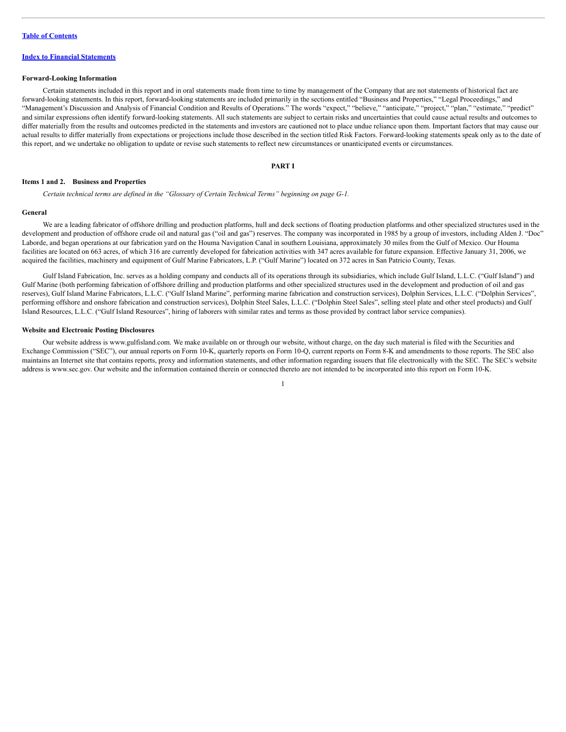[Table of Contents](#)

[Index to Financial Statements](#)

### Forward-Looking Information

Certain statements included in this report and in oral statements made from time to time by management of the Company that are not statements of historical fact are forward-looking statements. In this report, forward-looking statements are included primarily in the sections entitled "Business and Properties," "Legal Proceedings," and "Management's Discussion and Analysis of Financial Condition and Results of Operations." The words "expect," "believe," "anticipate," "project," "plan," "estimate," "predict" and similar expressions often identify forward-looking statements. All such statements are subject to certain risks and uncertainties that could cause actual results and outcomes to differ materially from the results and outcomes predicted in the statements and investors are cautioned not to place undue reliance upon them. Important factors that may cause our actual results to differ materially from expectations or projections include those described in the section titled Risk Factors. Forward-looking statements speak only as to the date of this report, and we undertake no obligation to update or revise such statements to reflect new circumstances or unanticipated events or circumstances.

## PART I

### Items 1 and 2. Business and Properties

*Certain technical terms are defined in the "Glossary of Certain Technical Terms" beginning on page G-1.*

### General

We are a leading fabricator of offshore drilling and production platforms, hull and deck sections of floating production platforms and other specialized structures used in the development and production of offshore crude oil and natural gas ("oil and gas") reserves. The company was incorporated in 1985 by a group of investors, including Alden J. "Doc" Laborde, and began operations at our fabrication yard on the Houma Navigation Canal in southern Louisiana, approximately 30 miles from the Gulf of Mexico. Our Houma facilities are located on 663 acres, of which 316 are currently developed for fabrication activities with 347 acres available for future expansion. Effective January 31, 2006, we acquired the facilities, machinery and equipment of Gulf Marine Fabricators, L.P. ("Gulf Marine") located on 372 acres in San Patricio County, Texas.

Gulf Island Fabrication, Inc. serves as a holding company and conducts all of its operations through its subsidiaries, which include Gulf Island, L.L.C. ("Gulf Island") and Gulf Marine (both performing fabrication of offshore drilling and production platforms and other specialized structures used in the development and production of oil and gas reserves), Gulf Island Marine Fabricators, L.L.C. ("Gulf Island Marine", performing marine fabrication and construction services), Dolphin Services, L.L.C. ("Dolphin Services", performing offshore and onshore fabrication and construction services), Dolphin Steel Sales, L.L.C. ("Dolphin Steel Sales", selling steel plate and other steel products) and Gulf Island Resources, L.L.C. ("Gulf Island Resources", hiring of laborers with similar rates and terms as those provided by contract labor service companies).

### Website and Electronic Posting Disclosures

Our website address is www.gulfisland.com. We make available on or through our website, without charge, on the day such material is filed with the Securities and Exchange Commission ("SEC"), our annual reports on Form 10-K, quarterly reports on Form 10-Q, current reports on Form 8-K and amendments to those reports. The SEC also maintains an Internet site that contains reports, proxy and information statements, and other information regarding issuers that file electronically with the SEC. The SEC's website address is www.sec.gov. Our website and the information contained therein or connected thereto are not intended to be incorporated into this report on Form 10-K.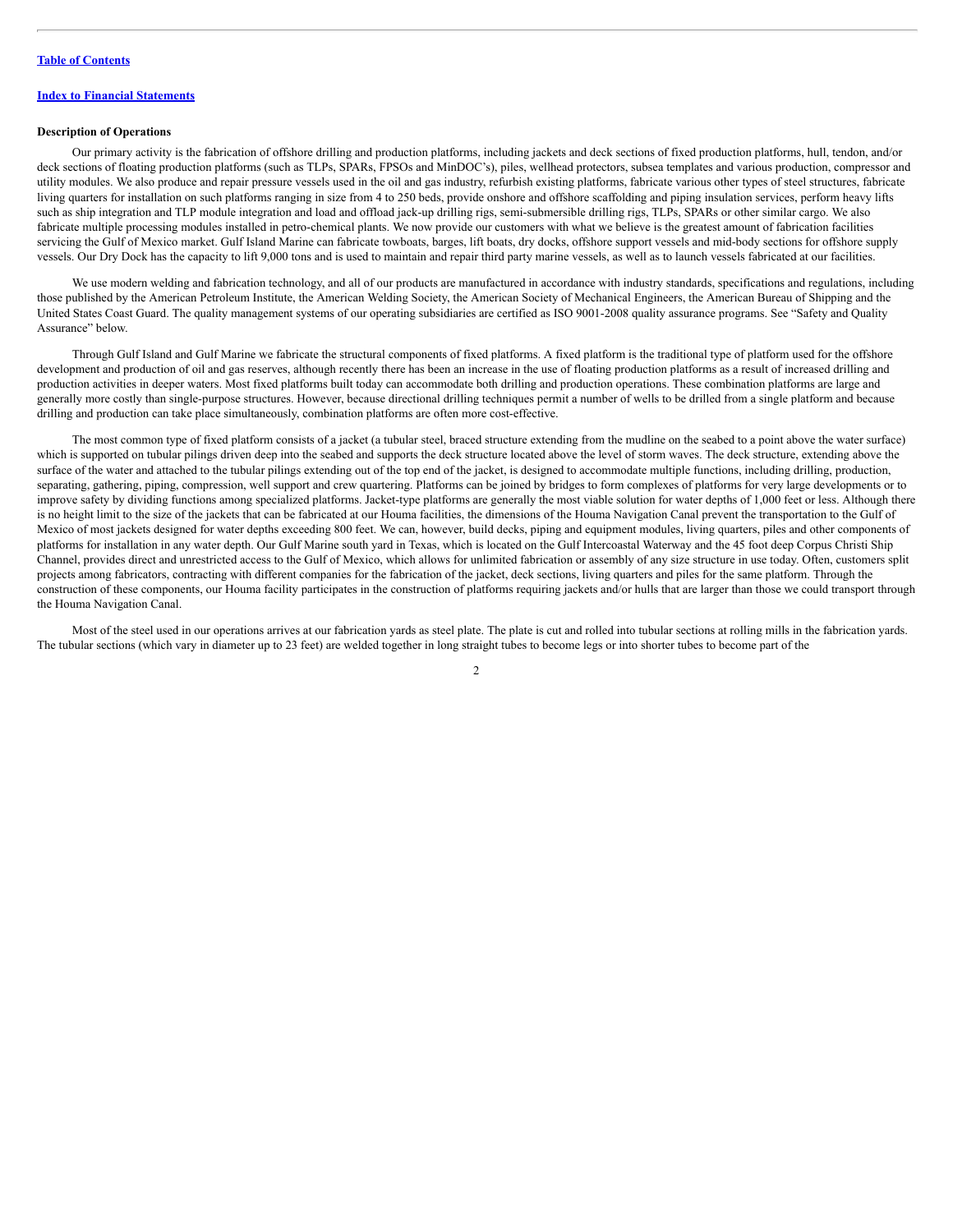**Description of Operations**

Our primary activity is the fabrication of offshore drilling and production platforms, including jackets and deck sections of fixed production platforms, hull, tendon, and/or deck sections of floating production platforms (such as TLPs, SPARs, FPSOs and MinDOC's), piles, wellhead protectors, subsea templates and various production, compressor and utility modules. We also produce and repair pressure vessels used in the oil and gas industry, refurbish existing platforms, fabricate various other types of steel structures, fabricate living quarters for installation on such platforms ranging in size from 4 to 250 beds, provide onshore and offshore scaffolding and piping insulation services, perform heavy lifts such as ship integration and TLP module integration and load and offload jack-up drilling rigs, semi-submersible drilling rigs, TLPs, SPARs or other similar cargo. We also fabricate multiple processing modules installed in petro-chemical plants. We now provide our customers with what we believe is the greatest amount of fabrication facilities servicing the Gulf of Mexico market. Gulf Island Marine can fabricate towboats, barges, lift boats, dry docks, offshore support vessels and mid-body sections for offshore supply vessels. Our Dry Dock has the capacity to lift 9,000 tons and is used to maintain and repair third party marine vessels, as well as to launch vessels fabricated at our facilities.

We use modern welding and fabrication technology, and all of our products are manufactured in accordance with industry standards, specifications and regulations, including those published by the American Petroleum Institute, the American Welding Society, the American Society of Mechanical Engineers, the American Bureau of Shipping and the United States Coast Guard. The quality management systems of our operating subsidiaries are certified as ISO 9001-2008 quality assurance programs. See "Safety and Quality Assurance" below.

Through Gulf Island and Gulf Marine we fabricate the structural components of fixed platforms. A fixed platform is the traditional type of platform used for the offshore development and production of oil and gas reserves, although recently there has been an increase in the use of floating production platforms as a result of increased drilling and production activities in deeper waters. Most fixed platforms built today can accommodate both drilling and production operations. These combination platforms are large and generally more costly than single-purpose structures. However, because directional drilling techniques permit a number of wells to be drilled from a single platform and because drilling and production can take place simultaneously, combination platforms are often more cost-effective.

The most common type of fixed platform consists of a jacket (a tubular steel, braced structure extending from the mudline on the seabed to a point above the water surface) which is supported on tubular pilings driven deep into the seabed and supports the deck structure located above the level of storm waves. The deck structure, extending above the surface of the water and attached to the tubular pilings extending out of the top end of the jacket, is designed to accommodate multiple functions, including drilling, production, separating, gathering, piping, compression, well support and crew quartering. Platforms can be joined by bridges to form complexes of platforms for very large developments or to improve safety by dividing functions among specialized platforms. Jacket-type platforms are generally the most viable solution for water depths of 1,000 feet or less. Although there is no height limit to the size of the jackets that can be fabricated at our Houma facilities, the dimensions of the Houma Navigation Canal prevent the transportation to the Gulf of Mexico of most jackets designed for water depths exceeding 800 feet. We can, however, build decks, piping and equipment modules, living quarters, piles and other components of platforms for installation in any water depth. Our Gulf Marine south yard in Texas, which is located on the Gulf Intercoastal Waterway and the 45 foot deep Corpus Christi Ship Channel, provides direct and unrestricted access to the Gulf of Mexico, which allows for unlimited fabrication or assembly of any size structure in use today. Often, customers split projects among fabricators, contracting with different companies for the fabrication of the jacket, deck sections, living quarters and piles for the same platform. Through the construction of these components, our Houma facility participates in the construction of platforms requiring jackets and/or hulls that are larger than those we could transport through the Houma Navigation Canal.

Most of the steel used in our operations arrives at our fabrication yards as steel plate. The plate is cut and rolled into tubular sections at rolling mills in the fabrication yards. The tubular sections (which vary in diameter up to 23 feet) are welded together in long straight tubes to become legs or into shorter tubes to become part of the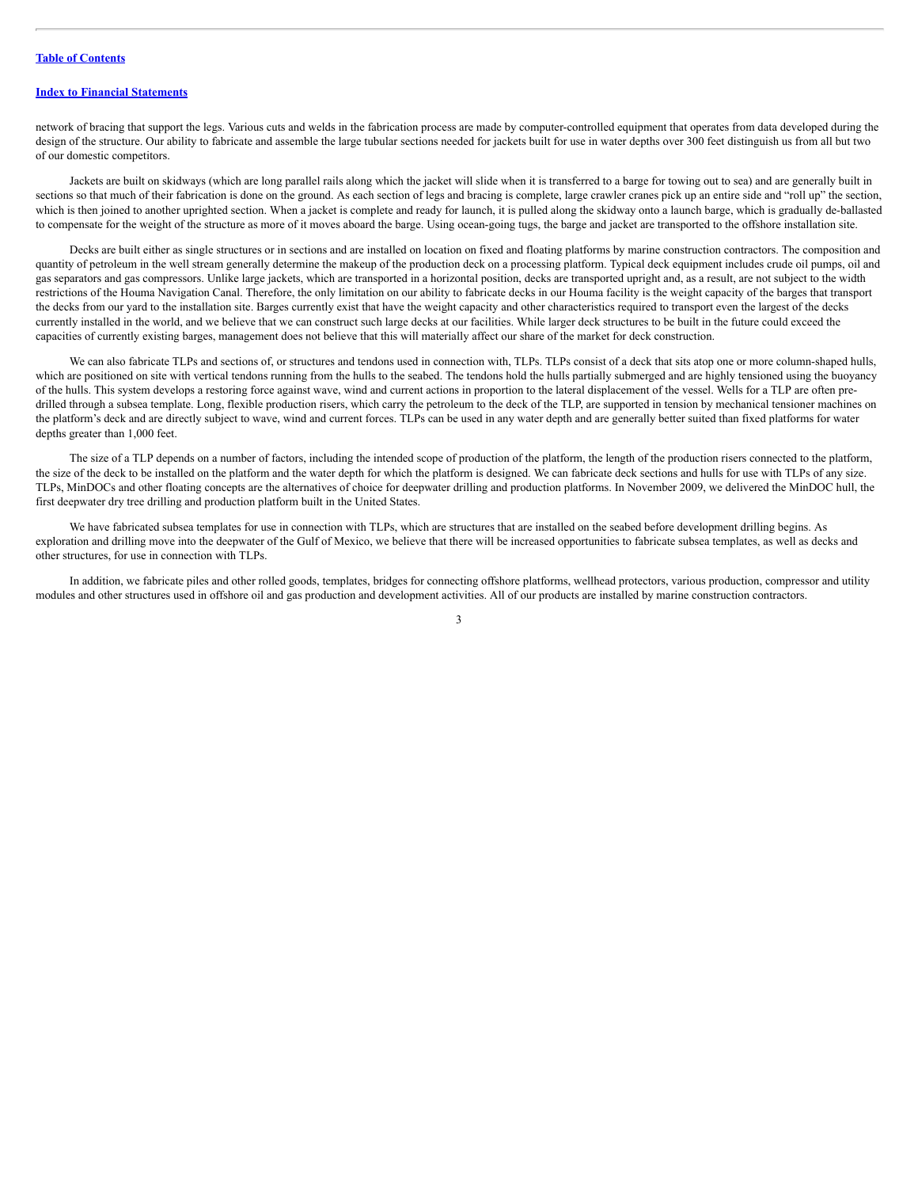network of bracing that support the legs. Various cuts and welds in the fabrication process are made by computer-controlled equipment that operates from data developed during the design of the structure. Our ability to fabricate and assemble the large tubular sections needed for jackets built for use in water depths over 300 feet distinguish us from all but two of our domestic competitors.

Jackets are built on skidways (which are long parallel rails along which the jacket will slide when it is transferred to a barge for towing out to sea) and are generally built in sections so that much of their fabrication is done on the ground. As each section of legs and bracing is complete, large crawler cranes pick up an entire side and "roll up" the section, which is then joined to another uprighted section. When a jacket is complete and ready for launch, it is pulled along the skidway onto a launch barge, which is gradually de-ballasted to compensate for the weight of the structure as more of it moves aboard the barge. Using ocean-going tugs, the barge and jacket are transported to the offshore installation site.

Decks are built either as single structures or in sections and are installed on location on fixed and floating platforms by marine construction contractors. The composition and quantity of petroleum in the well stream generally determine the makeup of the production deck on a processing platform. Typical deck equipment includes crude oil pumps, oil and gas separators and gas compressors. Unlike large jackets, which are transported in a horizontal position, decks are transported upright and, as a result, are not subject to the width restrictions of the Houma Navigation Canal. Therefore, the only limitation on our ability to fabricate decks in our Houma facility is the weight capacity of the barges that transport the decks from our yard to the installation site. Barges currently exist that have the weight capacity and other characteristics required to transport even the largest of the decks currently installed in the world, and we believe that we can construct such large decks at our facilities. While larger deck structures to be built in the future could exceed the capacities of currently existing barges, management does not believe that this will materially affect our share of the market for deck construction.

We can also fabricate TLPs and sections of, or structures and tendons used in connection with, TLPs. TLPs consist of a deck that sits atop one or more column-shaped hulls, which are positioned on site with vertical tendons running from the hulls to the seabed. The tendons hold the hulls partially submerged and are highly tensioned using the buoyancy of the hulls. This system develops a restoring force against wave, wind and current actions in proportion to the lateral displacement of the vessel. Wells for a TLP are often pre-drilled through a subsea template. Long, flexible production risers, which carry the petroleum to the deck of the TLP, are supported in tension by mechanical tensioner machines on the platform's deck and are directly subject to wave, wind and current forces. TLPs can be used in any water depth and are generally better suited than fixed platforms for water depths greater than 1,000 feet.

The size of a TLP depends on a number of factors, including the intended scope of production of the platform, the length of the production risers connected to the platform, the size of the deck to be installed on the platform and the water depth for which the platform is designed. We can fabricate deck sections and hulls for use with TLPs of any size. TLPs, MinDOCs and other floating concepts are the alternatives of choice for deepwater drilling and production platforms. In November 2009, we delivered the MinDOC hull, the first deepwater dry tree drilling and production platform built in the United States.

We have fabricated subsea templates for use in connection with TLPs, which are structures that are installed on the seabed before development drilling begins. As exploration and drilling move into the deepwater of the Gulf of Mexico, we believe that there will be increased opportunities to fabricate subsea templates, as well as decks and other structures, for use in connection with TLPs.

In addition, we fabricate piles and other rolled goods, templates, bridges for connecting offshore platforms, wellhead protectors, various production, compressor and utility modules and other structures used in offshore oil and gas production and development activities. All of our products are installed by marine construction contractors.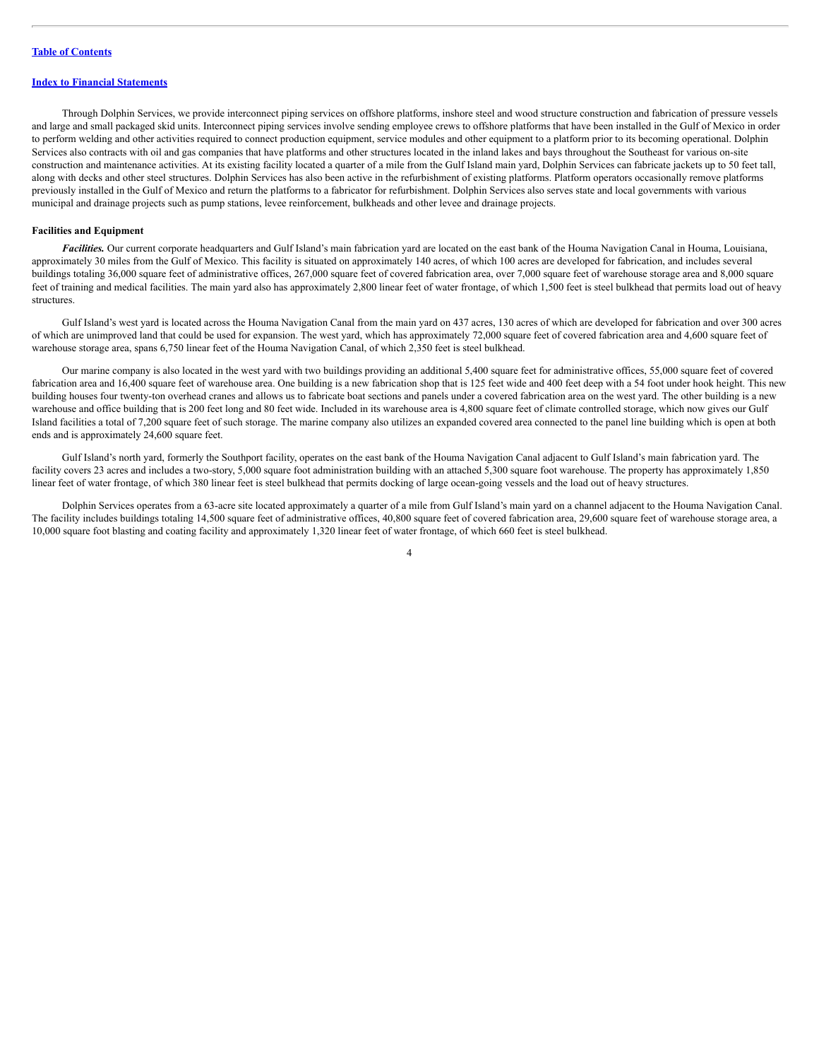Through Dolphin Services, we provide interconnect piping services on offshore platforms, inshore steel and wood structure construction and fabrication of pressure vessels and large and small packaged skid units. Interconnect piping services involve sending employee crews to offshore platforms that have been installed in the Gulf of Mexico in order to perform welding and other activities required to connect production equipment, service modules and other equipment to a platform prior to its becoming operational. Dolphin Services also contracts with oil and gas companies that have platforms and other structures located in the inland lakes and bays throughout the Southeast for various on-site construction and maintenance activities. At its existing facility located a quarter of a mile from the Gulf Island main yard, Dolphin Services can fabricate jackets up to 50 feet tall, along with decks and other steel structures. Dolphin Services has also been active in the refurbishment of existing platforms. Platform operators occasionally remove platforms previously installed in the Gulf of Mexico and return the platforms to a fabricator for refurbishment. Dolphin Services also serves state and local governments with various municipal and drainage projects such as pump stations, levee reinforcement, bulkheads and other levee and drainage projects.

**Facilities and Equipment**

***Facilities.*** Our current corporate headquarters and Gulf Island's main fabrication yard are located on the east bank of the Houma Navigation Canal in Houma, Louisiana, approximately 30 miles from the Gulf of Mexico. This facility is situated on approximately 140 acres, of which 100 acres are developed for fabrication, and includes several buildings totaling 36,000 square feet of administrative offices, 267,000 square feet of covered fabrication area, over 7,000 square feet of warehouse storage area and 8,000 square feet of training and medical facilities. The main yard also has approximately 2,800 linear feet of water frontage, of which 1,500 feet is steel bulkhead that permits load out of heavy structures.

Gulf Island's west yard is located across the Houma Navigation Canal from the main yard on 437 acres, 130 acres of which are developed for fabrication and over 300 acres of which are unimproved land that could be used for expansion. The west yard, which has approximately 72,000 square feet of covered fabrication area and 4,600 square feet of warehouse storage area, spans 6,750 linear feet of the Houma Navigation Canal, of which 2,350 feet is steel bulkhead.

Our marine company is also located in the west yard with two buildings providing an additional 5,400 square feet for administrative offices, 55,000 square feet of covered fabrication area and 16,400 square feet of warehouse area. One building is a new fabrication shop that is 125 feet wide and 400 feet deep with a 54 foot under hook height. This new building houses four twenty-ton overhead cranes and allows us to fabricate boat sections and panels under a covered fabrication area on the west yard. The other building is a new warehouse and office building that is 200 feet long and 80 feet wide. Included in its warehouse area is 4,800 square feet of climate controlled storage, which now gives our Gulf Island facilities a total of 7,200 square feet of such storage. The marine company also utilizes an expanded covered area connected to the panel line building which is open at both ends and is approximately 24,600 square feet.

Gulf Island's north yard, formerly the Southport facility, operates on the east bank of the Houma Navigation Canal adjacent to Gulf Island's main fabrication yard. The facility covers 23 acres and includes a two-story, 5,000 square foot administration building with an attached 5,300 square foot warehouse. The property has approximately 1,850 linear feet of water frontage, of which 380 linear feet is steel bulkhead that permits docking of large ocean-going vessels and the load out of heavy structures.

Dolphin Services operates from a 63-acre site located approximately a quarter of a mile from Gulf Island's main yard on a channel adjacent to the Houma Navigation Canal. The facility includes buildings totaling 14,500 square feet of administrative offices, 40,800 square feet of covered fabrication area, 29,600 square feet of warehouse storage area, a 10,000 square foot blasting and coating facility and approximately 1,320 linear feet of water frontage, of which 660 feet is steel bulkhead.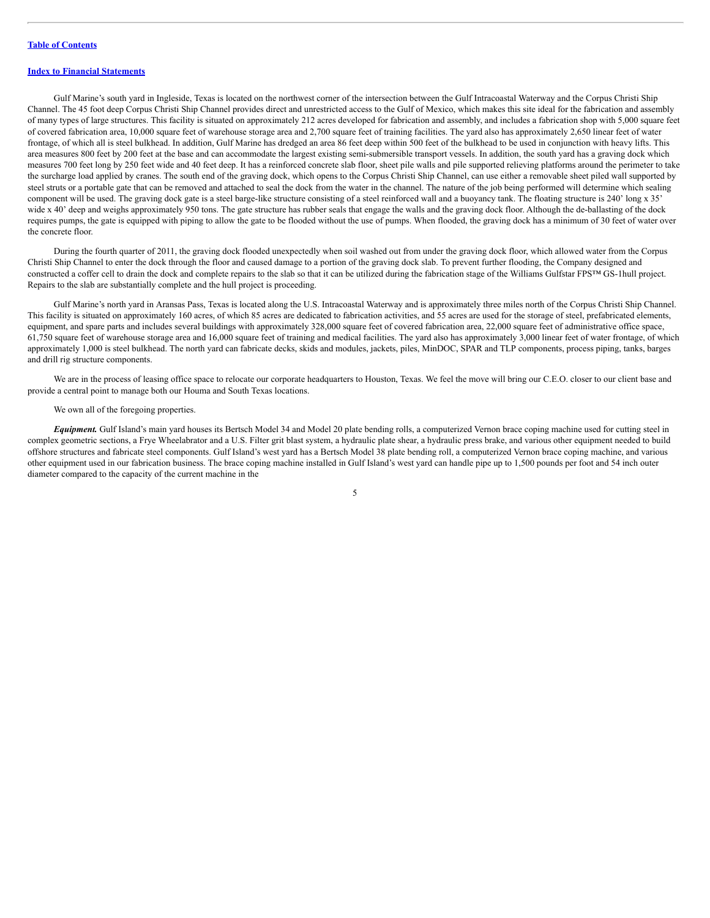Gulf Marine's south yard in Ingleside, Texas is located on the northwest corner of the intersection between the Gulf Intracoastal Waterway and the Corpus Christi Ship Channel. The 45 foot deep Corpus Christi Ship Channel provides direct and unrestricted access to the Gulf of Mexico, which makes this site ideal for the fabrication and assembly of many types of large structures. This facility is situated on approximately 212 acres developed for fabrication and assembly, and includes a fabrication shop with 5,000 square feet of covered fabrication area, 10,000 square feet of warehouse storage area and 2,700 square feet of training facilities. The yard also has approximately 2,650 linear feet of water frontage, of which all is steel bulkhead. In addition, Gulf Marine has dredged an area 86 feet deep within 500 feet of the bulkhead to be used in conjunction with heavy lifts. This area measures 800 feet by 200 feet at the base and can accommodate the largest existing semi-submersible transport vessels. In addition, the south yard has a graving dock which measures 700 feet long by 250 feet wide and 40 feet deep. It has a reinforced concrete slab floor, sheet pile walls and pile supported relieving platforms around the perimeter to take the surcharge load applied by cranes. The south end of the graving dock, which opens to the Corpus Christi Ship Channel, can use either a removable sheet piled wall supported by steel struts or a portable gate that can be removed and attached to seal the dock from the water in the channel. The nature of the job being performed will determine which sealing component will be used. The graving dock gate is a steel barge-like structure consisting of a steel reinforced wall and a buoyancy tank. The floating structure is 240' long x 35' wide x 40' deep and weighs approximately 950 tons. The gate structure has rubber seals that engage the walls and the graving dock floor. Although the de-ballasting of the dock requires pumps, the gate is equipped with piping to allow the gate to be flooded without the use of pumps. When flooded, the graving dock has a minimum of 30 feet of water over the concrete floor.

During the fourth quarter of 2011, the graving dock flooded unexpectedly when soil washed out from under the graving dock floor, which allowed water from the Corpus Christi Ship Channel to enter the dock through the floor and caused damage to a portion of the graving dock slab. To prevent further flooding, the Company designed and constructed a coffer cell to drain the dock and complete repairs to the slab so that it can be utilized during the fabrication stage of the Williams Gulfstar FPS™ GS-1hull project. Repairs to the slab are substantially complete and the hull project is proceeding.

Gulf Marine's north yard in Aransas Pass, Texas is located along the U.S. Intracoastal Waterway and is approximately three miles north of the Corpus Christi Ship Channel. This facility is situated on approximately 160 acres, of which 85 acres are dedicated to fabrication activities, and 55 acres are used for the storage of steel, prefabricated elements, equipment, and spare parts and includes several buildings with approximately 328,000 square feet of covered fabrication area, 22,000 square feet of administrative office space, 61,750 square feet of warehouse storage area and 16,000 square feet of training and medical facilities. The yard also has approximately 3,000 linear feet of water frontage, of which approximately 1,000 is steel bulkhead. The north yard can fabricate decks, skids and modules, jackets, piles, MinDOC, SPAR and TLP components, process piping, tanks, barges and drill rig structure components.

We are in the process of leasing office space to relocate our corporate headquarters to Houston, Texas. We feel the move will bring our C.E.O. closer to our client base and provide a central point to manage both our Houma and South Texas locations.

We own all of the foregoing properties.

***Equipment.*** Gulf Island's main yard houses its Bertsch Model 34 and Model 20 plate bending rolls, a computerized Vernon brace coping machine used for cutting steel in complex geometric sections, a Frye Wheelabrator and a U.S. Filter grit blast system, a hydraulic plate shear, a hydraulic press brake, and various other equipment needed to build offshore structures and fabricate steel components. Gulf Island's west yard has a Bertsch Model 38 plate bending roll, a computerized Vernon brace coping machine, and various other equipment used in our fabrication business. The brace coping machine installed in Gulf Island's west yard can handle pipe up to 1,500 pounds per foot and 54 inch outer diameter compared to the capacity of the current machine in the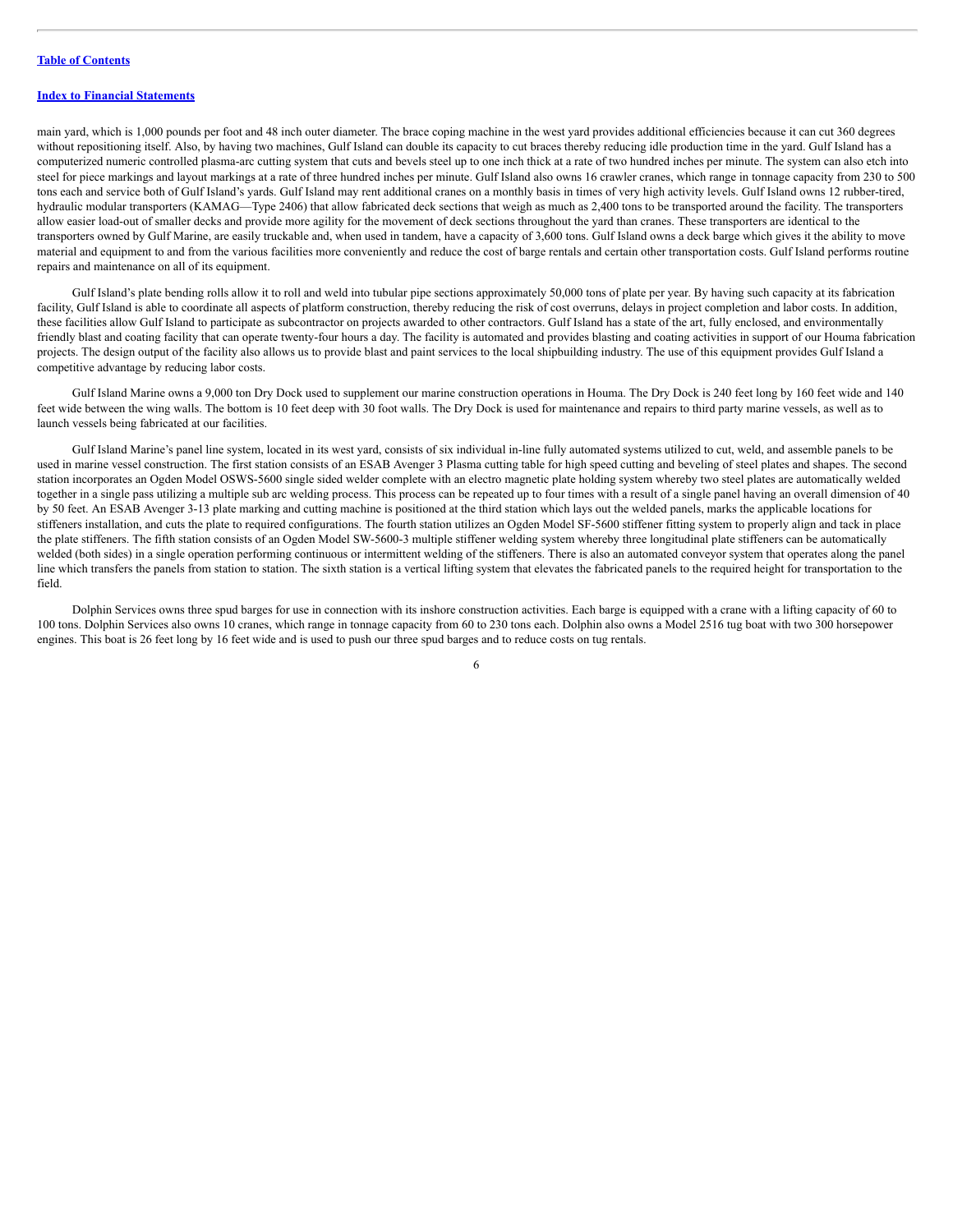main yard, which is 1,000 pounds per foot and 48 inch outer diameter. The brace coping machine in the west yard provides additional efficiencies because it can cut 360 degrees without repositioning itself. Also, by having two machines, Gulf Island can double its capacity to cut braces thereby reducing idle production time in the yard. Gulf Island has a computerized numeric controlled plasma-arc cutting system that cuts and bevels steel up to one inch thick at a rate of two hundred inches per minute. The system can also etch into steel for piece markings and layout markings at a rate of three hundred inches per minute. Gulf Island also owns 16 crawler cranes, which range in tonnage capacity from 230 to 500 tons each and service both of Gulf Island's yards. Gulf Island may rent additional cranes on a monthly basis in times of very high activity levels. Gulf Island owns 12 rubber-tired, hydraulic modular transporters (KAMAG—Type 2406) that allow fabricated deck sections that weigh as much as 2,400 tons to be transported around the facility. The transporters allow easier load-out of smaller decks and provide more agility for the movement of deck sections throughout the yard than cranes. These transporters are identical to the transporters owned by Gulf Marine, are easily truckable and, when used in tandem, have a capacity of 3,600 tons. Gulf Island owns a deck barge which gives it the ability to move material and equipment to and from the various facilities more conveniently and reduce the cost of barge rentals and certain other transportation costs. Gulf Island performs routine repairs and maintenance on all of its equipment.

Gulf Island's plate bending rolls allow it to roll and weld into tubular pipe sections approximately 50,000 tons of plate per year. By having such capacity at its fabrication facility, Gulf Island is able to coordinate all aspects of platform construction, thereby reducing the risk of cost overruns, delays in project completion and labor costs. In addition, these facilities allow Gulf Island to participate as subcontractor on projects awarded to other contractors. Gulf Island has a state of the art, fully enclosed, and environmentally friendly blast and coating facility that can operate twenty-four hours a day. The facility is automated and provides blasting and coating activities in support of our Houma fabrication projects. The design output of the facility also allows us to provide blast and paint services to the local shipbuilding industry. The use of this equipment provides Gulf Island a competitive advantage by reducing labor costs.

Gulf Island Marine owns a 9,000 ton Dry Dock used to supplement our marine construction operations in Houma. The Dry Dock is 240 feet long by 160 feet wide and 140 feet wide between the wing walls. The bottom is 10 feet deep with 30 foot walls. The Dry Dock is used for maintenance and repairs to third party marine vessels, as well as to launch vessels being fabricated at our facilities.

Gulf Island Marine's panel line system, located in its west yard, consists of six individual in-line fully automated systems utilized to cut, weld, and assemble panels to be used in marine vessel construction. The first station consists of an ESAB Avenger 3 Plasma cutting table for high speed cutting and beveling of steel plates and shapes. The second station incorporates an Ogden Model OSWS-5600 single sided welder complete with an electro magnetic plate holding system whereby two steel plates are automatically welded together in a single pass utilizing a multiple sub arc welding process. This process can be repeated up to four times with a result of a single panel having an overall dimension of 40 by 50 feet. An ESAB Avenger 3-13 plate marking and cutting machine is positioned at the third station which lays out the welded panels, marks the applicable locations for stiffeners installation, and cuts the plate to required configurations. The fourth station utilizes an Ogden Model SF-5600 stiffener fitting system to properly align and tack in place the plate stiffeners. The fifth station consists of an Ogden Model SW-5600-3 multiple stiffener welding system whereby three longitudinal plate stiffeners can be automatically welded (both sides) in a single operation performing continuous or intermittent welding of the stiffeners. There is also an automated conveyor system that operates along the panel line which transfers the panels from station to station. The sixth station is a vertical lifting system that elevates the fabricated panels to the required height for transportation to the field.

Dolphin Services owns three spud barges for use in connection with its inshore construction activities. Each barge is equipped with a crane with a lifting capacity of 60 to 100 tons. Dolphin Services also owns 10 cranes, which range in tonnage capacity from 60 to 230 tons each. Dolphin also owns a Model 2516 tug boat with two 300 horsepower engines. This boat is 26 feet long by 16 feet wide and is used to push our three spud barges and to reduce costs on tug rentals.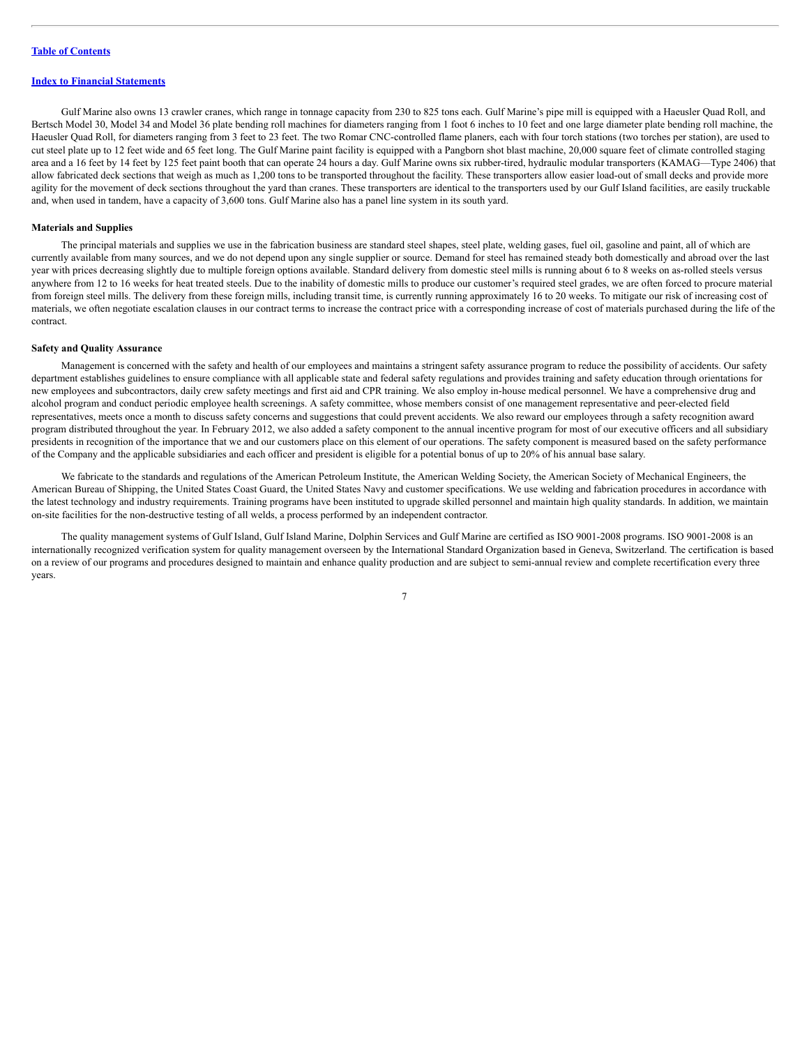Gulf Marine also owns 13 crawler cranes, which range in tonnage capacity from 230 to 825 tons each. Gulf Marine's pipe mill is equipped with a Haeusler Quad Roll, and Bertsch Model 30, Model 34 and Model 36 plate bending roll machines for diameters ranging from 1 foot 6 inches to 10 feet and one large diameter plate bending roll machine, the Haeusler Quad Roll, for diameters ranging from 3 feet to 23 feet. The two Romar CNC-controlled flame planers, each with four torch stations (two torches per station), are used to cut steel plate up to 12 feet wide and 65 feet long. The Gulf Marine paint facility is equipped with a Pangborn shot blast machine, 20,000 square feet of climate controlled staging area and a 16 feet by 14 feet by 125 feet paint booth that can operate 24 hours a day. Gulf Marine owns six rubber-tired, hydraulic modular transporters (KAMAG—Type 2406) that allow fabricated deck sections that weigh as much as 1,200 tons to be transported throughout the facility. These transporters allow easier load-out of small decks and provide more agility for the movement of deck sections throughout the yard than cranes. These transporters are identical to the transporters used by our Gulf Island facilities, are easily truckable and, when used in tandem, have a capacity of 3,600 tons. Gulf Marine also has a panel line system in its south yard.

**Materials and Supplies**

The principal materials and supplies we use in the fabrication business are standard steel shapes, steel plate, welding gases, fuel oil, gasoline and paint, all of which are currently available from many sources, and we do not depend upon any single supplier or source. Demand for steel has remained steady both domestically and abroad over the last year with prices decreasing slightly due to multiple foreign options available. Standard delivery from domestic steel mills is running about 6 to 8 weeks on as-rolled steels versus anywhere from 12 to 16 weeks for heat treated steels. Due to the inability of domestic mills to produce our customer's required steel grades, we are often forced to procure material from foreign steel mills. The delivery from these foreign mills, including transit time, is currently running approximately 16 to 20 weeks. To mitigate our risk of increasing cost of materials, we often negotiate escalation clauses in our contract terms to increase the contract price with a corresponding increase of cost of materials purchased during the life of the contract.

**Safety and Quality Assurance**

Management is concerned with the safety and health of our employees and maintains a stringent safety assurance program to reduce the possibility of accidents. Our safety department establishes guidelines to ensure compliance with all applicable state and federal safety regulations and provides training and safety education through orientations for new employees and subcontractors, daily crew safety meetings and first aid and CPR training. We also employ in-house medical personnel. We have a comprehensive drug and alcohol program and conduct periodic employee health screenings. A safety committee, whose members consist of one management representative and peer-elected field representatives, meets once a month to discuss safety concerns and suggestions that could prevent accidents. We also reward our employees through a safety recognition award program distributed throughout the year. In February 2012, we also added a safety component to the annual incentive program for most of our executive officers and all subsidiary presidents in recognition of the importance that we and our customers place on this element of our operations. The safety component is measured based on the safety performance of the Company and the applicable subsidiaries and each officer and president is eligible for a potential bonus of up to 20% of his annual base salary.

We fabricate to the standards and regulations of the American Petroleum Institute, the American Welding Society, the American Society of Mechanical Engineers, the American Bureau of Shipping, the United States Coast Guard, the United States Navy and customer specifications. We use welding and fabrication procedures in accordance with the latest technology and industry requirements. Training programs have been instituted to upgrade skilled personnel and maintain high quality standards. In addition, we maintain on-site facilities for the non-destructive testing of all welds, a process performed by an independent contractor.

The quality management systems of Gulf Island, Gulf Island Marine, Dolphin Services and Gulf Marine are certified as ISO 9001-2008 programs. ISO 9001-2008 is an internationally recognized verification system for quality management overseen by the International Standard Organization based in Geneva, Switzerland. The certification is based on a review of our programs and procedures designed to maintain and enhance quality production and are subject to semi-annual review and complete recertification every three years.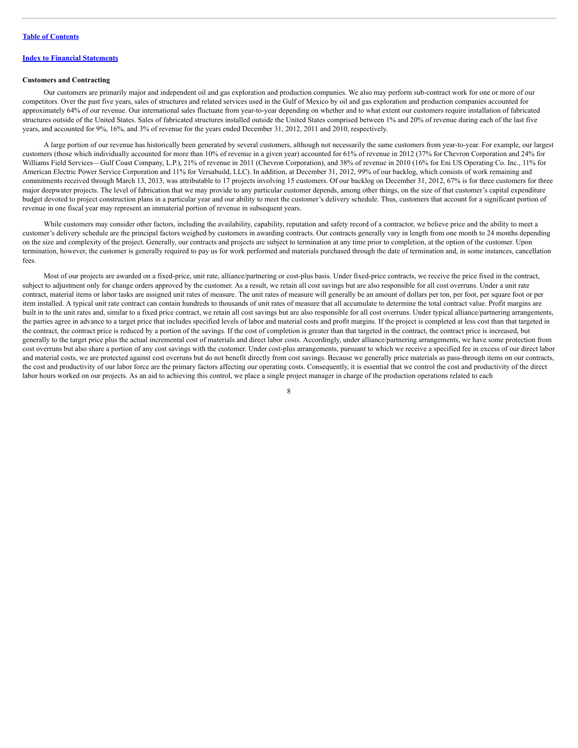**Customers and Contracting**

Our customers are primarily major and independent oil and gas exploration and production companies. We also may perform sub-contract work for one or more of our competitors. Over the past five years, sales of structures and related services used in the Gulf of Mexico by oil and gas exploration and production companies accounted for approximately 64% of our revenue. Our international sales fluctuate from year-to-year depending on whether and to what extent our customers require installation of fabricated structures outside of the United States. Sales of fabricated structures installed outside the United States comprised between 1% and 20% of revenue during each of the last five years, and accounted for 9%, 16%, and 3% of revenue for the years ended December 31, 2012, 2011 and 2010, respectively.

A large portion of our revenue has historically been generated by several customers, although not necessarily the same customers from year-to-year. For example, our largest customers (those which individually accounted for more than 10% of revenue in a given year) accounted for 61% of revenue in 2012 (37% for Chevron Corporation and 24% for Williams Field Services—Gulf Coast Company, L.P.), 21% of revenue in 2011 (Chevron Corporation), and 38% of revenue in 2010 (16% for Eni US Operating Co. Inc., 11% for American Electric Power Service Corporation and 11% for Versabuild, LLC). In addition, at December 31, 2012, 99% of our backlog, which consists of work remaining and commitments received through March 13, 2013, was attributable to 17 projects involving 15 customers. Of our backlog on December 31, 2012, 67% is for three customers for three major deepwater projects. The level of fabrication that we may provide to any particular customer depends, among other things, on the size of that customer's capital expenditure budget devoted to project construction plans in a particular year and our ability to meet the customer's delivery schedule. Thus, customers that account for a significant portion of revenue in one fiscal year may represent an immaterial portion of revenue in subsequent years.

While customers may consider other factors, including the availability, capability, reputation and safety record of a contractor, we believe price and the ability to meet a customer's delivery schedule are the principal factors weighed by customers in awarding contracts. Our contracts generally vary in length from one month to 24 months depending on the size and complexity of the project. Generally, our contracts and projects are subject to termination at any time prior to completion, at the option of the customer. Upon termination, however, the customer is generally required to pay us for work performed and materials purchased through the date of termination and, in some instances, cancellation fees.

Most of our projects are awarded on a fixed-price, unit rate, alliance/partnering or cost-plus basis. Under fixed-price contracts, we receive the price fixed in the contract, subject to adjustment only for change orders approved by the customer. As a result, we retain all cost savings but are also responsible for all cost overruns. Under a unit rate contract, material items or labor tasks are assigned unit rates of measure. The unit rates of measure will generally be an amount of dollars per ton, per foot, per square foot or per item installed. A typical unit rate contract can contain hundreds to thousands of unit rates of measure that all accumulate to determine the total contract value. Profit margins are built in to the unit rates and, similar to a fixed price contract, we retain all cost savings but are also responsible for all cost overruns. Under typical alliance/partnering arrangements, the parties agree in advance to a target price that includes specified levels of labor and material costs and profit margins. If the project is completed at less cost than that targeted in the contract, the contract price is reduced by a portion of the savings. If the cost of completion is greater than that targeted in the contract, the contract price is increased, but generally to the target price plus the actual incremental cost of materials and direct labor costs. Accordingly, under alliance/partnering arrangements, we have some protection from cost overruns but also share a portion of any cost savings with the customer. Under cost-plus arrangements, pursuant to which we receive a specified fee in excess of our direct labor and material costs, we are protected against cost overruns but do not benefit directly from cost savings. Because we generally price materials as pass-through items on our contracts, the cost and productivity of our labor force are the primary factors affecting our operating costs. Consequently, it is essential that we control the cost and productivity of the direct labor hours worked on our projects. As an aid to achieving this control, we place a single project manager in charge of the production operations related to each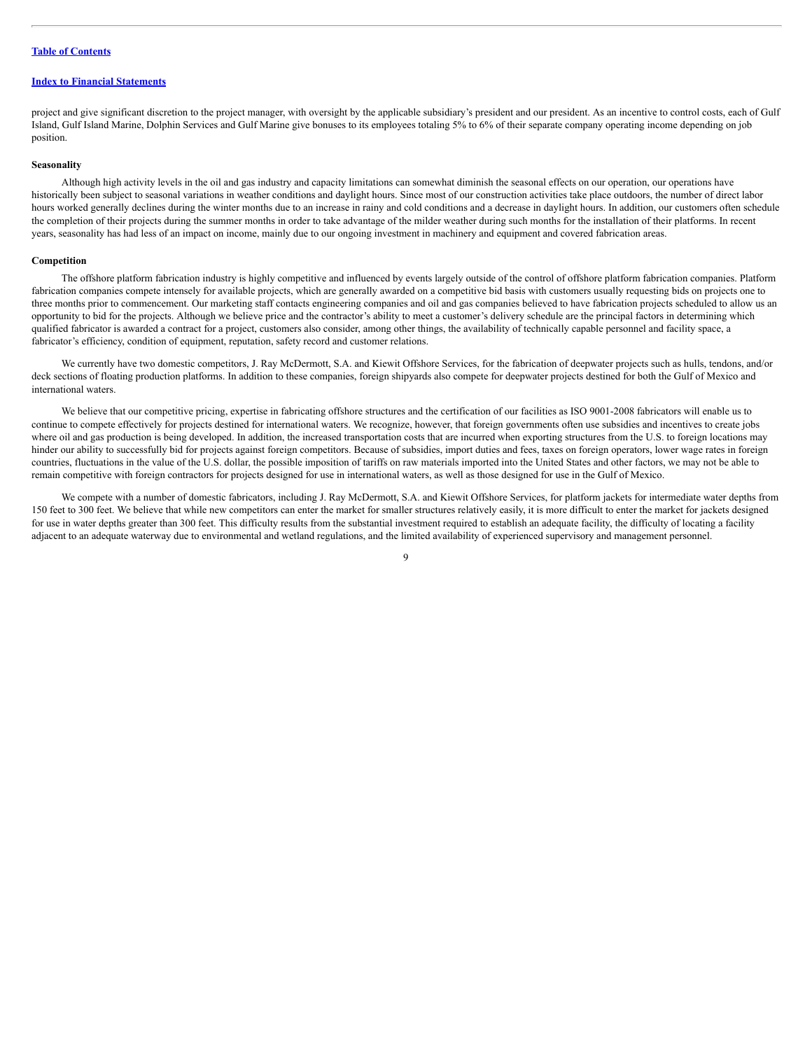project and give significant discretion to the project manager, with oversight by the applicable subsidiary's president and our president. As an incentive to control costs, each of Gulf Island, Gulf Island Marine, Dolphin Services and Gulf Marine give bonuses to its employees totaling 5% to 6% of their separate company operating income depending on job position.

**Seasonality**

Although high activity levels in the oil and gas industry and capacity limitations can somewhat diminish the seasonal effects on our operation, our operations have historically been subject to seasonal variations in weather conditions and daylight hours. Since most of our construction activities take place outdoors, the number of direct labor hours worked generally declines during the winter months due to an increase in rainy and cold conditions and a decrease in daylight hours. In addition, our customers often schedule the completion of their projects during the summer months in order to take advantage of the milder weather during such months for the installation of their platforms. In recent years, seasonality has had less of an impact on income, mainly due to our ongoing investment in machinery and equipment and covered fabrication areas.

**Competition**

The offshore platform fabrication industry is highly competitive and influenced by events largely outside of the control of offshore platform fabrication companies. Platform fabrication companies compete intensely for available projects, which are generally awarded on a competitive bid basis with customers usually requesting bids on projects one to three months prior to commencement. Our marketing staff contacts engineering companies and oil and gas companies believed to have fabrication projects scheduled to allow us an opportunity to bid for the projects. Although we believe price and the contractor's ability to meet a customer's delivery schedule are the principal factors in determining which qualified fabricator is awarded a contract for a project, customers also consider, among other things, the availability of technically capable personnel and facility space, a fabricator's efficiency, condition of equipment, reputation, safety record and customer relations.

We currently have two domestic competitors, J. Ray McDermott, S.A. and Kiewit Offshore Services, for the fabrication of deepwater projects such as hulls, tendons, and/or deck sections of floating production platforms. In addition to these companies, foreign shipyards also compete for deepwater projects destined for both the Gulf of Mexico and international waters.

We believe that our competitive pricing, expertise in fabricating offshore structures and the certification of our facilities as ISO 9001-2008 fabricators will enable us to continue to compete effectively for projects destined for international waters. We recognize, however, that foreign governments often use subsidies and incentives to create jobs where oil and gas production is being developed. In addition, the increased transportation costs that are incurred when exporting structures from the U.S. to foreign locations may hinder our ability to successfully bid for projects against foreign competitors. Because of subsidies, import duties and fees, taxes on foreign operators, lower wage rates in foreign countries, fluctuations in the value of the U.S. dollar, the possible imposition of tariffs on raw materials imported into the United States and other factors, we may not be able to remain competitive with foreign contractors for projects designed for use in international waters, as well as those designed for use in the Gulf of Mexico.

We compete with a number of domestic fabricators, including J. Ray McDermott, S.A. and Kiewit Offshore Services, for platform jackets for intermediate water depths from 150 feet to 300 feet. We believe that while new competitors can enter the market for smaller structures relatively easily, it is more difficult to enter the market for jackets designed for use in water depths greater than 300 feet. This difficulty results from the substantial investment required to establish an adequate facility, the difficulty of locating a facility adjacent to an adequate waterway due to environmental and wetland regulations, and the limited availability of experienced supervisory and management personnel.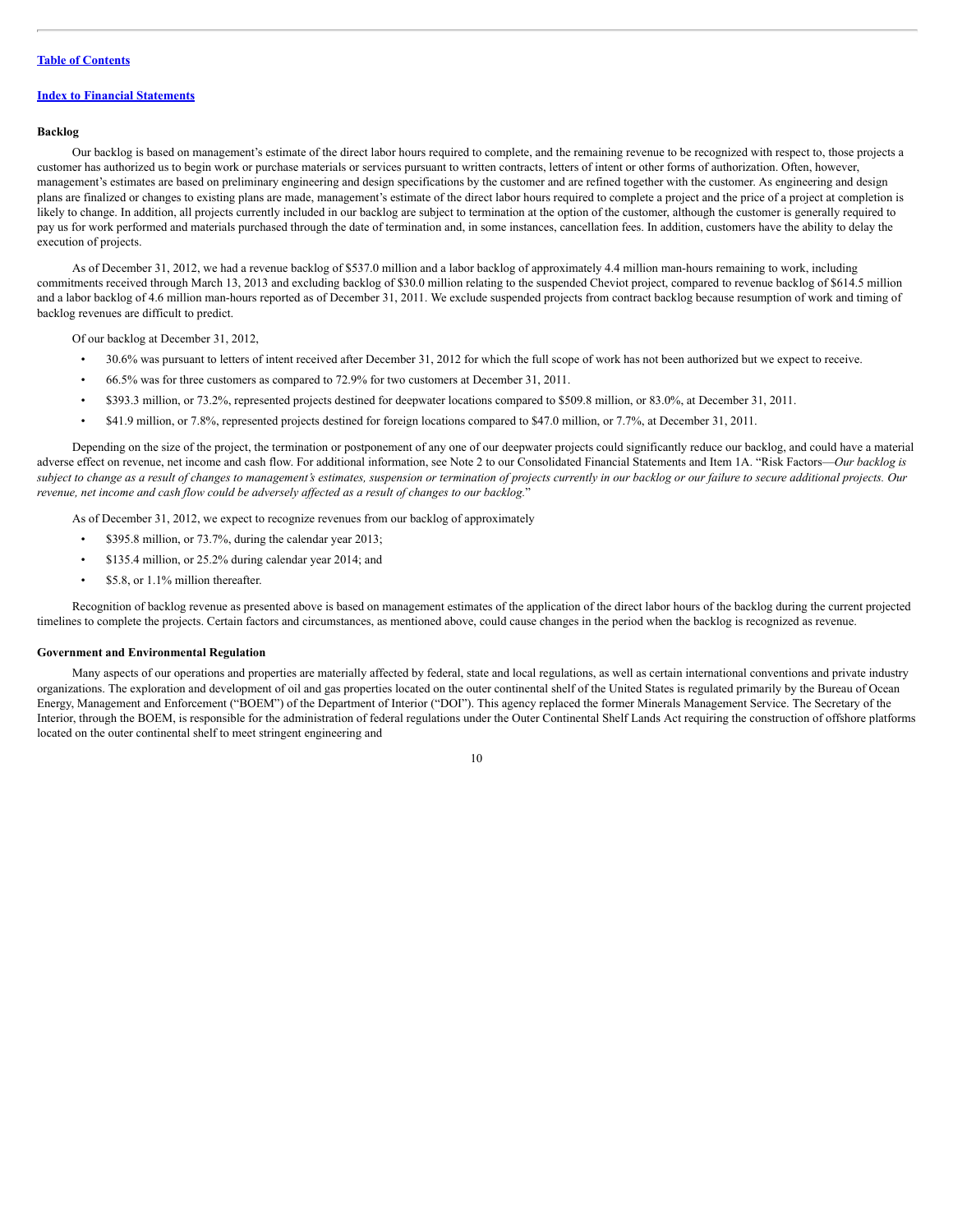### Backlog

Our backlog is based on management's estimate of the direct labor hours required to complete, and the remaining revenue to be recognized with respect to, those projects a customer has authorized us to begin work or purchase materials or services pursuant to written contracts, letters of intent or other forms of authorization. Often, however, management's estimates are based on preliminary engineering and design specifications by the customer and are refined together with the customer. As engineering and design plans are finalized or changes to existing plans are made, management's estimate of the direct labor hours required to complete a project and the price of a project at completion is likely to change. In addition, all projects currently included in our backlog are subject to termination at the option of the customer, although the customer is generally required to pay us for work performed and materials purchased through the date of termination and, in some instances, cancellation fees. In addition, customers have the ability to delay the execution of projects.

As of December 31, 2012, we had a revenue backlog of $537.0 million and a labor backlog of approximately 4.4 million man-hours remaining to work, including commitments received through March 13, 2013 and excluding backlog of $30.0 million relating to the suspended Cheviot project, compared to revenue backlog of $614.5 million and a labor backlog of 4.6 million man-hours reported as of December 31, 2011. We exclude suspended projects from contract backlog because resumption of work and timing of backlog revenues are difficult to predict.

Of our backlog at December 31, 2012,

- 30.6% was pursuant to letters of intent received after December 31, 2012 for which the full scope of work has not been authorized but we expect to receive.
- 66.5% was for three customers as compared to 72.9% for two customers at December 31, 2011.
- $393.3 million, or 73.2%, represented projects destined for deepwater locations compared to $509.8 million, or 83.0%, at December 31, 2011.
- $41.9 million, or 7.8%, represented projects destined for foreign locations compared to $47.0 million, or 7.7%, at December 31, 2011.

Depending on the size of the project, the termination or postponement of any one of our deepwater projects could significantly reduce our backlog, and could have a material adverse effect on revenue, net income and cash flow. For additional information, see Note 2 to our Consolidated Financial Statements and Item 1A. "Risk Factors—*Our backlog is subject to change as a result of changes to management's estimates, suspension or termination of projects currently in our backlog or our failure to secure additional projects. Our revenue, net income and cash flow could be adversely affected as a result of changes to our backlog.*"

As of December 31, 2012, we expect to recognize revenues from our backlog of approximately

- $395.8 million, or 73.7%, during the calendar year 2013;
- $135.4 million, or 25.2% during calendar year 2014; and
- $5.8, or 1.1% million thereafter.

Recognition of backlog revenue as presented above is based on management estimates of the application of the direct labor hours of the backlog during the current projected timelines to complete the projects. Certain factors and circumstances, as mentioned above, could cause changes in the period when the backlog is recognized as revenue.

### Government and Environmental Regulation

Many aspects of our operations and properties are materially affected by federal, state and local regulations, as well as certain international conventions and private industry organizations. The exploration and development of oil and gas properties located on the outer continental shelf of the United States is regulated primarily by the Bureau of Ocean Energy, Management and Enforcement ("BOEM") of the Department of Interior ("DOI"). This agency replaced the former Minerals Management Service. The Secretary of the Interior, through the BOEM, is responsible for the administration of federal regulations under the Outer Continental Shelf Lands Act requiring the construction of offshore platforms located on the outer continental shelf to meet stringent engineering and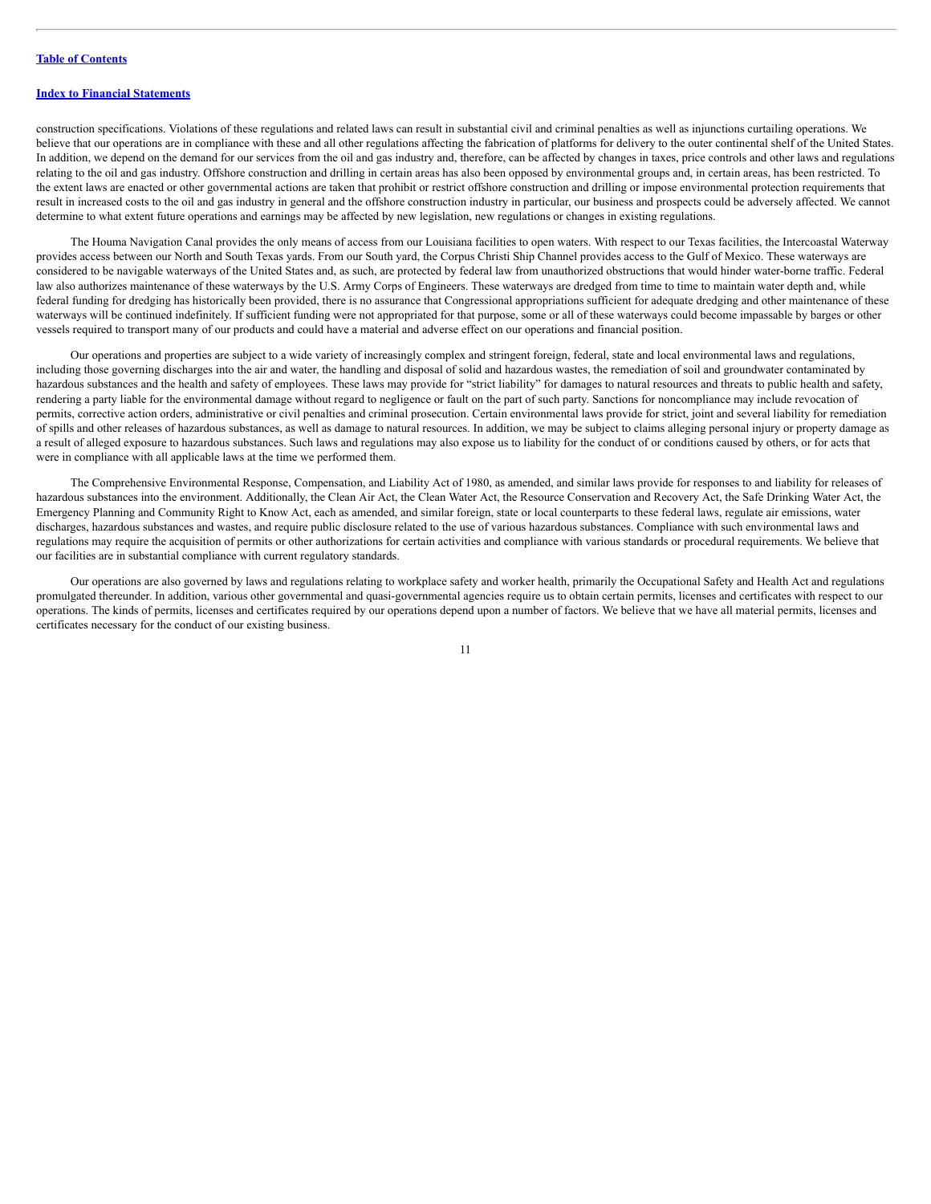construction specifications. Violations of these regulations and related laws can result in substantial civil and criminal penalties as well as injunctions curtailing operations. We believe that our operations are in compliance with these and all other regulations affecting the fabrication of platforms for delivery to the outer continental shelf of the United States. In addition, we depend on the demand for our services from the oil and gas industry and, therefore, can be affected by changes in taxes, price controls and other laws and regulations relating to the oil and gas industry. Offshore construction and drilling in certain areas has also been opposed by environmental groups and, in certain areas, has been restricted. To the extent laws are enacted or other governmental actions are taken that prohibit or restrict offshore construction and drilling or impose environmental protection requirements that result in increased costs to the oil and gas industry in general and the offshore construction industry in particular, our business and prospects could be adversely affected. We cannot determine to what extent future operations and earnings may be affected by new legislation, new regulations or changes in existing regulations.

The Houma Navigation Canal provides the only means of access from our Louisiana facilities to open waters. With respect to our Texas facilities, the Intercoastal Waterway provides access between our North and South Texas yards. From our South yard, the Corpus Christi Ship Channel provides access to the Gulf of Mexico. These waterways are considered to be navigable waterways of the United States and, as such, are protected by federal law from unauthorized obstructions that would hinder water-borne traffic. Federal law also authorizes maintenance of these waterways by the U.S. Army Corps of Engineers. These waterways are dredged from time to time to maintain water depth and, while federal funding for dredging has historically been provided, there is no assurance that Congressional appropriations sufficient for adequate dredging and other maintenance of these waterways will be continued indefinitely. If sufficient funding were not appropriated for that purpose, some or all of these waterways could become impassable by barges or other vessels required to transport many of our products and could have a material and adverse effect on our operations and financial position.

Our operations and properties are subject to a wide variety of increasingly complex and stringent foreign, federal, state and local environmental laws and regulations, including those governing discharges into the air and water, the handling and disposal of solid and hazardous wastes, the remediation of soil and groundwater contaminated by hazardous substances and the health and safety of employees. These laws may provide for "strict liability" for damages to natural resources and threats to public health and safety, rendering a party liable for the environmental damage without regard to negligence or fault on the part of such party. Sanctions for noncompliance may include revocation of permits, corrective action orders, administrative or civil penalties and criminal prosecution. Certain environmental laws provide for strict, joint and several liability for remediation of spills and other releases of hazardous substances, as well as damage to natural resources. In addition, we may be subject to claims alleging personal injury or property damage as a result of alleged exposure to hazardous substances. Such laws and regulations may also expose us to liability for the conduct of or conditions caused by others, or for acts that were in compliance with all applicable laws at the time we performed them.

The Comprehensive Environmental Response, Compensation, and Liability Act of 1980, as amended, and similar laws provide for responses to and liability for releases of hazardous substances into the environment. Additionally, the Clean Air Act, the Clean Water Act, the Resource Conservation and Recovery Act, the Safe Drinking Water Act, the Emergency Planning and Community Right to Know Act, each as amended, and similar foreign, state or local counterparts to these federal laws, regulate air emissions, water discharges, hazardous substances and wastes, and require public disclosure related to the use of various hazardous substances. Compliance with such environmental laws and regulations may require the acquisition of permits or other authorizations for certain activities and compliance with various standards or procedural requirements. We believe that our facilities are in substantial compliance with current regulatory standards.

Our operations are also governed by laws and regulations relating to workplace safety and worker health, primarily the Occupational Safety and Health Act and regulations promulgated thereunder. In addition, various other governmental and quasi-governmental agencies require us to obtain certain permits, licenses and certificates with respect to our operations. The kinds of permits, licenses and certificates required by our operations depend upon a number of factors. We believe that we have all material permits, licenses and certificates necessary for the conduct of our existing business.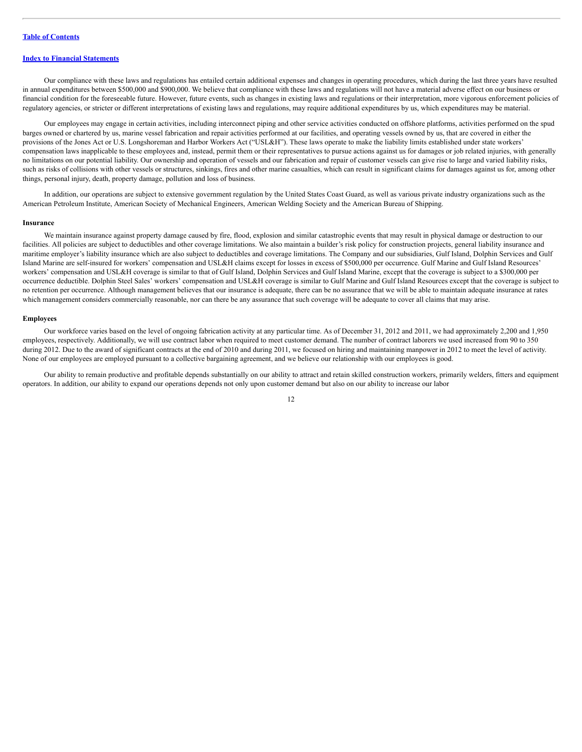Our compliance with these laws and regulations has entailed certain additional expenses and changes in operating procedures, which during the last three years have resulted in annual expenditures between $500,000 and $900,000. We believe that compliance with these laws and regulations will not have a material adverse effect on our business or financial condition for the foreseeable future. However, future events, such as changes in existing laws and regulations or their interpretation, more vigorous enforcement policies of regulatory agencies, or stricter or different interpretations of existing laws and regulations, may require additional expenditures by us, which expenditures may be material.

Our employees may engage in certain activities, including interconnect piping and other service activities conducted on offshore platforms, activities performed on the spud barges owned or chartered by us, marine vessel fabrication and repair activities performed at our facilities, and operating vessels owned by us, that are covered in either the provisions of the Jones Act or U.S. Longshoreman and Harbor Workers Act ("USL&H"). These laws operate to make the liability limits established under state workers' compensation laws inapplicable to these employees and, instead, permit them or their representatives to pursue actions against us for damages or job related injuries, with generally no limitations on our potential liability. Our ownership and operation of vessels and our fabrication and repair of customer vessels can give rise to large and varied liability risks, such as risks of collisions with other vessels or structures, sinkings, fires and other marine casualties, which can result in significant claims for damages against us for, among other things, personal injury, death, property damage, pollution and loss of business.

In addition, our operations are subject to extensive government regulation by the United States Coast Guard, as well as various private industry organizations such as the American Petroleum Institute, American Society of Mechanical Engineers, American Welding Society and the American Bureau of Shipping.

### Insurance

We maintain insurance against property damage caused by fire, flood, explosion and similar catastrophic events that may result in physical damage or destruction to our facilities. All policies are subject to deductibles and other coverage limitations. We also maintain a builder's risk policy for construction projects, general liability insurance and maritime employer's liability insurance which are also subject to deductibles and coverage limitations. The Company and our subsidiaries, Gulf Island, Dolphin Services and Gulf Island Marine are self-insured for workers' compensation and USL&H claims except for losses in excess of $500,000 per occurrence. Gulf Marine and Gulf Island Resources' workers' compensation and USL&H coverage is similar to that of Gulf Island, Dolphin Services and Gulf Island Marine, except that the coverage is subject to a $300,000 per occurrence deductible. Dolphin Steel Sales' workers' compensation and USL&H coverage is similar to Gulf Marine and Gulf Island Resources except that the coverage is subject to no retention per occurrence. Although management believes that our insurance is adequate, there can be no assurance that we will be able to maintain adequate insurance at rates which management considers commercially reasonable, nor can there be any assurance that such coverage will be adequate to cover all claims that may arise.

### Employees

Our workforce varies based on the level of ongoing fabrication activity at any particular time. As of December 31, 2012 and 2011, we had approximately 2,200 and 1,950 employees, respectively. Additionally, we will use contract labor when required to meet customer demand. The number of contract laborers we used increased from 90 to 350 during 2012. Due to the award of significant contracts at the end of 2010 and during 2011, we focused on hiring and maintaining manpower in 2012 to meet the level of activity. None of our employees are employed pursuant to a collective bargaining agreement, and we believe our relationship with our employees is good.

Our ability to remain productive and profitable depends substantially on our ability to attract and retain skilled construction workers, primarily welders, fitters and equipment operators. In addition, our ability to expand our operations depends not only upon customer demand but also on our ability to increase our labor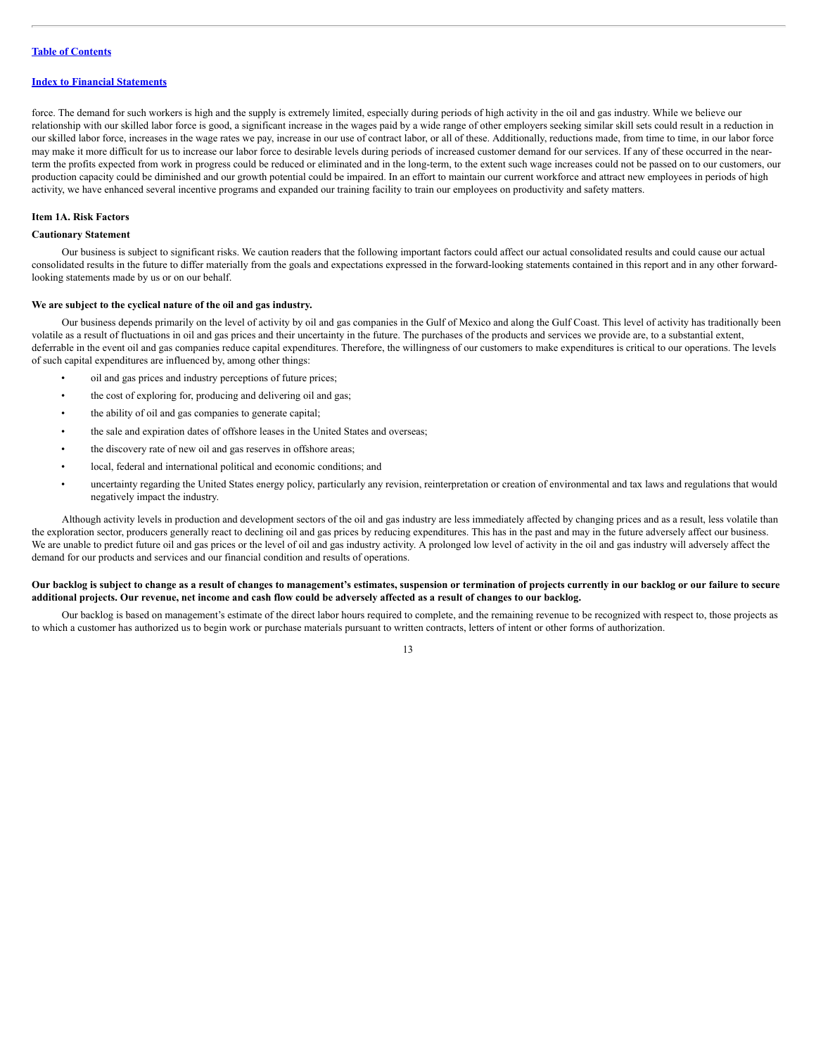force. The demand for such workers is high and the supply is extremely limited, especially during periods of high activity in the oil and gas industry. While we believe our relationship with our skilled labor force is good, a significant increase in the wages paid by a wide range of other employers seeking similar skill sets could result in a reduction in our skilled labor force, increases in the wage rates we pay, increase in our use of contract labor, or all of these. Additionally, reductions made, from time to time, in our labor force may make it more difficult for us to increase our labor force to desirable levels during periods of increased customer demand for our services. If any of these occurred in the near-term the profits expected from work in progress could be reduced or eliminated and in the long-term, to the extent such wage increases could not be passed on to our customers, our production capacity could be diminished and our growth potential could be impaired. In an effort to maintain our current workforce and attract new employees in periods of high activity, we have enhanced several incentive programs and expanded our training facility to train our employees on productivity and safety matters.

## Item 1A. Risk Factors

### Cautionary Statement

Our business is subject to significant risks. We caution readers that the following important factors could affect our actual consolidated results and could cause our actual consolidated results in the future to differ materially from the goals and expectations expressed in the forward-looking statements contained in this report and in any other forward-looking statements made by us or on our behalf.

**We are subject to the cyclical nature of the oil and gas industry.**

Our business depends primarily on the level of activity by oil and gas companies in the Gulf of Mexico and along the Gulf Coast. This level of activity has traditionally been volatile as a result of fluctuations in oil and gas prices and their uncertainty in the future. The purchases of the products and services we provide are, to a substantial extent, deferrable in the event oil and gas companies reduce capital expenditures. Therefore, the willingness of our customers to make expenditures is critical to our operations. The levels of such capital expenditures are influenced by, among other things:

- oil and gas prices and industry perceptions of future prices;
- the cost of exploring for, producing and delivering oil and gas;
- the ability of oil and gas companies to generate capital;
- the sale and expiration dates of offshore leases in the United States and overseas;
- the discovery rate of new oil and gas reserves in offshore areas;
- local, federal and international political and economic conditions; and
- uncertainty regarding the United States energy policy, particularly any revision, reinterpretation or creation of environmental and tax laws and regulations that would negatively impact the industry.

Although activity levels in production and development sectors of the oil and gas industry are less immediately affected by changing prices and as a result, less volatile than the exploration sector, producers generally react to declining oil and gas prices by reducing expenditures. This has in the past and may in the future adversely affect our business. We are unable to predict future oil and gas prices or the level of oil and gas industry activity. A prolonged low level of activity in the oil and gas industry will adversely affect the demand for our products and services and our financial condition and results of operations.

**Our backlog is subject to change as a result of changes to management's estimates, suspension or termination of projects currently in our backlog or our failure to secure additional projects. Our revenue, net income and cash flow could be adversely affected as a result of changes to our backlog.**

Our backlog is based on management's estimate of the direct labor hours required to complete, and the remaining revenue to be recognized with respect to, those projects as to which a customer has authorized us to begin work or purchase materials pursuant to written contracts, letters of intent or other forms of authorization.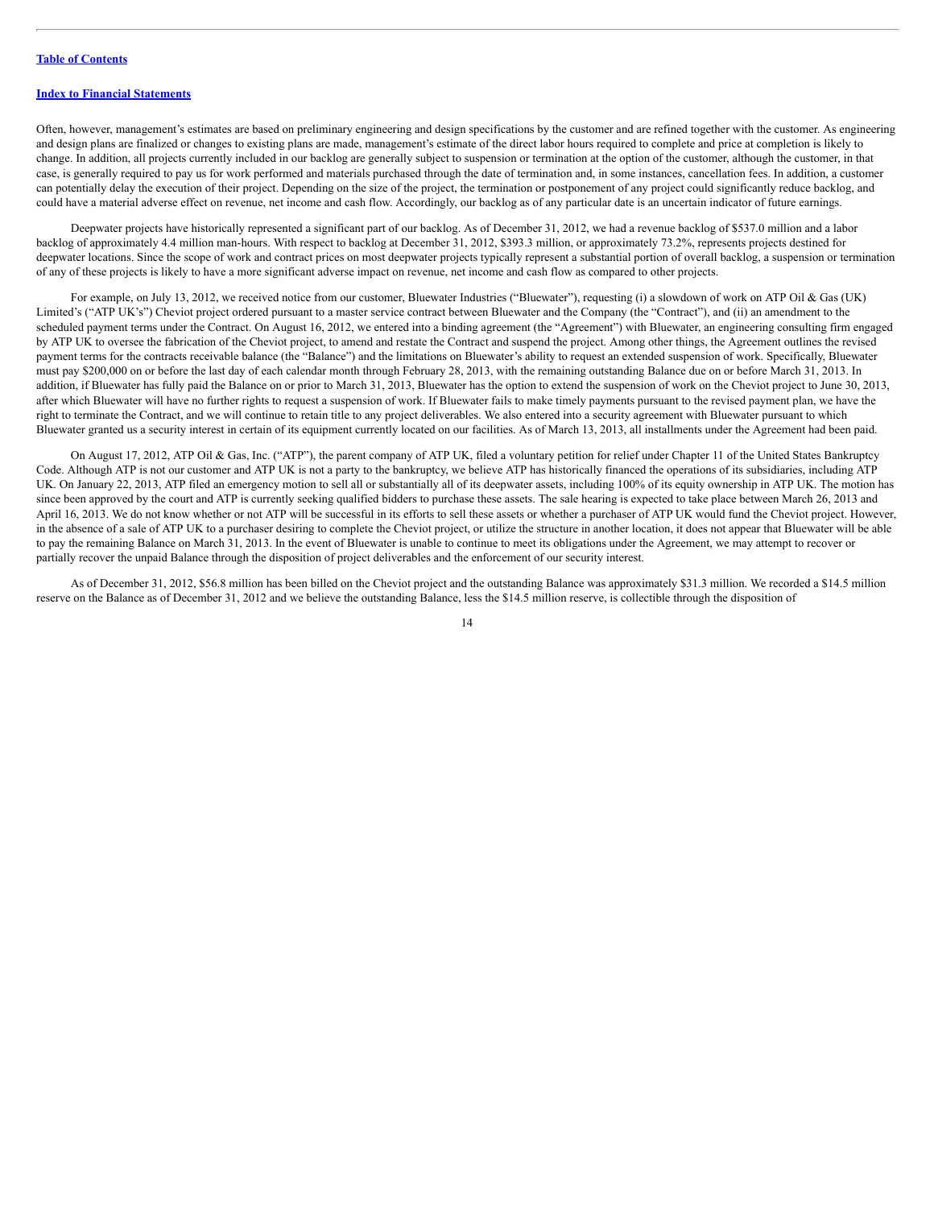Often, however, management's estimates are based on preliminary engineering and design specifications by the customer and are refined together with the customer. As engineering and design plans are finalized or changes to existing plans are made, management's estimate of the direct labor hours required to complete and price at completion is likely to change. In addition, all projects currently included in our backlog are generally subject to suspension or termination at the option of the customer, although the customer, in that case, is generally required to pay us for work performed and materials purchased through the date of termination and, in some instances, cancellation fees. In addition, a customer can potentially delay the execution of their project. Depending on the size of the project, the termination or postponement of any project could significantly reduce backlog, and could have a material adverse effect on revenue, net income and cash flow. Accordingly, our backlog as of any particular date is an uncertain indicator of future earnings.

Deepwater projects have historically represented a significant part of our backlog. As of December 31, 2012, we had a revenue backlog of $537.0 million and a labor backlog of approximately 4.4 million man-hours. With respect to backlog at December 31, 2012, $393.3 million, or approximately 73.2%, represents projects destined for deepwater locations. Since the scope of work and contract prices on most deepwater projects typically represent a substantial portion of overall backlog, a suspension or termination of any of these projects is likely to have a more significant adverse impact on revenue, net income and cash flow as compared to other projects.

For example, on July 13, 2012, we received notice from our customer, Bluewater Industries ("Bluewater"), requesting (i) a slowdown of work on ATP Oil & Gas (UK) Limited's ("ATP UK's") Cheviot project ordered pursuant to a master service contract between Bluewater and the Company (the "Contract"), and (ii) an amendment to the scheduled payment terms under the Contract. On August 16, 2012, we entered into a binding agreement (the "Agreement") with Bluewater, an engineering consulting firm engaged by ATP UK to oversee the fabrication of the Cheviot project, to amend and restate the Contract and suspend the project. Among other things, the Agreement outlines the revised payment terms for the contracts receivable balance (the "Balance") and the limitations on Bluewater's ability to request an extended suspension of work. Specifically, Bluewater must pay $200,000 on or before the last day of each calendar month through February 28, 2013, with the remaining outstanding Balance due on or before March 31, 2013. In addition, if Bluewater has fully paid the Balance on or prior to March 31, 2013, Bluewater has the option to extend the suspension of work on the Cheviot project to June 30, 2013, after which Bluewater will have no further rights to request a suspension of work. If Bluewater fails to make timely payments pursuant to the revised payment plan, we have the right to terminate the Contract, and we will continue to retain title to any project deliverables. We also entered into a security agreement with Bluewater pursuant to which Bluewater granted us a security interest in certain of its equipment currently located on our facilities. As of March 13, 2013, all installments under the Agreement had been paid.

On August 17, 2012, ATP Oil & Gas, Inc. ("ATP"), the parent company of ATP UK, filed a voluntary petition for relief under Chapter 11 of the United States Bankruptcy Code. Although ATP is not our customer and ATP UK is not a party to the bankruptcy, we believe ATP has historically financed the operations of its subsidiaries, including ATP UK. On January 22, 2013, ATP filed an emergency motion to sell all or substantially all of its deepwater assets, including 100% of its equity ownership in ATP UK. The motion has since been approved by the court and ATP is currently seeking qualified bidders to purchase these assets. The sale hearing is expected to take place between March 26, 2013 and April 16, 2013. We do not know whether or not ATP will be successful in its efforts to sell these assets or whether a purchaser of ATP UK would fund the Cheviot project. However, in the absence of a sale of ATP UK to a purchaser desiring to complete the Cheviot project, or utilize the structure in another location, it does not appear that Bluewater will be able to pay the remaining Balance on March 31, 2013. In the event of Bluewater is unable to continue to meet its obligations under the Agreement, we may attempt to recover or partially recover the unpaid Balance through the disposition of project deliverables and the enforcement of our security interest.

As of December 31, 2012, $56.8 million has been billed on the Cheviot project and the outstanding Balance was approximately $31.3 million. We recorded a $14.5 million reserve on the Balance as of December 31, 2012 and we believe the outstanding Balance, less the $14.5 million reserve, is collectible through the disposition of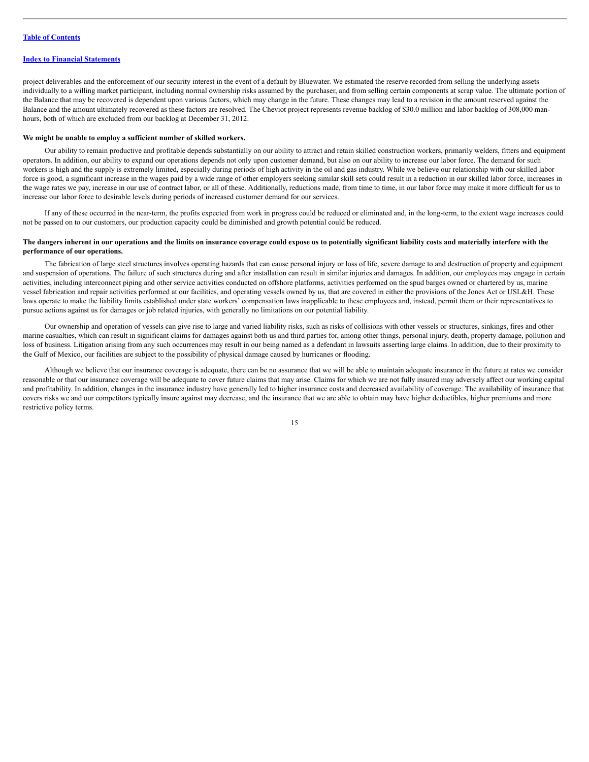project deliverables and the enforcement of our security interest in the event of a default by Bluewater. We estimated the reserve recorded from selling the underlying assets individually to a willing market participant, including normal ownership risks assumed by the purchaser, and from selling certain components at scrap value. The ultimate portion of the Balance that may be recovered is dependent upon various factors, which may change in the future. These changes may lead to a revision in the amount reserved against the Balance and the amount ultimately recovered as these factors are resolved. The Cheviot project represents revenue backlog of $30.0 million and labor backlog of 308,000 man-hours, both of which are excluded from our backlog at December 31, 2012.

**We might be unable to employ a sufficient number of skilled workers.**

Our ability to remain productive and profitable depends substantially on our ability to attract and retain skilled construction workers, primarily welders, fitters and equipment operators. In addition, our ability to expand our operations depends not only upon customer demand, but also on our ability to increase our labor force. The demand for such workers is high and the supply is extremely limited, especially during periods of high activity in the oil and gas industry. While we believe our relationship with our skilled labor force is good, a significant increase in the wages paid by a wide range of other employers seeking similar skill sets could result in a reduction in our skilled labor force, increases in the wage rates we pay, increase in our use of contract labor, or all of these. Additionally, reductions made, from time to time, in our labor force may make it more difficult for us to increase our labor force to desirable levels during periods of increased customer demand for our services.

If any of these occurred in the near-term, the profits expected from work in progress could be reduced or eliminated and, in the long-term, to the extent wage increases could not be passed on to our customers, our production capacity could be diminished and growth potential could be reduced.

**The dangers inherent in our operations and the limits on insurance coverage could expose us to potentially significant liability costs and materially interfere with the performance of our operations.**

The fabrication of large steel structures involves operating hazards that can cause personal injury or loss of life, severe damage to and destruction of property and equipment and suspension of operations. The failure of such structures during and after installation can result in similar injuries and damages. In addition, our employees may engage in certain activities, including interconnect piping and other service activities conducted on offshore platforms, activities performed on the spud barges owned or chartered by us, marine vessel fabrication and repair activities performed at our facilities, and operating vessels owned by us, that are covered in either the provisions of the Jones Act or USL&H. These laws operate to make the liability limits established under state workers' compensation laws inapplicable to these employees and, instead, permit them or their representatives to pursue actions against us for damages or job related injuries, with generally no limitations on our potential liability.

Our ownership and operation of vessels can give rise to large and varied liability risks, such as risks of collisions with other vessels or structures, sinkings, fires and other marine casualties, which can result in significant claims for damages against both us and third parties for, among other things, personal injury, death, property damage, pollution and loss of business. Litigation arising from any such occurrences may result in our being named as a defendant in lawsuits asserting large claims. In addition, due to their proximity to the Gulf of Mexico, our facilities are subject to the possibility of physical damage caused by hurricanes or flooding.

Although we believe that our insurance coverage is adequate, there can be no assurance that we will be able to maintain adequate insurance in the future at rates we consider reasonable or that our insurance coverage will be adequate to cover future claims that may arise. Claims for which we are not fully insured may adversely affect our working capital and profitability. In addition, changes in the insurance industry have generally led to higher insurance costs and decreased availability of coverage. The availability of insurance that covers risks we and our competitors typically insure against may decrease, and the insurance that we are able to obtain may have higher deductibles, higher premiums and more restrictive policy terms.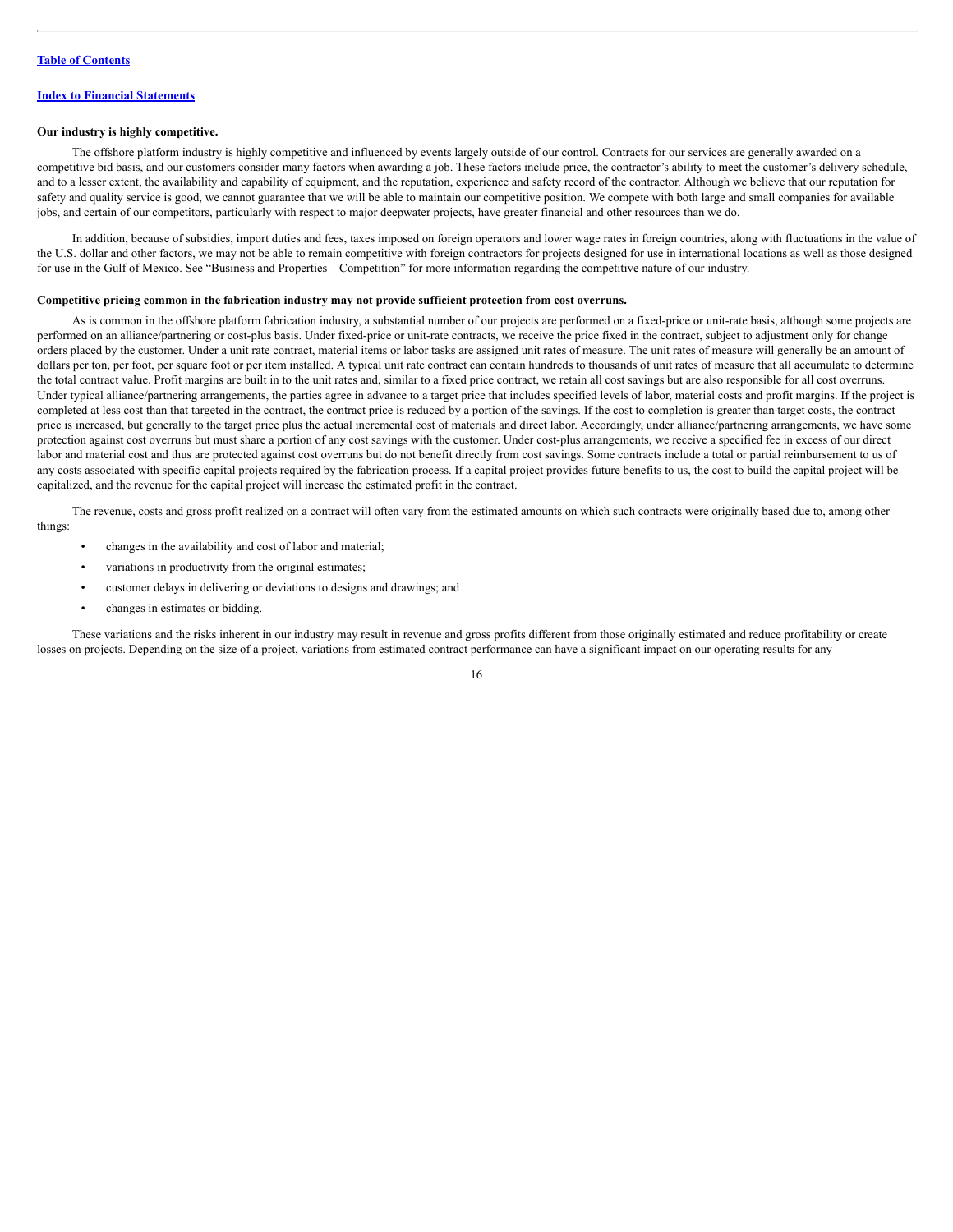### Our industry is highly competitive.

The offshore platform industry is highly competitive and influenced by events largely outside of our control. Contracts for our services are generally awarded on a competitive bid basis, and our customers consider many factors when awarding a job. These factors include price, the contractor's ability to meet the customer's delivery schedule, and to a lesser extent, the availability and capability of equipment, and the reputation, experience and safety record of the contractor. Although we believe that our reputation for safety and quality service is good, we cannot guarantee that we will be able to maintain our competitive position. We compete with both large and small companies for available jobs, and certain of our competitors, particularly with respect to major deepwater projects, have greater financial and other resources than we do.

In addition, because of subsidies, import duties and fees, taxes imposed on foreign operators and lower wage rates in foreign countries, along with fluctuations in the value of the U.S. dollar and other factors, we may not be able to remain competitive with foreign contractors for projects designed for use in international locations as well as those designed for use in the Gulf of Mexico. See "Business and Properties—Competition" for more information regarding the competitive nature of our industry.

### Competitive pricing common in the fabrication industry may not provide sufficient protection from cost overruns.

As is common in the offshore platform fabrication industry, a substantial number of our projects are performed on a fixed-price or unit-rate basis, although some projects are performed on an alliance/partnering or cost-plus basis. Under fixed-price or unit-rate contracts, we receive the price fixed in the contract, subject to adjustment only for change orders placed by the customer. Under a unit rate contract, material items or labor tasks are assigned unit rates of measure. The unit rates of measure will generally be an amount of dollars per ton, per foot, per square foot or per item installed. A typical unit rate contract can contain hundreds to thousands of unit rates of measure that all accumulate to determine the total contract value. Profit margins are built in to the unit rates and, similar to a fixed price contract, we retain all cost savings but are also responsible for all cost overruns. Under typical alliance/partnering arrangements, the parties agree in advance to a target price that includes specified levels of labor, material costs and profit margins. If the project is completed at less cost than that targeted in the contract, the contract price is reduced by a portion of the savings. If the cost to completion is greater than target costs, the contract price is increased, but generally to the target price plus the actual incremental cost of materials and direct labor. Accordingly, under alliance/partnering arrangements, we have some protection against cost overruns but must share a portion of any cost savings with the customer. Under cost-plus arrangements, we receive a specified fee in excess of our direct labor and material cost and thus are protected against cost overruns but do not benefit directly from cost savings. Some contracts include a total or partial reimbursement to us of any costs associated with specific capital projects required by the fabrication process. If a capital project provides future benefits to us, the cost to build the capital project will be capitalized, and the revenue for the capital project will increase the estimated profit in the contract.

The revenue, costs and gross profit realized on a contract will often vary from the estimated amounts on which such contracts were originally based due to, among other things:

- changes in the availability and cost of labor and material;
- variations in productivity from the original estimates;
- customer delays in delivering or deviations to designs and drawings; and
- changes in estimates or bidding.

These variations and the risks inherent in our industry may result in revenue and gross profits different from those originally estimated and reduce profitability or create losses on projects. Depending on the size of a project, variations from estimated contract performance can have a significant impact on our operating results for any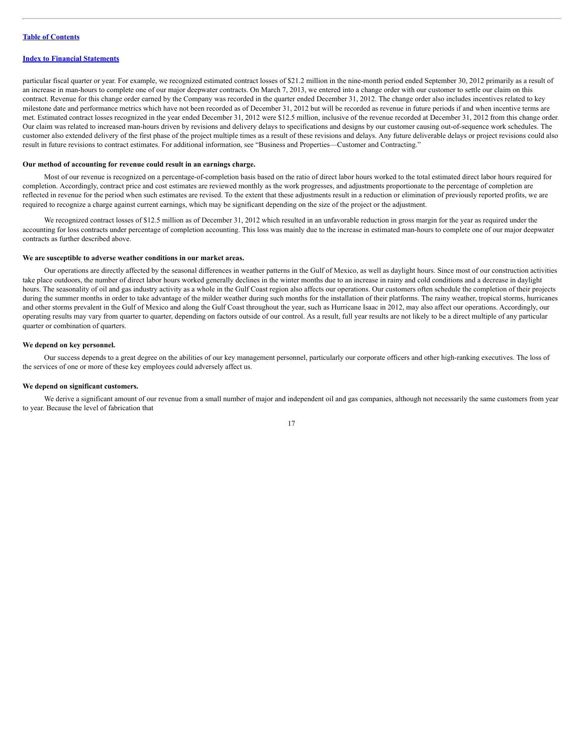particular fiscal quarter or year. For example, we recognized estimated contract losses of $21.2 million in the nine-month period ended September 30, 2012 primarily as a result of an increase in man-hours to complete one of our major deepwater contracts. On March 7, 2013, we entered into a change order with our customer to settle our claim on this contract. Revenue for this change order earned by the Company was recorded in the quarter ended December 31, 2012. The change order also includes incentives related to key milestone date and performance metrics which have not been recorded as of December 31, 2012 but will be recorded as revenue in future periods if and when incentive terms are met. Estimated contract losses recognized in the year ended December 31, 2012 were $12.5 million, inclusive of the revenue recorded at December 31, 2012 from this change order. Our claim was related to increased man-hours driven by revisions and delivery delays to specifications and designs by our customer causing out-of-sequence work schedules. The customer also extended delivery of the first phase of the project multiple times as a result of these revisions and delays. Any future deliverable delays or project revisions could also result in future revisions to contract estimates. For additional information, see "Business and Properties—Customer and Contracting."

**Our method of accounting for revenue could result in an earnings charge.**

Most of our revenue is recognized on a percentage-of-completion basis based on the ratio of direct labor hours worked to the total estimated direct labor hours required for completion. Accordingly, contract price and cost estimates are reviewed monthly as the work progresses, and adjustments proportionate to the percentage of completion are reflected in revenue for the period when such estimates are revised. To the extent that these adjustments result in a reduction or elimination of previously reported profits, we are required to recognize a charge against current earnings, which may be significant depending on the size of the project or the adjustment.

We recognized contract losses of $12.5 million as of December 31, 2012 which resulted in an unfavorable reduction in gross margin for the year as required under the accounting for loss contracts under percentage of completion accounting. This loss was mainly due to the increase in estimated man-hours to complete one of our major deepwater contracts as further described above.

**We are susceptible to adverse weather conditions in our market areas.**

Our operations are directly affected by the seasonal differences in weather patterns in the Gulf of Mexico, as well as daylight hours. Since most of our construction activities take place outdoors, the number of direct labor hours worked generally declines in the winter months due to an increase in rainy and cold conditions and a decrease in daylight hours. The seasonality of oil and gas industry activity as a whole in the Gulf Coast region also affects our operations. Our customers often schedule the completion of their projects during the summer months in order to take advantage of the milder weather during such months for the installation of their platforms. The rainy weather, tropical storms, hurricanes and other storms prevalent in the Gulf of Mexico and along the Gulf Coast throughout the year, such as Hurricane Isaac in 2012, may also affect our operations. Accordingly, our operating results may vary from quarter to quarter, depending on factors outside of our control. As a result, full year results are not likely to be a direct multiple of any particular quarter or combination of quarters.

**We depend on key personnel.**

Our success depends to a great degree on the abilities of our key management personnel, particularly our corporate officers and other high-ranking executives. The loss of the services of one or more of these key employees could adversely affect us.

**We depend on significant customers.**

We derive a significant amount of our revenue from a small number of major and independent oil and gas companies, although not necessarily the same customers from year to year. Because the level of fabrication that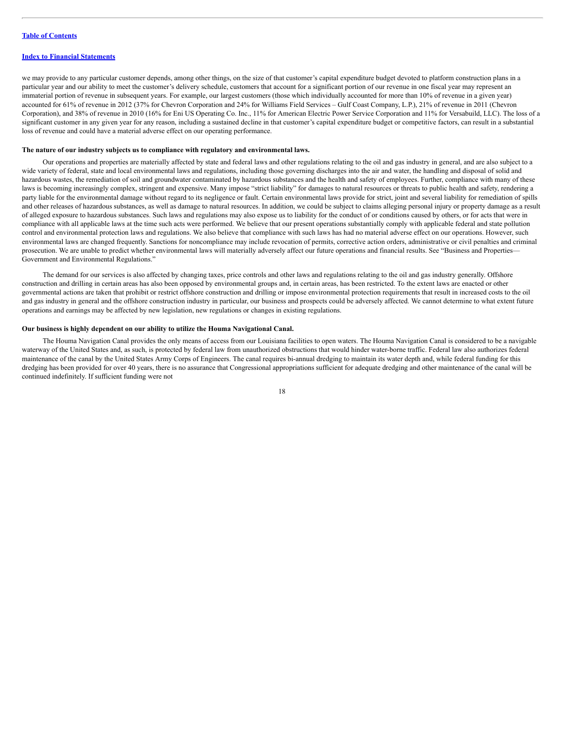we may provide to any particular customer depends, among other things, on the size of that customer's capital expenditure budget devoted to platform construction plans in a particular year and our ability to meet the customer's delivery schedule, customers that account for a significant portion of our revenue in one fiscal year may represent an immaterial portion of revenue in subsequent years. For example, our largest customers (those which individually accounted for more than 10% of revenue in a given year) accounted for 61% of revenue in 2012 (37% for Chevron Corporation and 24% for Williams Field Services – Gulf Coast Company, L.P.), 21% of revenue in 2011 (Chevron Corporation), and 38% of revenue in 2010 (16% for Eni US Operating Co. Inc., 11% for American Electric Power Service Corporation and 11% for Versabuild, LLC). The loss of a significant customer in any given year for any reason, including a sustained decline in that customer's capital expenditure budget or competitive factors, can result in a substantial loss of revenue and could have a material adverse effect on our operating performance.

**The nature of our industry subjects us to compliance with regulatory and environmental laws.**

Our operations and properties are materially affected by state and federal laws and other regulations relating to the oil and gas industry in general, and are also subject to a wide variety of federal, state and local environmental laws and regulations, including those governing discharges into the air and water, the handling and disposal of solid and hazardous wastes, the remediation of soil and groundwater contaminated by hazardous substances and the health and safety of employees. Further, compliance with many of these laws is becoming increasingly complex, stringent and expensive. Many impose "strict liability" for damages to natural resources or threats to public health and safety, rendering a party liable for the environmental damage without regard to its negligence or fault. Certain environmental laws provide for strict, joint and several liability for remediation of spills and other releases of hazardous substances, as well as damage to natural resources. In addition, we could be subject to claims alleging personal injury or property damage as a result of alleged exposure to hazardous substances. Such laws and regulations may also expose us to liability for the conduct of or conditions caused by others, or for acts that were in compliance with all applicable laws at the time such acts were performed. We believe that our present operations substantially comply with applicable federal and state pollution control and environmental protection laws and regulations. We also believe that compliance with such laws has had no material adverse effect on our operations. However, such environmental laws are changed frequently. Sanctions for noncompliance may include revocation of permits, corrective action orders, administrative or civil penalties and criminal prosecution. We are unable to predict whether environmental laws will materially adversely affect our future operations and financial results. See "Business and Properties—Government and Environmental Regulations."

The demand for our services is also affected by changing taxes, price controls and other laws and regulations relating to the oil and gas industry generally. Offshore construction and drilling in certain areas has also been opposed by environmental groups and, in certain areas, has been restricted. To the extent laws are enacted or other governmental actions are taken that prohibit or restrict offshore construction and drilling or impose environmental protection requirements that result in increased costs to the oil and gas industry in general and the offshore construction industry in particular, our business and prospects could be adversely affected. We cannot determine to what extent future operations and earnings may be affected by new legislation, new regulations or changes in existing regulations.

**Our business is highly dependent on our ability to utilize the Houma Navigational Canal.**

The Houma Navigation Canal provides the only means of access from our Louisiana facilities to open waters. The Houma Navigation Canal is considered to be a navigable waterway of the United States and, as such, is protected by federal law from unauthorized obstructions that would hinder water-borne traffic. Federal law also authorizes federal maintenance of the canal by the United States Army Corps of Engineers. The canal requires bi-annual dredging to maintain its water depth and, while federal funding for this dredging has been provided for over 40 years, there is no assurance that Congressional appropriations sufficient for adequate dredging and other maintenance of the canal will be continued indefinitely. If sufficient funding were not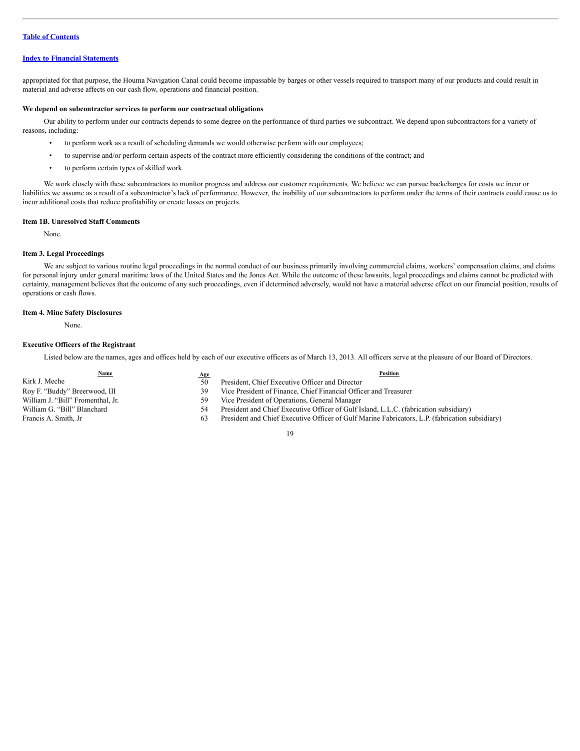appropriated for that purpose, the Houma Navigation Canal could become impassable by barges or other vessels required to transport many of our products and could result in material and adverse affects on our cash flow, operations and financial position.

**We depend on subcontractor services to perform our contractual obligations**

Our ability to perform under our contracts depends to some degree on the performance of third parties we subcontract. We depend upon subcontractors for a variety of reasons, including:

- to perform work as a result of scheduling demands we would otherwise perform with our employees;
- to supervise and/or perform certain aspects of the contract more efficiently considering the conditions of the contract; and
- to perform certain types of skilled work.

We work closely with these subcontractors to monitor progress and address our customer requirements. We believe we can pursue backcharges for costs we incur or liabilities we assume as a result of a subcontractor's lack of performance. However, the inability of our subcontractors to perform under the terms of their contracts could cause us to incur additional costs that reduce profitability or create losses on projects.

### Item 1B. Unresolved Staff Comments

None.

### Item 3. Legal Proceedings

We are subject to various routine legal proceedings in the normal conduct of our business primarily involving commercial claims, workers' compensation claims, and claims for personal injury under general maritime laws of the United States and the Jones Act. While the outcome of these lawsuits, legal proceedings and claims cannot be predicted with certainty, management believes that the outcome of any such proceedings, even if determined adversely, would not have a material adverse effect on our financial position, results of operations or cash flows.

### Item 4. Mine Safety Disclosures

None.

### Executive Officers of the Registrant

Listed below are the names, ages and offices held by each of our executive officers as of March 13, 2013. All officers serve at the pleasure of our Board of Directors.

| Name | Age | Position |
|---|---|---|
| Kirk J. Meche | 50 | President, Chief Executive Officer and Director |
| Roy F. "Buddy" Breerwood, III | 39 | Vice President of Finance, Chief Financial Officer and Treasurer |
| William J. "Bill" Fromenthal, Jr. | 59 | Vice President of Operations, General Manager |
| William G. "Bill" Blanchard | 54 | President and Chief Executive Officer of Gulf Island, L.L.C. (fabrication subsidiary) |
| Francis A. Smith, Jr | 63 | President and Chief Executive Officer of Gulf Marine Fabricators, L.P. (fabrication subsidiary) |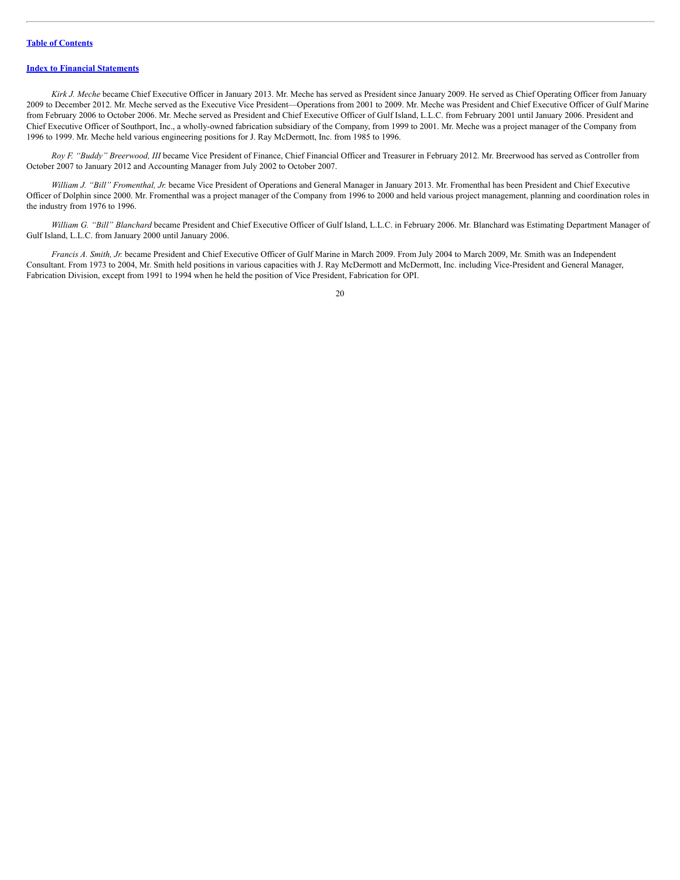*Kirk J. Meche* became Chief Executive Officer in January 2013. Mr. Meche has served as President since January 2009. He served as Chief Operating Officer from January 2009 to December 2012. Mr. Meche served as the Executive Vice President—Operations from 2001 to 2009. Mr. Meche was President and Chief Executive Officer of Gulf Marine from February 2006 to October 2006. Mr. Meche served as President and Chief Executive Officer of Gulf Island, L.L.C. from February 2001 until January 2006. President and Chief Executive Officer of Southport, Inc., a wholly-owned fabrication subsidiary of the Company, from 1999 to 2001. Mr. Meche was a project manager of the Company from 1996 to 1999. Mr. Meche held various engineering positions for J. Ray McDermott, Inc. from 1985 to 1996.

*Roy F. "Buddy" Breerwood, III* became Vice President of Finance, Chief Financial Officer and Treasurer in February 2012. Mr. Breerwood has served as Controller from October 2007 to January 2012 and Accounting Manager from July 2002 to October 2007.

*William J. "Bill" Fromenthal, Jr.* became Vice President of Operations and General Manager in January 2013. Mr. Fromenthal has been President and Chief Executive Officer of Dolphin since 2000. Mr. Fromenthal was a project manager of the Company from 1996 to 2000 and held various project management, planning and coordination roles in the industry from 1976 to 1996.

*William G. "Bill" Blanchard* became President and Chief Executive Officer of Gulf Island, L.L.C. in February 2006. Mr. Blanchard was Estimating Department Manager of Gulf Island, L.L.C. from January 2000 until January 2006.

*Francis A. Smith, Jr.* became President and Chief Executive Officer of Gulf Marine in March 2009. From July 2004 to March 2009, Mr. Smith was an Independent Consultant. From 1973 to 2004, Mr. Smith held positions in various capacities with J. Ray McDermott and McDermott, Inc. including Vice-President and General Manager, Fabrication Division, except from 1991 to 1994 when he held the position of Vice President, Fabrication for OPI.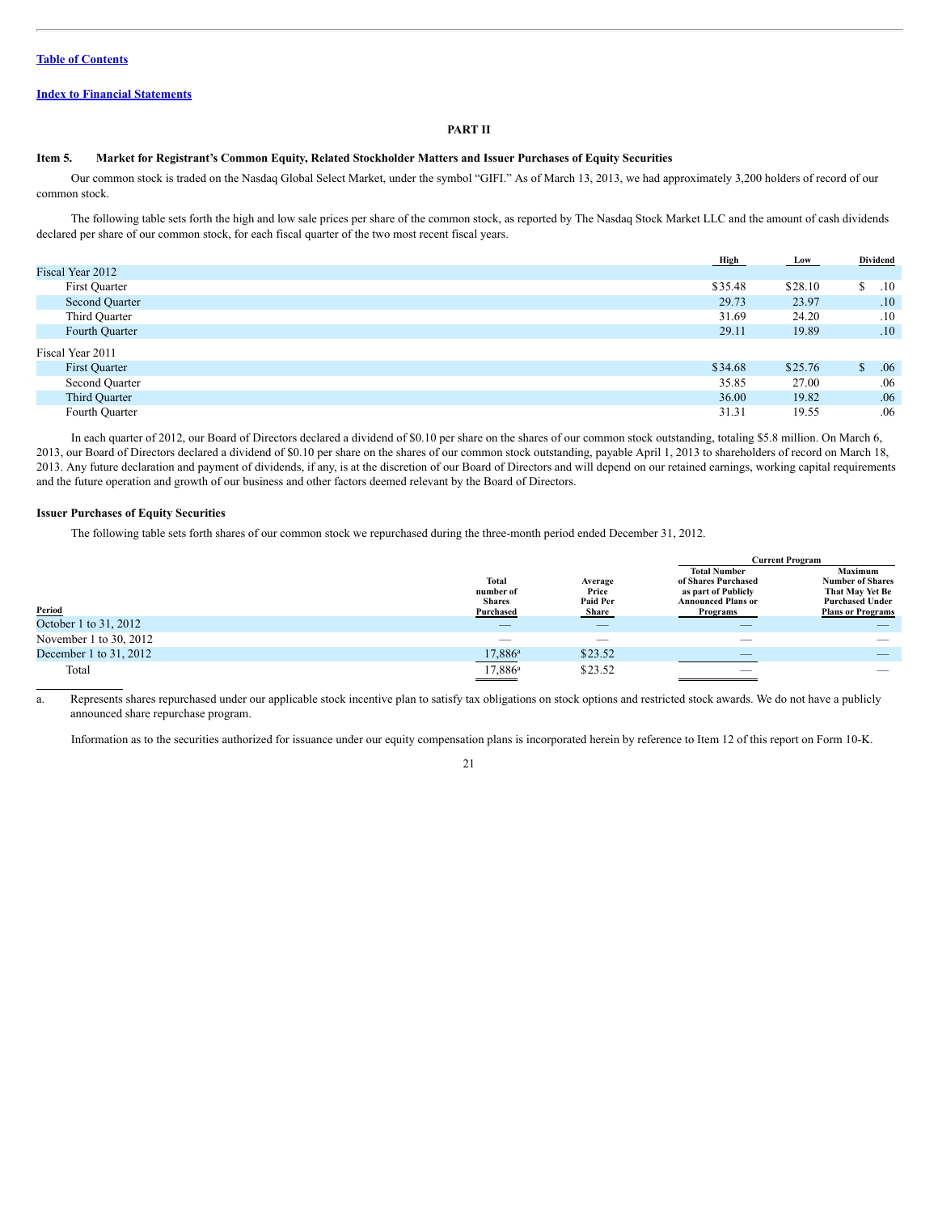[Table of Contents](#)

[Index to Financial Statements](#)

**PART II**

### Item 5. Market for Registrant's Common Equity, Related Stockholder Matters and Issuer Purchases of Equity Securities

Our common stock is traded on the Nasdaq Global Select Market, under the symbol "GIFI." As of March 13, 2013, we had approximately 3,200 holders of record of our common stock.

The following table sets forth the high and low sale prices per share of the common stock, as reported by The Nasdaq Stock Market LLC and the amount of cash dividends declared per share of our common stock, for each fiscal quarter of the two most recent fiscal years.

| | High | Low | Dividend |
|---|---|---|---|
| Fiscal Year 2012 | | | |
| First Quarter | $35.48 | $28.10 | $ .10 |
| Second Quarter | 29.73 | 23.97 | .10 |
| Third Quarter | 31.69 | 24.20 | .10 |
| Fourth Quarter | 29.11 | 19.89 | .10 |
| Fiscal Year 2011 | | | |
| First Quarter | $34.68 | $25.76 | $ .06 |
| Second Quarter | 35.85 | 27.00 | .06 |
| Third Quarter | 36.00 | 19.82 | .06 |
| Fourth Quarter | 31.31 | 19.55 | .06 |

In each quarter of 2012, our Board of Directors declared a dividend of $0.10 per share on the shares of our common stock outstanding, totaling $5.8 million. On March 6, 2013, our Board of Directors declared a dividend of $0.10 per share on the shares of our common stock outstanding, payable April 1, 2013 to shareholders of record on March 18, 2013. Any future declaration and payment of dividends, if any, is at the discretion of our Board of Directors and will depend on our retained earnings, working capital requirements and the future operation and growth of our business and other factors deemed relevant by the Board of Directors.

#### Issuer Purchases of Equity Securities

The following table sets forth shares of our common stock we repurchased during the three-month period ended December 31, 2012.

| | | | Current Program | |
|---|---|---|---|---|
| Period | Total number of Shares Purchased | Average Price Paid Per Share | Total Number of Shares Purchased as part of Publicly Announced Plans or Programs | Maximum Number of Shares That May Yet Be Purchased Under Plans or Programs |
| October 1 to 31, 2012 | — | — | — | — |
| November 1 to 30, 2012 | — | — | — | — |
| December 1 to 31, 2012 | 17,886[a] | $23.52 | — | — |
| Total | 17,886[a] | $23.52 | — | — |

a. Represents shares repurchased under our applicable stock incentive plan to satisfy tax obligations on stock options and restricted stock awards. We do not have a publicly announced share repurchase program.

Information as to the securities authorized for issuance under our equity compensation plans is incorporated herein by reference to Item 12 of this report on Form 10-K.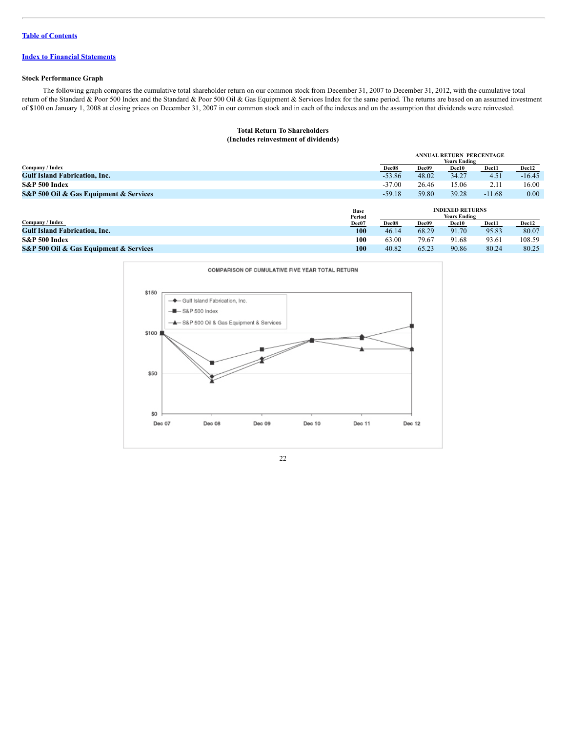[Table of Contents](#)

[Index to Financial Statements](#)

**Stock Performance Graph**

The following graph compares the cumulative total shareholder return on our common stock from December 31, 2007 to December 31, 2012, with the cumulative total return of the Standard & Poor 500 Index and the Standard & Poor 500 Oil & Gas Equipment & Services Index for the same period. The returns are based on an assumed investment of $100 on January 1, 2008 at closing prices on December 31, 2007 in our common stock and in each of the indexes and on the assumption that dividends were reinvested.

**Total Return To Shareholders**
**(Includes reinvestment of dividends)**

| | ANNUAL RETURN PERCENTAGE Years Ending | | | | |
|---|---|---|---|---|---|
| Company / Index | Dec08 | Dec09 | Dec10 | Dec11 | Dec12 |
| **Gulf Island Fabrication, Inc.** | -53.86 | 48.02 | 34.27 | 4.51 | -16.45 |
| **S&P 500 Index** | -37.00 | 26.46 | 15.06 | 2.11 | 16.00 |
| **S&P 500 Oil & Gas Equipment & Services** | -59.18 | 59.80 | 39.28 | -11.68 | 0.00 |

| | Base Period | INDEXED RETURNS Years Ending | | | | |
|---|---|---|---|---|---|---|
| Company / Index | Dec07 | Dec08 | Dec09 | Dec10 | Dec11 | Dec12 |
| **Gulf Island Fabrication, Inc.** | **100** | 46.14 | 68.29 | 91.70 | 95.83 | 80.07 |
| **S&P 500 Index** | **100** | 63.00 | 79.67 | 91.68 | 93.61 | 108.59 |
| **S&P 500 Oil & Gas Equipment & Services** | **100** | 40.82 | 65.23 | 90.86 | 80.24 | 80.25 |

COMPARISON OF CUMULATIVE FIVE YEAR TOTAL RETURN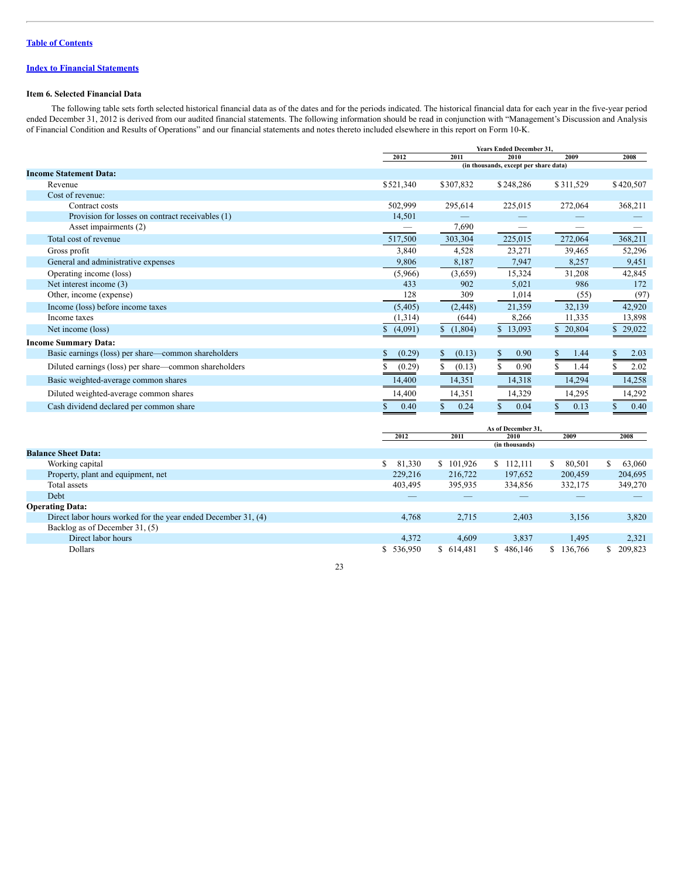[Table of Contents]

[Index to Financial Statements]

### Item 6. Selected Financial Data

The following table sets forth selected historical financial data as of the dates and for the periods indicated. The historical financial data for each year in the five-year period ended December 31, 2012 is derived from our audited financial statements. The following information should be read in conjunction with "Management's Discussion and Analysis of Financial Condition and Results of Operations" and our financial statements and notes thereto included elsewhere in this report on Form 10-K.

| | Years Ended December 31, | | | | |
|---|---|---|---|---|---|
| | 2012 | 2011 | 2010 | 2009 | 2008 |
| | (in thousands, except per share data) | | | | |
| **Income Statement Data:** | | | | | |
| Revenue | $521,340 | $307,832 | $248,286 | $311,529 | $420,507 |
| Cost of revenue: | | | | | |
| Contract costs | 502,999 | 295,614 | 225,015 | 272,064 | 368,211 |
| Provision for losses on contract receivables (1) | 14,501 | — | — | — | — |
| Asset impairments (2) | — | 7,690 | — | — | — |
| Total cost of revenue | 517,500 | 303,304 | 225,015 | 272,064 | 368,211 |
| Gross profit | 3,840 | 4,528 | 23,271 | 39,465 | 52,296 |
| General and administrative expenses | 9,806 | 8,187 | 7,947 | 8,257 | 9,451 |
| Operating income (loss) | (5,966) | (3,659) | 15,324 | 31,208 | 42,845 |
| Net interest income (3) | 433 | 902 | 5,021 | 986 | 172 |
| Other, income (expense) | 128 | 309 | 1,014 | (55) | (97) |
| Income (loss) before income taxes | (5,405) | (2,448) | 21,359 | 32,139 | 42,920 |
| Income taxes | (1,314) | (644) | 8,266 | 11,335 | 13,898 |
| Net income (loss) | $ (4,091) | $ (1,804) | $ 13,093 | $ 20,804 | $ 29,022 |
| **Income Summary Data:** | | | | | |
| Basic earnings (loss) per share—common shareholders | $ (0.29) | $ (0.13) | $ 0.90 | $ 1.44 | $ 2.03 |
| Diluted earnings (loss) per share—common shareholders | $ (0.29) | $ (0.13) | $ 0.90 | $ 1.44 | $ 2.02 |
| Basic weighted-average common shares | 14,400 | 14,351 | 14,318 | 14,294 | 14,258 |
| Diluted weighted-average common shares | 14,400 | 14,351 | 14,329 | 14,295 | 14,292 |
| Cash dividend declared per common share | $ 0.40 | $ 0.24 | $ 0.04 | $ 0.13 | $ 0.40 |

| | As of December 31, | | | | |
|---|---|---|---|---|---|
| | 2012 | 2011 | 2010 | 2009 | 2008 |
| | (in thousands) | | | | |
| **Balance Sheet Data:** | | | | | |
| Working capital | $ 81,330 | $ 101,926 | $ 112,111 | $ 80,501 | $ 63,060 |
| Property, plant and equipment, net | 229,216 | 216,722 | 197,652 | 200,459 | 204,695 |
| Total assets | 403,495 | 395,935 | 334,856 | 332,175 | 349,270 |
| Debt | — | — | — | — | — |
| **Operating Data:** | | | | | |
| Direct labor hours worked for the year ended December 31, (4) | 4,768 | 2,715 | 2,403 | 3,156 | 3,820 |
| Backlog as of December 31, (5) | | | | | |
| Direct labor hours | 4,372 | 4,609 | 3,837 | 1,495 | 2,321 |
| Dollars | $ 536,950 | $ 614,481 | $ 486,146 | $ 136,766 | $ 209,823 |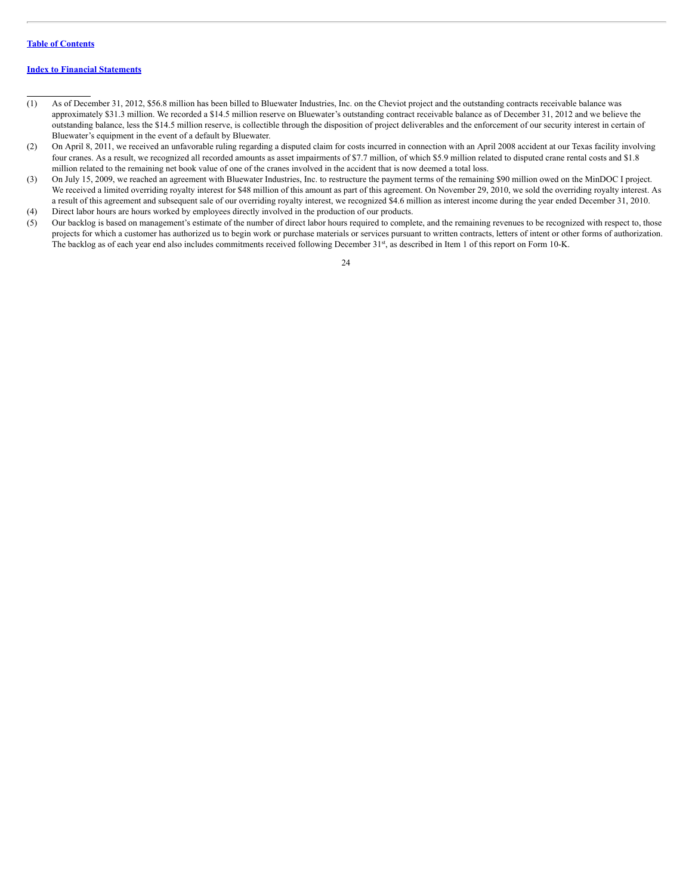(1) As of December 31, 2012, $56.8 million has been billed to Bluewater Industries, Inc. on the Cheviot project and the outstanding contracts receivable balance was approximately $31.3 million. We recorded a $14.5 million reserve on Bluewater's outstanding contract receivable balance as of December 31, 2012 and we believe the outstanding balance, less the $14.5 million reserve, is collectible through the disposition of project deliverables and the enforcement of our security interest in certain of Bluewater's equipment in the event of a default by Bluewater.

(2) On April 8, 2011, we received an unfavorable ruling regarding a disputed claim for costs incurred in connection with an April 2008 accident at our Texas facility involving four cranes. As a result, we recognized all recorded amounts as asset impairments of $7.7 million, of which $5.9 million related to disputed crane rental costs and $1.8 million related to the remaining net book value of one of the cranes involved in the accident that is now deemed a total loss.

(3) On July 15, 2009, we reached an agreement with Bluewater Industries, Inc. to restructure the payment terms of the remaining $90 million owed on the MinDOC I project. We received a limited overriding royalty interest for $48 million of this amount as part of this agreement. On November 29, 2010, we sold the overriding royalty interest. As a result of this agreement and subsequent sale of our overriding royalty interest, we recognized $4.6 million as interest income during the year ended December 31, 2010.

(4) Direct labor hours are hours worked by employees directly involved in the production of our products.

(5) Our backlog is based on management's estimate of the number of direct labor hours required to complete, and the remaining revenues to be recognized with respect to, those projects for which a customer has authorized us to begin work or purchase materials or services pursuant to written contracts, letters of intent or other forms of authorization. The backlog as of each year end also includes commitments received following December 31st, as described in Item 1 of this report on Form 10-K.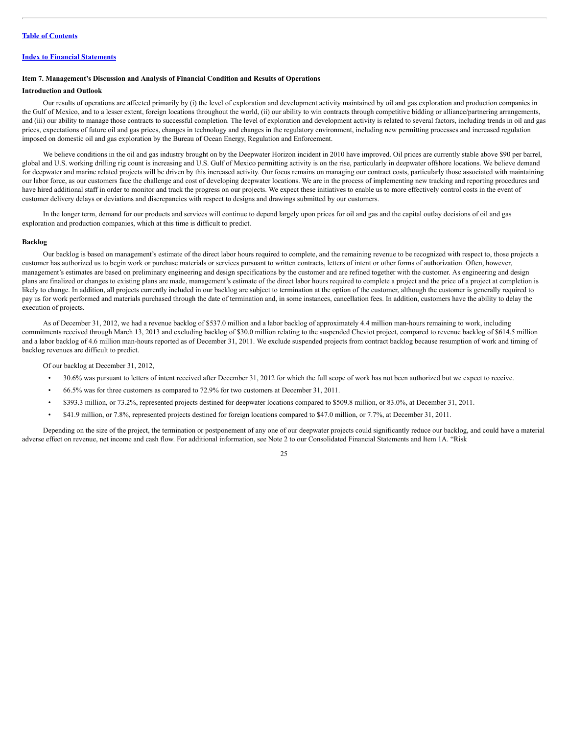[Table of Contents](#)

[Index to Financial Statements](#)

### Item 7. Management's Discussion and Analysis of Financial Condition and Results of Operations

#### Introduction and Outlook

Our results of operations are affected primarily by (i) the level of exploration and development activity maintained by oil and gas exploration and production companies in the Gulf of Mexico, and to a lesser extent, foreign locations throughout the world, (ii) our ability to win contracts through competitive bidding or alliance/partnering arrangements, and (iii) our ability to manage those contracts to successful completion. The level of exploration and development activity is related to several factors, including trends in oil and gas prices, expectations of future oil and gas prices, changes in technology and changes in the regulatory environment, including new permitting processes and increased regulation imposed on domestic oil and gas exploration by the Bureau of Ocean Energy, Regulation and Enforcement.

We believe conditions in the oil and gas industry brought on by the Deepwater Horizon incident in 2010 have improved. Oil prices are currently stable above $90 per barrel, global and U.S. working drilling rig count is increasing and U.S. Gulf of Mexico permitting activity is on the rise, particularly in deepwater offshore locations. We believe demand for deepwater and marine related projects will be driven by this increased activity. Our focus remains on managing our contract costs, particularly those associated with maintaining our labor force, as our customers face the challenge and cost of developing deepwater locations. We are in the process of implementing new tracking and reporting procedures and have hired additional staff in order to monitor and track the progress on our projects. We expect these initiatives to enable us to more effectively control costs in the event of customer delivery delays or deviations and discrepancies with respect to designs and drawings submitted by our customers.

In the longer term, demand for our products and services will continue to depend largely upon prices for oil and gas and the capital outlay decisions of oil and gas exploration and production companies, which at this time is difficult to predict.

#### Backlog

Our backlog is based on management's estimate of the direct labor hours required to complete, and the remaining revenue to be recognized with respect to, those projects a customer has authorized us to begin work or purchase materials or services pursuant to written contracts, letters of intent or other forms of authorization. Often, however, management's estimates are based on preliminary engineering and design specifications by the customer and are refined together with the customer. As engineering and design plans are finalized or changes to existing plans are made, management's estimate of the direct labor hours required to complete a project and the price of a project at completion is likely to change. In addition, all projects currently included in our backlog are subject to termination at the option of the customer, although the customer is generally required to pay us for work performed and materials purchased through the date of termination and, in some instances, cancellation fees. In addition, customers have the ability to delay the execution of projects.

As of December 31, 2012, we had a revenue backlog of $537.0 million and a labor backlog of approximately 4.4 million man-hours remaining to work, including commitments received through March 13, 2013 and excluding backlog of $30.0 million relating to the suspended Cheviot project, compared to revenue backlog of $614.5 million and a labor backlog of 4.6 million man-hours reported as of December 31, 2011. We exclude suspended projects from contract backlog because resumption of work and timing of backlog revenues are difficult to predict.

Of our backlog at December 31, 2012,

- 30.6% was pursuant to letters of intent received after December 31, 2012 for which the full scope of work has not been authorized but we expect to receive.
- 66.5% was for three customers as compared to 72.9% for two customers at December 31, 2011.
- $393.3 million, or 73.2%, represented projects destined for deepwater locations compared to $509.8 million, or 83.0%, at December 31, 2011.
- $41.9 million, or 7.8%, represented projects destined for foreign locations compared to $47.0 million, or 7.7%, at December 31, 2011.

Depending on the size of the project, the termination or postponement of any one of our deepwater projects could significantly reduce our backlog, and could have a material adverse effect on revenue, net income and cash flow. For additional information, see Note 2 to our Consolidated Financial Statements and Item 1A. "Risk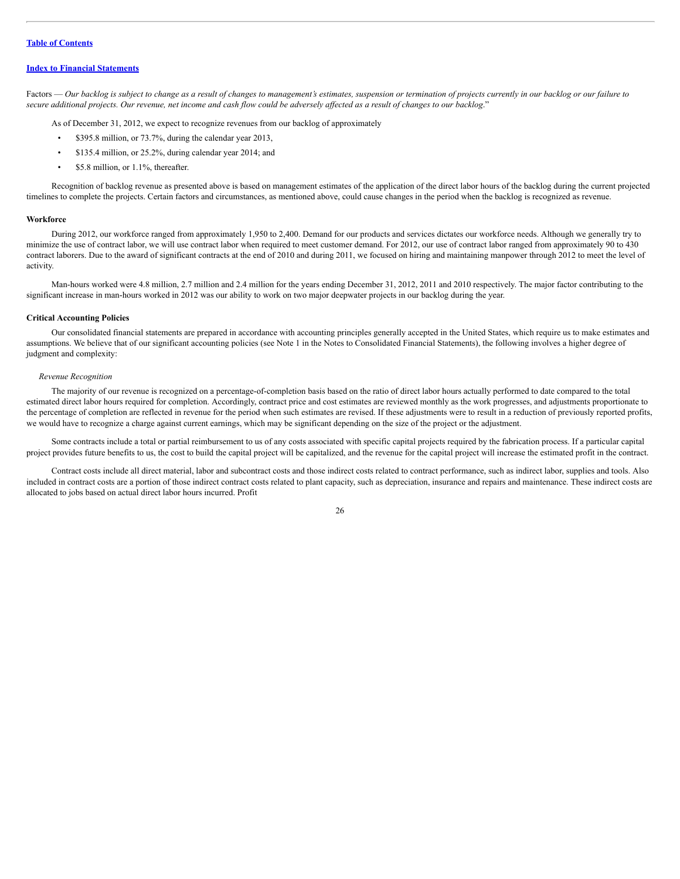Factors — *Our backlog is subject to change as a result of changes to management's estimates, suspension or termination of projects currently in our backlog or our failure to secure additional projects. Our revenue, net income and cash flow could be adversely affected as a result of changes to our backlog*."

As of December 31, 2012, we expect to recognize revenues from our backlog of approximately

- $395.8 million, or 73.7%, during the calendar year 2013,
- $135.4 million, or 25.2%, during calendar year 2014; and
- $5.8 million, or 1.1%, thereafter.

Recognition of backlog revenue as presented above is based on management estimates of the application of the direct labor hours of the backlog during the current projected timelines to complete the projects. Certain factors and circumstances, as mentioned above, could cause changes in the period when the backlog is recognized as revenue.

**Workforce**

During 2012, our workforce ranged from approximately 1,950 to 2,400. Demand for our products and services dictates our workforce needs. Although we generally try to minimize the use of contract labor, we will use contract labor when required to meet customer demand. For 2012, our use of contract labor ranged from approximately 90 to 430 contract laborers. Due to the award of significant contracts at the end of 2010 and during 2011, we focused on hiring and maintaining manpower through 2012 to meet the level of activity.

Man-hours worked were 4.8 million, 2.7 million and 2.4 million for the years ending December 31, 2012, 2011 and 2010 respectively. The major factor contributing to the significant increase in man-hours worked in 2012 was our ability to work on two major deepwater projects in our backlog during the year.

**Critical Accounting Policies**

Our consolidated financial statements are prepared in accordance with accounting principles generally accepted in the United States, which require us to make estimates and assumptions. We believe that of our significant accounting policies (see Note 1 in the Notes to Consolidated Financial Statements), the following involves a higher degree of judgment and complexity:

*Revenue Recognition*

The majority of our revenue is recognized on a percentage-of-completion basis based on the ratio of direct labor hours actually performed to date compared to the total estimated direct labor hours required for completion. Accordingly, contract price and cost estimates are reviewed monthly as the work progresses, and adjustments proportionate to the percentage of completion are reflected in revenue for the period when such estimates are revised. If these adjustments were to result in a reduction of previously reported profits, we would have to recognize a charge against current earnings, which may be significant depending on the size of the project or the adjustment.

Some contracts include a total or partial reimbursement to us of any costs associated with specific capital projects required by the fabrication process. If a particular capital project provides future benefits to us, the cost to build the capital project will be capitalized, and the revenue for the capital project will increase the estimated profit in the contract.

Contract costs include all direct material, labor and subcontract costs and those indirect costs related to contract performance, such as indirect labor, supplies and tools. Also included in contract costs are a portion of those indirect contract costs related to plant capacity, such as depreciation, insurance and repairs and maintenance. These indirect costs are allocated to jobs based on actual direct labor hours incurred. Profit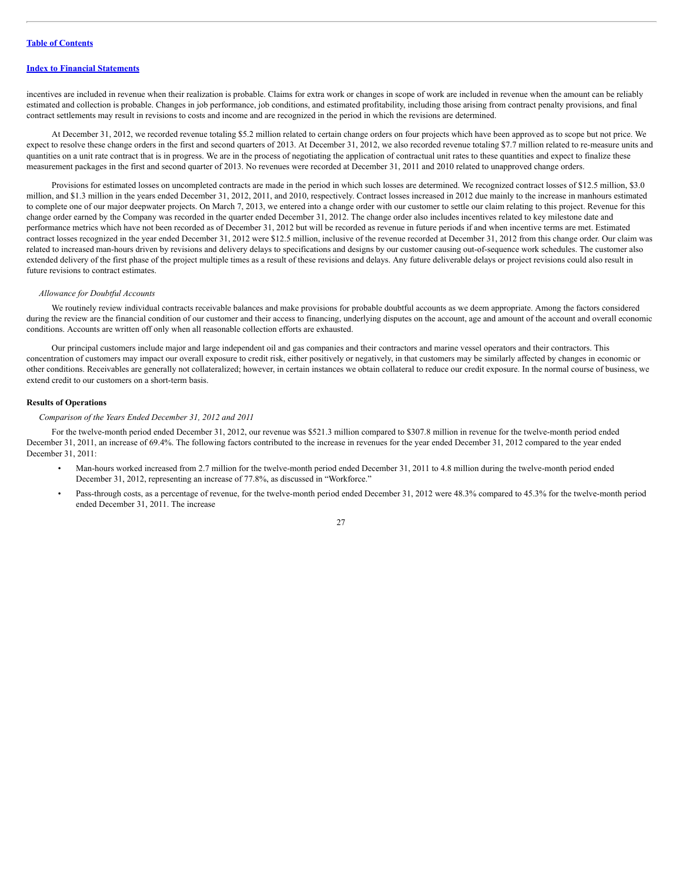incentives are included in revenue when their realization is probable. Claims for extra work or changes in scope of work are included in revenue when the amount can be reliably estimated and collection is probable. Changes in job performance, job conditions, and estimated profitability, including those arising from contract penalty provisions, and final contract settlements may result in revisions to costs and income and are recognized in the period in which the revisions are determined.

At December 31, 2012, we recorded revenue totaling $5.2 million related to certain change orders on four projects which have been approved as to scope but not price. We expect to resolve these change orders in the first and second quarters of 2013. At December 31, 2012, we also recorded revenue totaling $7.7 million related to re-measure units and quantities on a unit rate contract that is in progress. We are in the process of negotiating the application of contractual unit rates to these quantities and expect to finalize these measurement packages in the first and second quarter of 2013. No revenues were recorded at December 31, 2011 and 2010 related to unapproved change orders.

Provisions for estimated losses on uncompleted contracts are made in the period in which such losses are determined. We recognized contract losses of $12.5 million, $3.0 million, and $1.3 million in the years ended December 31, 2012, 2011, and 2010, respectively. Contract losses increased in 2012 due mainly to the increase in manhours estimated to complete one of our major deepwater projects. On March 7, 2013, we entered into a change order with our customer to settle our claim relating to this project. Revenue for this change order earned by the Company was recorded in the quarter ended December 31, 2012. The change order also includes incentives related to key milestone date and performance metrics which have not been recorded as of December 31, 2012 but will be recorded as revenue in future periods if and when incentive terms are met. Estimated contract losses recognized in the year ended December 31, 2012 were $12.5 million, inclusive of the revenue recorded at December 31, 2012 from this change order. Our claim was related to increased man-hours driven by revisions and delivery delays to specifications and designs by our customer causing out-of-sequence work schedules. The customer also extended delivery of the first phase of the project multiple times as a result of these revisions and delays. Any future deliverable delays or project revisions could also result in future revisions to contract estimates.

*Allowance for Doubtful Accounts*

We routinely review individual contracts receivable balances and make provisions for probable doubtful accounts as we deem appropriate. Among the factors considered during the review are the financial condition of our customer and their access to financing, underlying disputes on the account, age and amount of the account and overall economic conditions. Accounts are written off only when all reasonable collection efforts are exhausted.

Our principal customers include major and large independent oil and gas companies and their contractors and marine vessel operators and their contractors. This concentration of customers may impact our overall exposure to credit risk, either positively or negatively, in that customers may be similarly affected by changes in economic or other conditions. Receivables are generally not collateralized; however, in certain instances we obtain collateral to reduce our credit exposure. In the normal course of business, we extend credit to our customers on a short-term basis.

**Results of Operations**

*Comparison of the Years Ended December 31, 2012 and 2011*

For the twelve-month period ended December 31, 2012, our revenue was $521.3 million compared to $307.8 million in revenue for the twelve-month period ended December 31, 2011, an increase of 69.4%. The following factors contributed to the increase in revenues for the year ended December 31, 2012 compared to the year ended December 31, 2011:

- Man-hours worked increased from 2.7 million for the twelve-month period ended December 31, 2011 to 4.8 million during the twelve-month period ended December 31, 2012, representing an increase of 77.8%, as discussed in "Workforce."
- Pass-through costs, as a percentage of revenue, for the twelve-month period ended December 31, 2012 were 48.3% compared to 45.3% for the twelve-month period ended December 31, 2011. The increase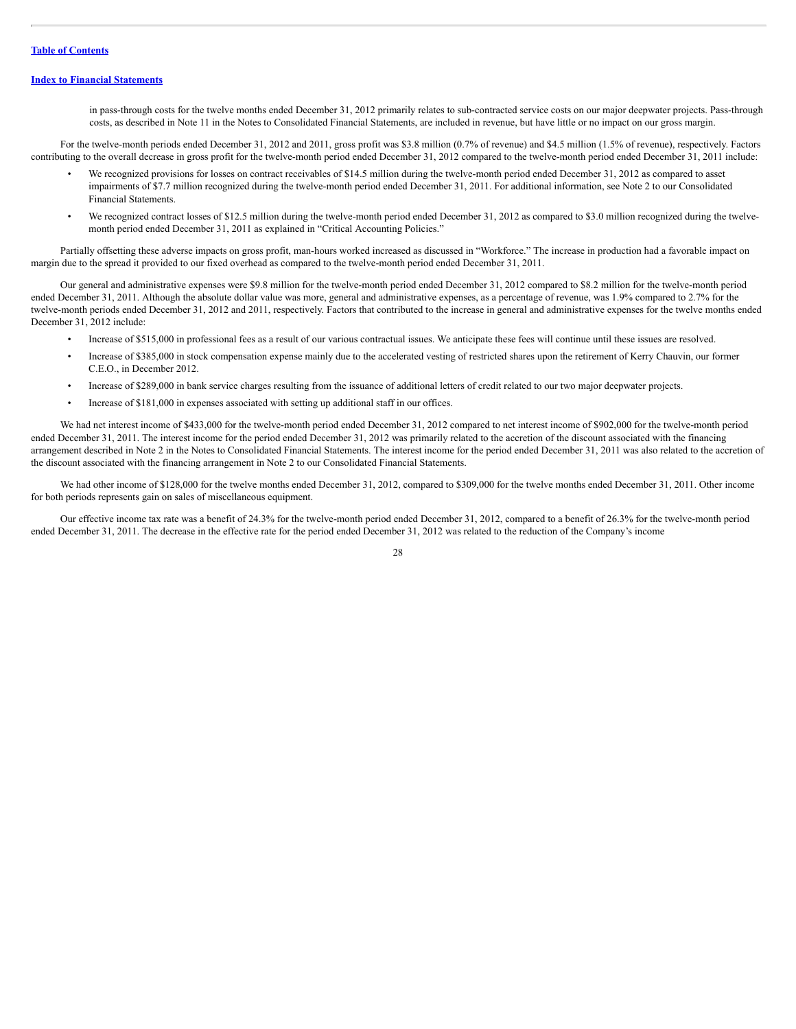in pass-through costs for the twelve months ended December 31, 2012 primarily relates to sub-contracted service costs on our major deepwater projects. Pass-through costs, as described in Note 11 in the Notes to Consolidated Financial Statements, are included in revenue, but have little or no impact on our gross margin.

For the twelve-month periods ended December 31, 2012 and 2011, gross profit was $3.8 million (0.7% of revenue) and $4.5 million (1.5% of revenue), respectively. Factors contributing to the overall decrease in gross profit for the twelve-month period ended December 31, 2012 compared to the twelve-month period ended December 31, 2011 include:

- We recognized provisions for losses on contract receivables of $14.5 million during the twelve-month period ended December 31, 2012 as compared to asset impairments of $7.7 million recognized during the twelve-month period ended December 31, 2011. For additional information, see Note 2 to our Consolidated Financial Statements.
- We recognized contract losses of $12.5 million during the twelve-month period ended December 31, 2012 as compared to $3.0 million recognized during the twelve-month period ended December 31, 2011 as explained in "Critical Accounting Policies."

Partially offsetting these adverse impacts on gross profit, man-hours worked increased as discussed in "Workforce." The increase in production had a favorable impact on margin due to the spread it provided to our fixed overhead as compared to the twelve-month period ended December 31, 2011.

Our general and administrative expenses were $9.8 million for the twelve-month period ended December 31, 2012 compared to $8.2 million for the twelve-month period ended December 31, 2011. Although the absolute dollar value was more, general and administrative expenses, as a percentage of revenue, was 1.9% compared to 2.7% for the twelve-month periods ended December 31, 2012 and 2011, respectively. Factors that contributed to the increase in general and administrative expenses for the twelve months ended December 31, 2012 include:

- Increase of $515,000 in professional fees as a result of our various contractual issues. We anticipate these fees will continue until these issues are resolved.
- Increase of $385,000 in stock compensation expense mainly due to the accelerated vesting of restricted shares upon the retirement of Kerry Chauvin, our former C.E.O., in December 2012.
- Increase of $289,000 in bank service charges resulting from the issuance of additional letters of credit related to our two major deepwater projects.
- Increase of $181,000 in expenses associated with setting up additional staff in our offices.

We had net interest income of $433,000 for the twelve-month period ended December 31, 2012 compared to net interest income of $902,000 for the twelve-month period ended December 31, 2011. The interest income for the period ended December 31, 2012 was primarily related to the accretion of the discount associated with the financing arrangement described in Note 2 in the Notes to Consolidated Financial Statements. The interest income for the period ended December 31, 2011 was also related to the accretion of the discount associated with the financing arrangement in Note 2 to our Consolidated Financial Statements.

We had other income of $128,000 for the twelve months ended December 31, 2012, compared to $309,000 for the twelve months ended December 31, 2011. Other income for both periods represents gain on sales of miscellaneous equipment.

Our effective income tax rate was a benefit of 24.3% for the twelve-month period ended December 31, 2012, compared to a benefit of 26.3% for the twelve-month period ended December 31, 2011. The decrease in the effective rate for the period ended December 31, 2012 was related to the reduction of the Company's income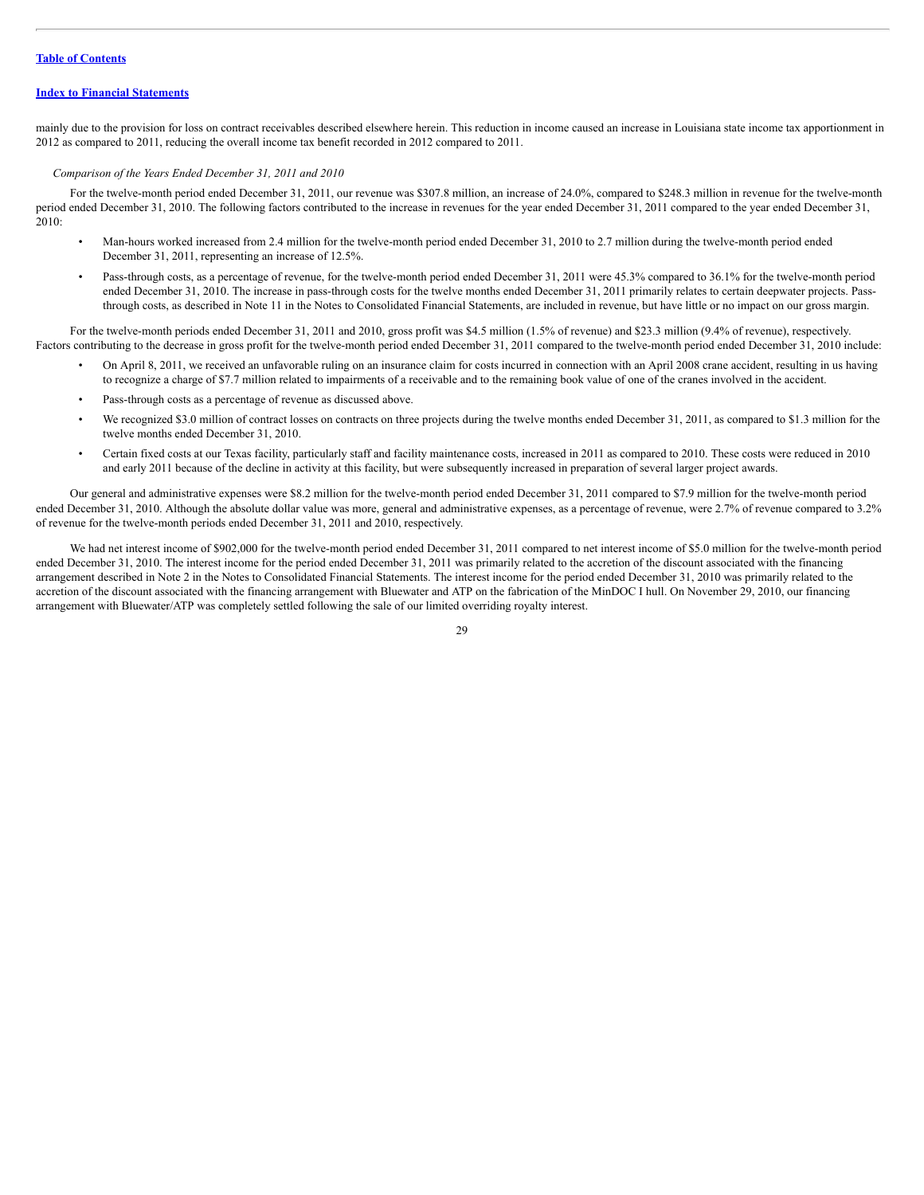mainly due to the provision for loss on contract receivables described elsewhere herein. This reduction in income caused an increase in Louisiana state income tax apportionment in 2012 as compared to 2011, reducing the overall income tax benefit recorded in 2012 compared to 2011.

*Comparison of the Years Ended December 31, 2011 and 2010*

For the twelve-month period ended December 31, 2011, our revenue was $307.8 million, an increase of 24.0%, compared to $248.3 million in revenue for the twelve-month period ended December 31, 2010. The following factors contributed to the increase in revenues for the year ended December 31, 2011 compared to the year ended December 31, 2010:

- Man-hours worked increased from 2.4 million for the twelve-month period ended December 31, 2010 to 2.7 million during the twelve-month period ended December 31, 2011, representing an increase of 12.5%.
- Pass-through costs, as a percentage of revenue, for the twelve-month period ended December 31, 2011 were 45.3% compared to 36.1% for the twelve-month period ended December 31, 2010. The increase in pass-through costs for the twelve months ended December 31, 2011 primarily relates to certain deepwater projects. Pass-through costs, as described in Note 11 in the Notes to Consolidated Financial Statements, are included in revenue, but have little or no impact on our gross margin.

For the twelve-month periods ended December 31, 2011 and 2010, gross profit was $4.5 million (1.5% of revenue) and $23.3 million (9.4% of revenue), respectively. Factors contributing to the decrease in gross profit for the twelve-month period ended December 31, 2011 compared to the twelve-month period ended December 31, 2010 include:

- On April 8, 2011, we received an unfavorable ruling on an insurance claim for costs incurred in connection with an April 2008 crane accident, resulting in us having to recognize a charge of $7.7 million related to impairments of a receivable and to the remaining book value of one of the cranes involved in the accident.
- Pass-through costs as a percentage of revenue as discussed above.
- We recognized $3.0 million of contract losses on contracts on three projects during the twelve months ended December 31, 2011, as compared to $1.3 million for the twelve months ended December 31, 2010.
- Certain fixed costs at our Texas facility, particularly staff and facility maintenance costs, increased in 2011 as compared to 2010. These costs were reduced in 2010 and early 2011 because of the decline in activity at this facility, but were subsequently increased in preparation of several larger project awards.

Our general and administrative expenses were $8.2 million for the twelve-month period ended December 31, 2011 compared to $7.9 million for the twelve-month period ended December 31, 2010. Although the absolute dollar value was more, general and administrative expenses, as a percentage of revenue, were 2.7% of revenue compared to 3.2% of revenue for the twelve-month periods ended December 31, 2011 and 2010, respectively.

We had net interest income of $902,000 for the twelve-month period ended December 31, 2011 compared to net interest income of $5.0 million for the twelve-month period ended December 31, 2010. The interest income for the period ended December 31, 2011 was primarily related to the accretion of the discount associated with the financing arrangement described in Note 2 in the Notes to Consolidated Financial Statements. The interest income for the period ended December 31, 2010 was primarily related to the accretion of the discount associated with the financing arrangement with Bluewater and ATP on the fabrication of the MinDOC I hull. On November 29, 2010, our financing arrangement with Bluewater/ATP was completely settled following the sale of our limited overriding royalty interest.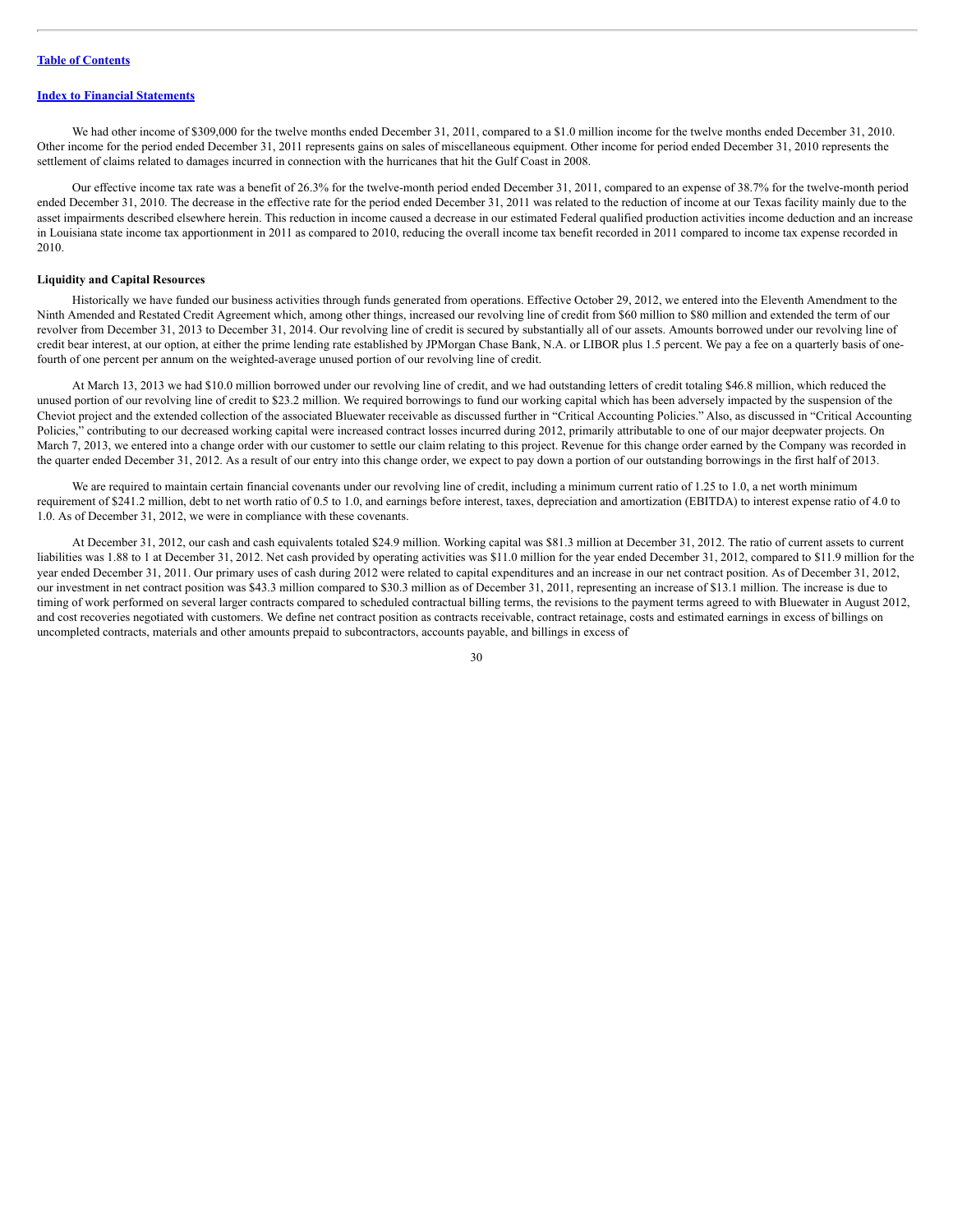We had other income of $309,000 for the twelve months ended December 31, 2011, compared to a $1.0 million income for the twelve months ended December 31, 2010. Other income for the period ended December 31, 2011 represents gains on sales of miscellaneous equipment. Other income for period ended December 31, 2010 represents the settlement of claims related to damages incurred in connection with the hurricanes that hit the Gulf Coast in 2008.

Our effective income tax rate was a benefit of 26.3% for the twelve-month period ended December 31, 2011, compared to an expense of 38.7% for the twelve-month period ended December 31, 2010. The decrease in the effective rate for the period ended December 31, 2011 was related to the reduction of income at our Texas facility mainly due to the asset impairments described elsewhere herein. This reduction in income caused a decrease in our estimated Federal qualified production activities income deduction and an increase in Louisiana state income tax apportionment in 2011 as compared to 2010, reducing the overall income tax benefit recorded in 2011 compared to income tax expense recorded in 2010.

**Liquidity and Capital Resources**

Historically we have funded our business activities through funds generated from operations. Effective October 29, 2012, we entered into the Eleventh Amendment to the Ninth Amended and Restated Credit Agreement which, among other things, increased our revolving line of credit from $60 million to $80 million and extended the term of our revolver from December 31, 2013 to December 31, 2014. Our revolving line of credit is secured by substantially all of our assets. Amounts borrowed under our revolving line of credit bear interest, at our option, at either the prime lending rate established by JPMorgan Chase Bank, N.A. or LIBOR plus 1.5 percent. We pay a fee on a quarterly basis of one-fourth of one percent per annum on the weighted-average unused portion of our revolving line of credit.

At March 13, 2013 we had $10.0 million borrowed under our revolving line of credit, and we had outstanding letters of credit totaling $46.8 million, which reduced the unused portion of our revolving line of credit to $23.2 million. We required borrowings to fund our working capital which has been adversely impacted by the suspension of the Cheviot project and the extended collection of the associated Bluewater receivable as discussed further in "Critical Accounting Policies." Also, as discussed in "Critical Accounting Policies," contributing to our decreased working capital were increased contract losses incurred during 2012, primarily attributable to one of our major deepwater projects. On March 7, 2013, we entered into a change order with our customer to settle our claim relating to this project. Revenue for this change order earned by the Company was recorded in the quarter ended December 31, 2012. As a result of our entry into this change order, we expect to pay down a portion of our outstanding borrowings in the first half of 2013.

We are required to maintain certain financial covenants under our revolving line of credit, including a minimum current ratio of 1.25 to 1.0, a net worth minimum requirement of $241.2 million, debt to net worth ratio of 0.5 to 1.0, and earnings before interest, taxes, depreciation and amortization (EBITDA) to interest expense ratio of 4.0 to 1.0. As of December 31, 2012, we were in compliance with these covenants.

At December 31, 2012, our cash and cash equivalents totaled $24.9 million. Working capital was $81.3 million at December 31, 2012. The ratio of current assets to current liabilities was 1.88 to 1 at December 31, 2012. Net cash provided by operating activities was $11.0 million for the year ended December 31, 2012, compared to $11.9 million for the year ended December 31, 2011. Our primary uses of cash during 2012 were related to capital expenditures and an increase in our net contract position. As of December 31, 2012, our investment in net contract position was $43.3 million compared to $30.3 million as of December 31, 2011, representing an increase of $13.1 million. The increase is due to timing of work performed on several larger contracts compared to scheduled contractual billing terms, the revisions to the payment terms agreed to with Bluewater in August 2012, and cost recoveries negotiated with customers. We define net contract position as contracts receivable, contract retainage, costs and estimated earnings in excess of billings on uncompleted contracts, materials and other amounts prepaid to subcontractors, accounts payable, and billings in excess of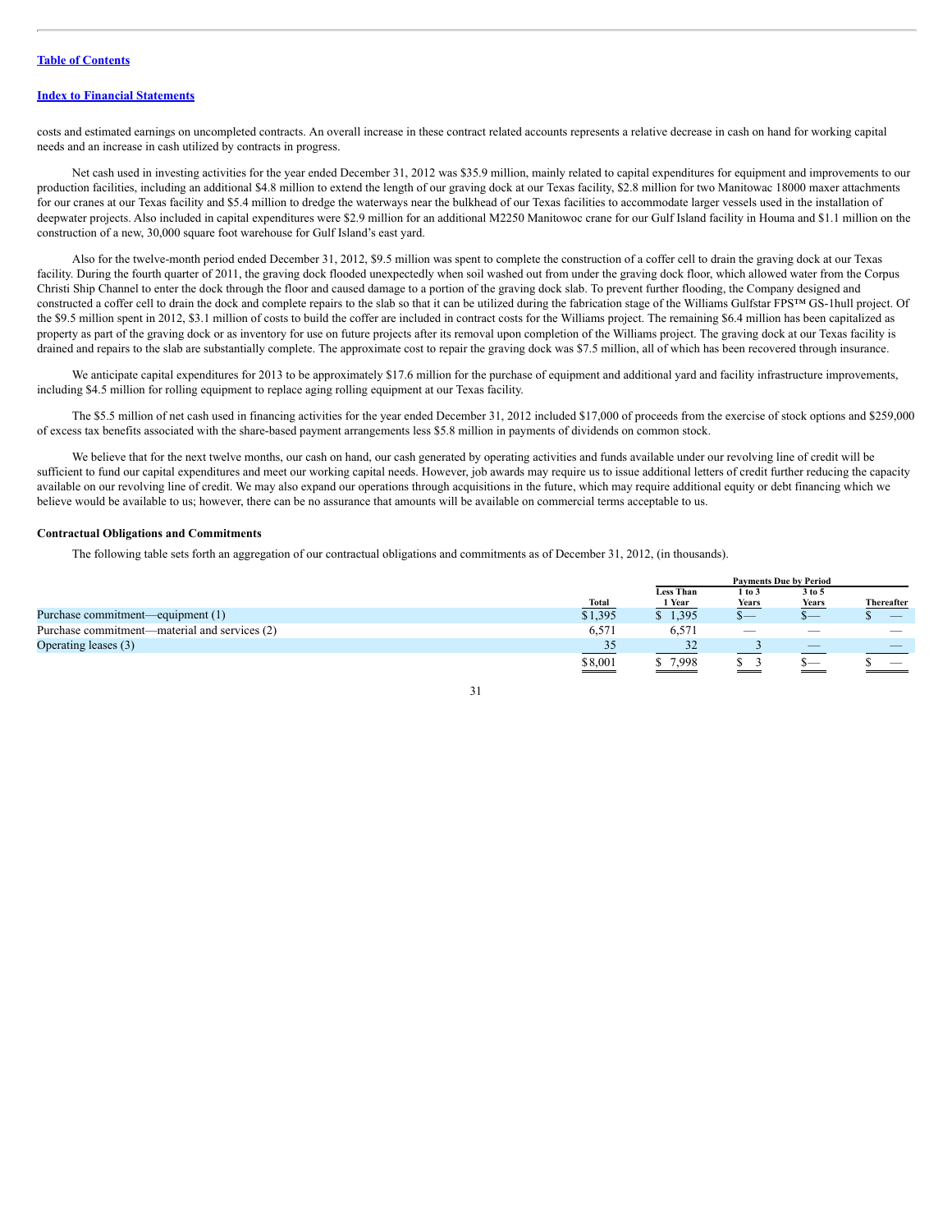[Table of Contents](#)

[Index to Financial Statements](#)

costs and estimated earnings on uncompleted contracts. An overall increase in these contract related accounts represents a relative decrease in cash on hand for working capital needs and an increase in cash utilized by contracts in progress.

Net cash used in investing activities for the year ended December 31, 2012 was $35.9 million, mainly related to capital expenditures for equipment and improvements to our production facilities, including an additional $4.8 million to extend the length of our graving dock at our Texas facility, $2.8 million for two Manitowac 18000 maxer attachments for our cranes at our Texas facility and $5.4 million to dredge the waterways near the bulkhead of our Texas facilities to accommodate larger vessels used in the installation of deepwater projects. Also included in capital expenditures were $2.9 million for an additional M2250 Manitowoc crane for our Gulf Island facility in Houma and $1.1 million on the construction of a new, 30,000 square foot warehouse for Gulf Island's east yard.

Also for the twelve-month period ended December 31, 2012, $9.5 million was spent to complete the construction of a coffer cell to drain the graving dock at our Texas facility. During the fourth quarter of 2011, the graving dock flooded unexpectedly when soil washed out from under the graving dock floor, which allowed water from the Corpus Christi Ship Channel to enter the dock through the floor and caused damage to a portion of the graving dock slab. To prevent further flooding, the Company designed and constructed a coffer cell to drain the dock and complete repairs to the slab so that it can be utilized during the fabrication stage of the Williams Gulfstar FPS™ GS-1hull project. Of the $9.5 million spent in 2012, $3.1 million of costs to build the coffer are included in contract costs for the Williams project. The remaining $6.4 million has been capitalized as property as part of the graving dock or as inventory for use on future projects after its removal upon completion of the Williams project. The graving dock at our Texas facility is drained and repairs to the slab are substantially complete. The approximate cost to repair the graving dock was $7.5 million, all of which has been recovered through insurance.

We anticipate capital expenditures for 2013 to be approximately $17.6 million for the purchase of equipment and additional yard and facility infrastructure improvements, including $4.5 million for rolling equipment to replace aging rolling equipment at our Texas facility.

The $5.5 million of net cash used in financing activities for the year ended December 31, 2012 included $17,000 of proceeds from the exercise of stock options and $259,000 of excess tax benefits associated with the share-based payment arrangements less $5.8 million in payments of dividends on common stock.

We believe that for the next twelve months, our cash on hand, our cash generated by operating activities and funds available under our revolving line of credit will be sufficient to fund our capital expenditures and meet our working capital needs. However, job awards may require us to issue additional letters of credit further reducing the capacity available on our revolving line of credit. We may also expand our operations through acquisitions in the future, which may require additional equity or debt financing which we believe would be available to us; however, there can be no assurance that amounts will be available on commercial terms acceptable to us.

**Contractual Obligations and Commitments**

The following table sets forth an aggregation of our contractual obligations and commitments as of December 31, 2012, (in thousands).

| | | Payments Due by Period | | | |
|---|---|---|---|---|---|
| | Total | Less Than 1 Year | 1 to 3 Years | 3 to 5 Years | Thereafter |
| Purchase commitment—equipment (1) | $1,395 | $ 1,395 | $— | $— | $ — |
| Purchase commitment—material and services (2) | 6,571 | 6,571 | — | — | — |
| Operating leases (3) | 35 | 32 | 3 | — | — |
| | $8,001 | $ 7,998 | $ 3 | $— | $ — |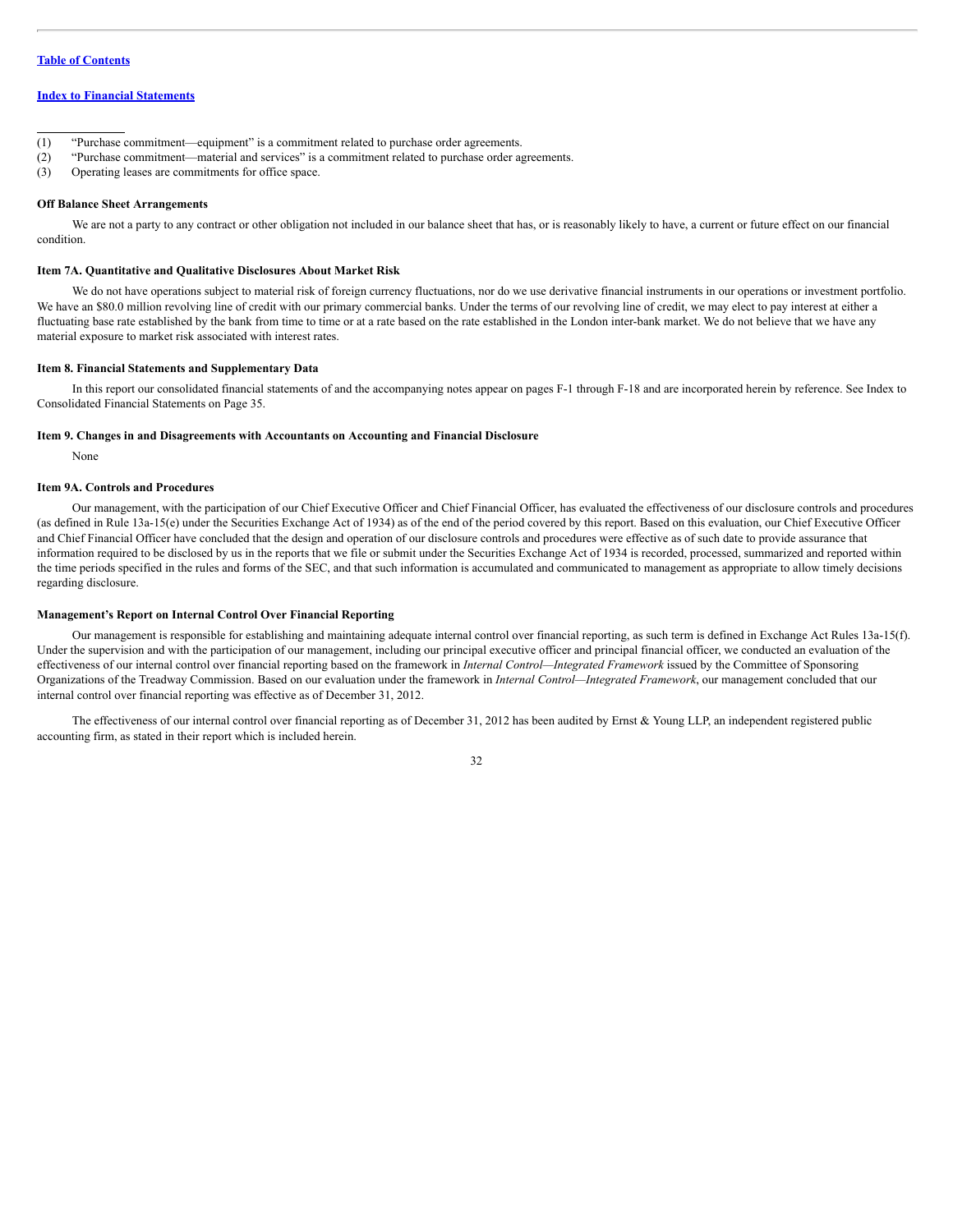[Table of Contents](#)

[Index to Financial Statements](#)

---

(1) "Purchase commitment—equipment" is a commitment related to purchase order agreements.

(2) "Purchase commitment—material and services" is a commitment related to purchase order agreements.

(3) Operating leases are commitments for office space.

**Off Balance Sheet Arrangements**

We are not a party to any contract or other obligation not included in our balance sheet that has, or is reasonably likely to have, a current or future effect on our financial condition.

**Item 7A. Quantitative and Qualitative Disclosures About Market Risk**

We do not have operations subject to material risk of foreign currency fluctuations, nor do we use derivative financial instruments in our operations or investment portfolio. We have an $80.0 million revolving line of credit with our primary commercial banks. Under the terms of our revolving line of credit, we may elect to pay interest at either a fluctuating base rate established by the bank from time to time or at a rate based on the rate established in the London inter-bank market. We do not believe that we have any material exposure to market risk associated with interest rates.

**Item 8. Financial Statements and Supplementary Data**

In this report our consolidated financial statements of and the accompanying notes appear on pages F-1 through F-18 and are incorporated herein by reference. See Index to Consolidated Financial Statements on Page 35.

**Item 9. Changes in and Disagreements with Accountants on Accounting and Financial Disclosure**

None

**Item 9A. Controls and Procedures**

Our management, with the participation of our Chief Executive Officer and Chief Financial Officer, has evaluated the effectiveness of our disclosure controls and procedures (as defined in Rule 13a-15(e) under the Securities Exchange Act of 1934) as of the end of the period covered by this report. Based on this evaluation, our Chief Executive Officer and Chief Financial Officer have concluded that the design and operation of our disclosure controls and procedures were effective as of such date to provide assurance that information required to be disclosed by us in the reports that we file or submit under the Securities Exchange Act of 1934 is recorded, processed, summarized and reported within the time periods specified in the rules and forms of the SEC, and that such information is accumulated and communicated to management as appropriate to allow timely decisions regarding disclosure.

**Management's Report on Internal Control Over Financial Reporting**

Our management is responsible for establishing and maintaining adequate internal control over financial reporting, as such term is defined in Exchange Act Rules 13a-15(f). Under the supervision and with the participation of our management, including our principal executive officer and principal financial officer, we conducted an evaluation of the effectiveness of our internal control over financial reporting based on the framework in *Internal Control—Integrated Framework* issued by the Committee of Sponsoring Organizations of the Treadway Commission. Based on our evaluation under the framework in *Internal Control—Integrated Framework*, our management concluded that our internal control over financial reporting was effective as of December 31, 2012.

The effectiveness of our internal control over financial reporting as of December 31, 2012 has been audited by Ernst & Young LLP, an independent registered public accounting firm, as stated in their report which is included herein.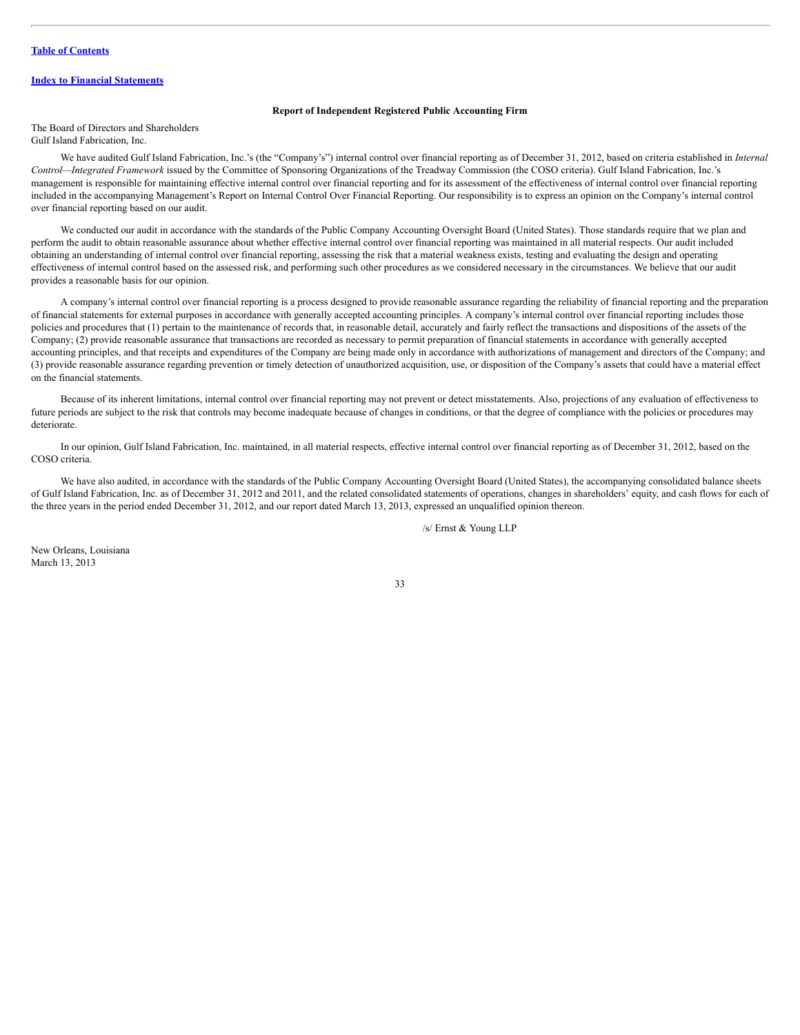[Table of Contents](#)

[Index to Financial Statements](#)

### Report of Independent Registered Public Accounting Firm

The Board of Directors and Shareholders
Gulf Island Fabrication, Inc.

We have audited Gulf Island Fabrication, Inc.'s (the "Company's") internal control over financial reporting as of December 31, 2012, based on criteria established in *Internal Control—Integrated Framework* issued by the Committee of Sponsoring Organizations of the Treadway Commission (the COSO criteria). Gulf Island Fabrication, Inc.'s management is responsible for maintaining effective internal control over financial reporting and for its assessment of the effectiveness of internal control over financial reporting included in the accompanying Management's Report on Internal Control Over Financial Reporting. Our responsibility is to express an opinion on the Company's internal control over financial reporting based on our audit.

We conducted our audit in accordance with the standards of the Public Company Accounting Oversight Board (United States). Those standards require that we plan and perform the audit to obtain reasonable assurance about whether effective internal control over financial reporting was maintained in all material respects. Our audit included obtaining an understanding of internal control over financial reporting, assessing the risk that a material weakness exists, testing and evaluating the design and operating effectiveness of internal control based on the assessed risk, and performing such other procedures as we considered necessary in the circumstances. We believe that our audit provides a reasonable basis for our opinion.

A company's internal control over financial reporting is a process designed to provide reasonable assurance regarding the reliability of financial reporting and the preparation of financial statements for external purposes in accordance with generally accepted accounting principles. A company's internal control over financial reporting includes those policies and procedures that (1) pertain to the maintenance of records that, in reasonable detail, accurately and fairly reflect the transactions and dispositions of the assets of the Company; (2) provide reasonable assurance that transactions are recorded as necessary to permit preparation of financial statements in accordance with generally accepted accounting principles, and that receipts and expenditures of the Company are being made only in accordance with authorizations of management and directors of the Company; and (3) provide reasonable assurance regarding prevention or timely detection of unauthorized acquisition, use, or disposition of the Company's assets that could have a material effect on the financial statements.

Because of its inherent limitations, internal control over financial reporting may not prevent or detect misstatements. Also, projections of any evaluation of effectiveness to future periods are subject to the risk that controls may become inadequate because of changes in conditions, or that the degree of compliance with the policies or procedures may deteriorate.

In our opinion, Gulf Island Fabrication, Inc. maintained, in all material respects, effective internal control over financial reporting as of December 31, 2012, based on the COSO criteria.

We have also audited, in accordance with the standards of the Public Company Accounting Oversight Board (United States), the accompanying consolidated balance sheets of Gulf Island Fabrication, Inc. as of December 31, 2012 and 2011, and the related consolidated statements of operations, changes in shareholders' equity, and cash flows for each of the three years in the period ended December 31, 2012, and our report dated March 13, 2013, expressed an unqualified opinion thereon.

/s/ Ernst & Young LLP

New Orleans, Louisiana
March 13, 2013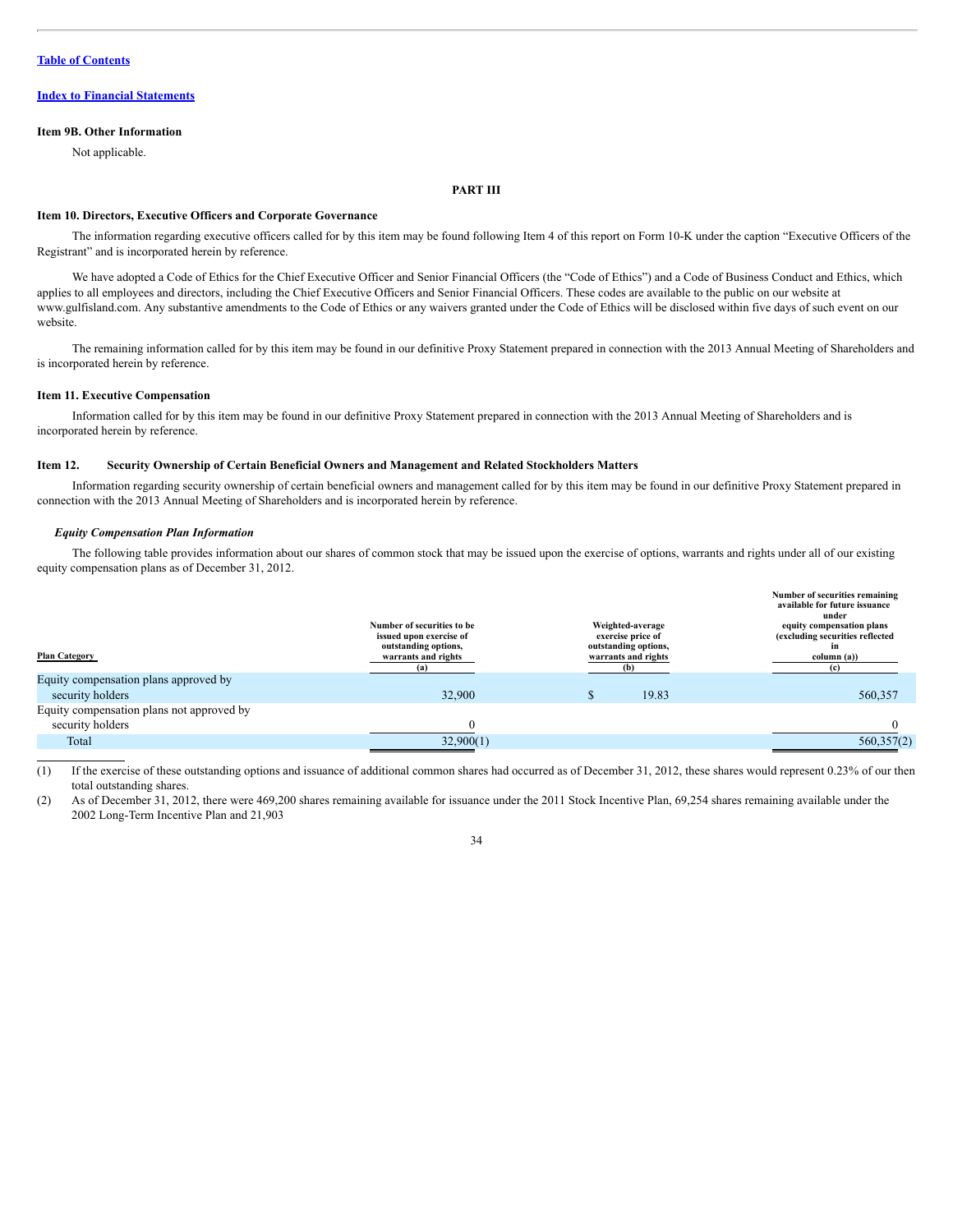[Table of Contents](#)

[Index to Financial Statements](#)

### Item 9B. Other Information

Not applicable.

## PART III

### Item 10. Directors, Executive Officers and Corporate Governance

The information regarding executive officers called for by this item may be found following Item 4 of this report on Form 10-K under the caption "Executive Officers of the Registrant" and is incorporated herein by reference.

We have adopted a Code of Ethics for the Chief Executive Officer and Senior Financial Officers (the "Code of Ethics") and a Code of Business Conduct and Ethics, which applies to all employees and directors, including the Chief Executive Officers and Senior Financial Officers. These codes are available to the public on our website at www.gulfisland.com. Any substantive amendments to the Code of Ethics or any waivers granted under the Code of Ethics will be disclosed within five days of such event on our website.

The remaining information called for by this item may be found in our definitive Proxy Statement prepared in connection with the 2013 Annual Meeting of Shareholders and is incorporated herein by reference.

### Item 11. Executive Compensation

Information called for by this item may be found in our definitive Proxy Statement prepared in connection with the 2013 Annual Meeting of Shareholders and is incorporated herein by reference.

### Item 12. Security Ownership of Certain Beneficial Owners and Management and Related Stockholders Matters

Information regarding security ownership of certain beneficial owners and management called for by this item may be found in our definitive Proxy Statement prepared in connection with the 2013 Annual Meeting of Shareholders and is incorporated herein by reference.

***Equity Compensation Plan Information***

The following table provides information about our shares of common stock that may be issued upon the exercise of options, warrants and rights under all of our existing equity compensation plans as of December 31, 2012.

| Plan Category | Number of securities to be issued upon exercise of outstanding options, warrants and rights (a) | Weighted-average exercise price of outstanding options, warrants and rights (b) | Number of securities remaining available for future issuance under equity compensation plans (excluding securities reflected in column (a)) (c) |
|---|---|---|---|
| Equity compensation plans approved by security holders | 32,900 | $ 19.83 | 560,357 |
| Equity compensation plans not approved by security holders | 0 | | 0 |
| Total | 32,900(1) | | 560,357(2) |

(1) If the exercise of these outstanding options and issuance of additional common shares had occurred as of December 31, 2012, these shares would represent 0.23% of our then total outstanding shares.

(2) As of December 31, 2012, there were 469,200 shares remaining available for issuance under the 2011 Stock Incentive Plan, 69,254 shares remaining available under the 2002 Long-Term Incentive Plan and 21,903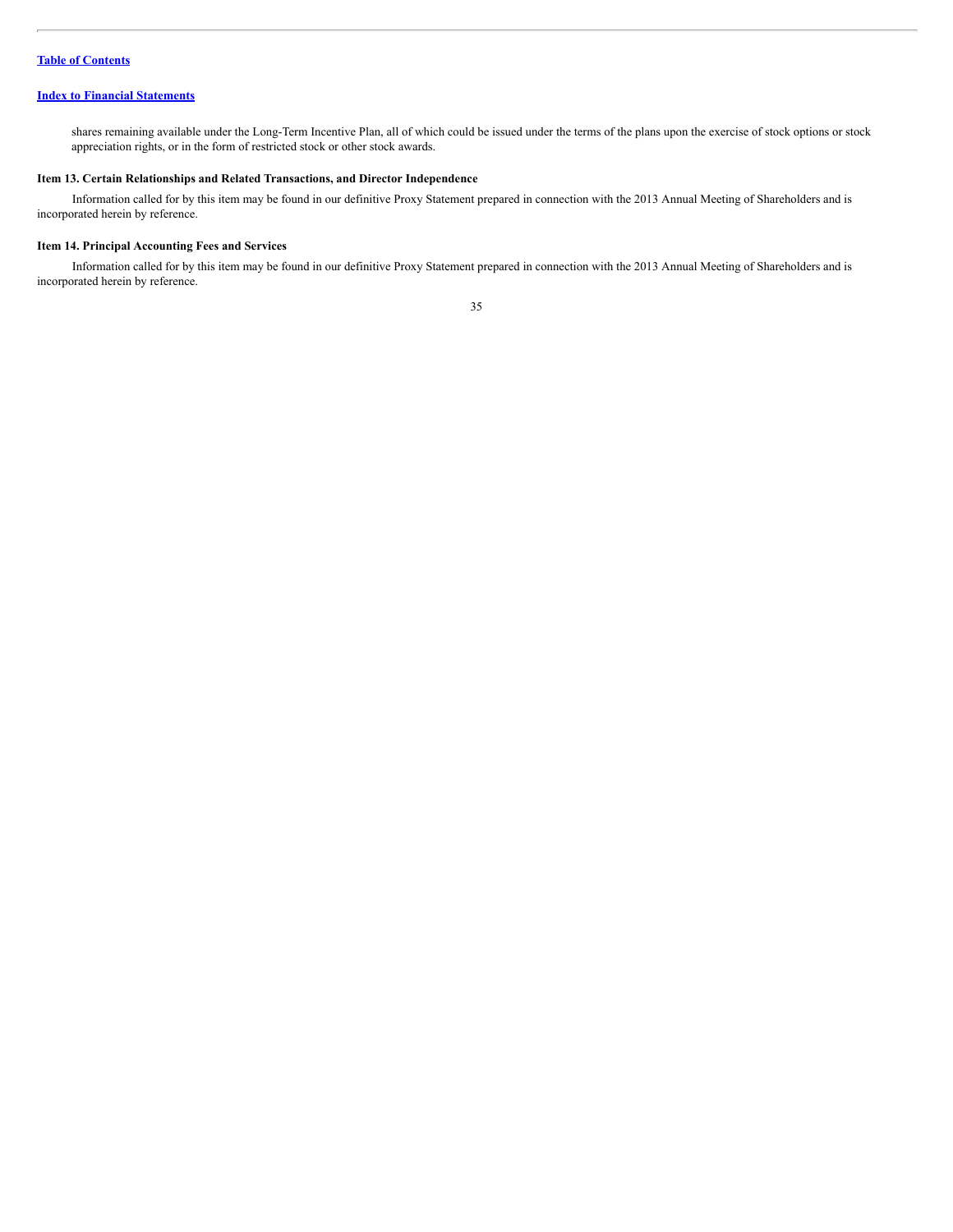shares remaining available under the Long-Term Incentive Plan, all of which could be issued under the terms of the plans upon the exercise of stock options or stock appreciation rights, or in the form of restricted stock or other stock awards.

### Item 13. Certain Relationships and Related Transactions, and Director Independence

Information called for by this item may be found in our definitive Proxy Statement prepared in connection with the 2013 Annual Meeting of Shareholders and is incorporated herein by reference.

### Item 14. Principal Accounting Fees and Services

Information called for by this item may be found in our definitive Proxy Statement prepared in connection with the 2013 Annual Meeting of Shareholders and is incorporated herein by reference.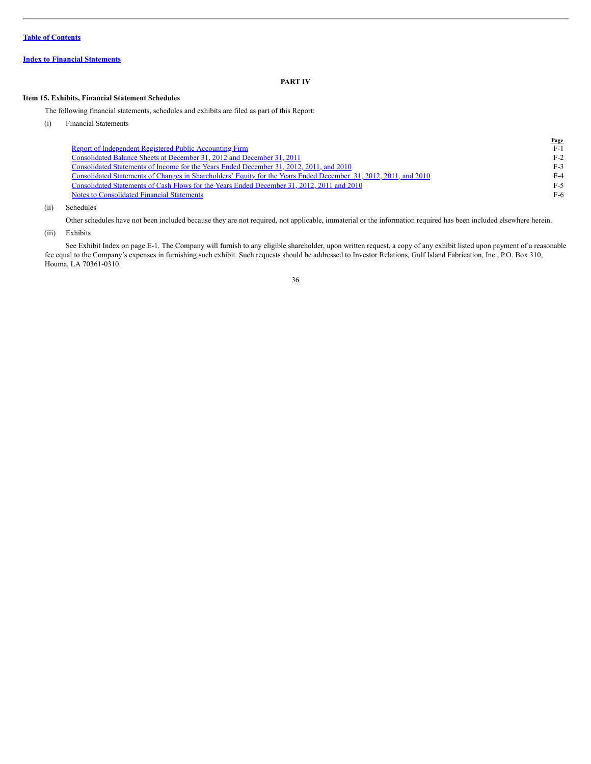[Table of Contents](#)

[Index to Financial Statements](#)

## PART IV

### Item 15. Exhibits, Financial Statement Schedules

The following financial statements, schedules and exhibits are filed as part of this Report:

(i) Financial Statements

| | Page |
|---|---|
| Report of Independent Registered Public Accounting Firm | F-1 |
| Consolidated Balance Sheets at December 31, 2012 and December 31, 2011 | F-2 |
| Consolidated Statements of Income for the Years Ended December 31, 2012, 2011, and 2010 | F-3 |
| Consolidated Statements of Changes in Shareholders' Equity for the Years Ended December 31, 2012, 2011, and 2010 | F-4 |
| Consolidated Statements of Cash Flows for the Years Ended December 31, 2012, 2011 and 2010 | F-5 |
| Notes to Consolidated Financial Statements | F-6 |

(ii) Schedules

Other schedules have not been included because they are not required, not applicable, immaterial or the information required has been included elsewhere herein.

(iii) Exhibits

See Exhibit Index on page E-1. The Company will furnish to any eligible shareholder, upon written request, a copy of any exhibit listed upon payment of a reasonable fee equal to the Company's expenses in furnishing such exhibit. Such requests should be addressed to Investor Relations, Gulf Island Fabrication, Inc., P.O. Box 310, Houma, LA 70361-0310.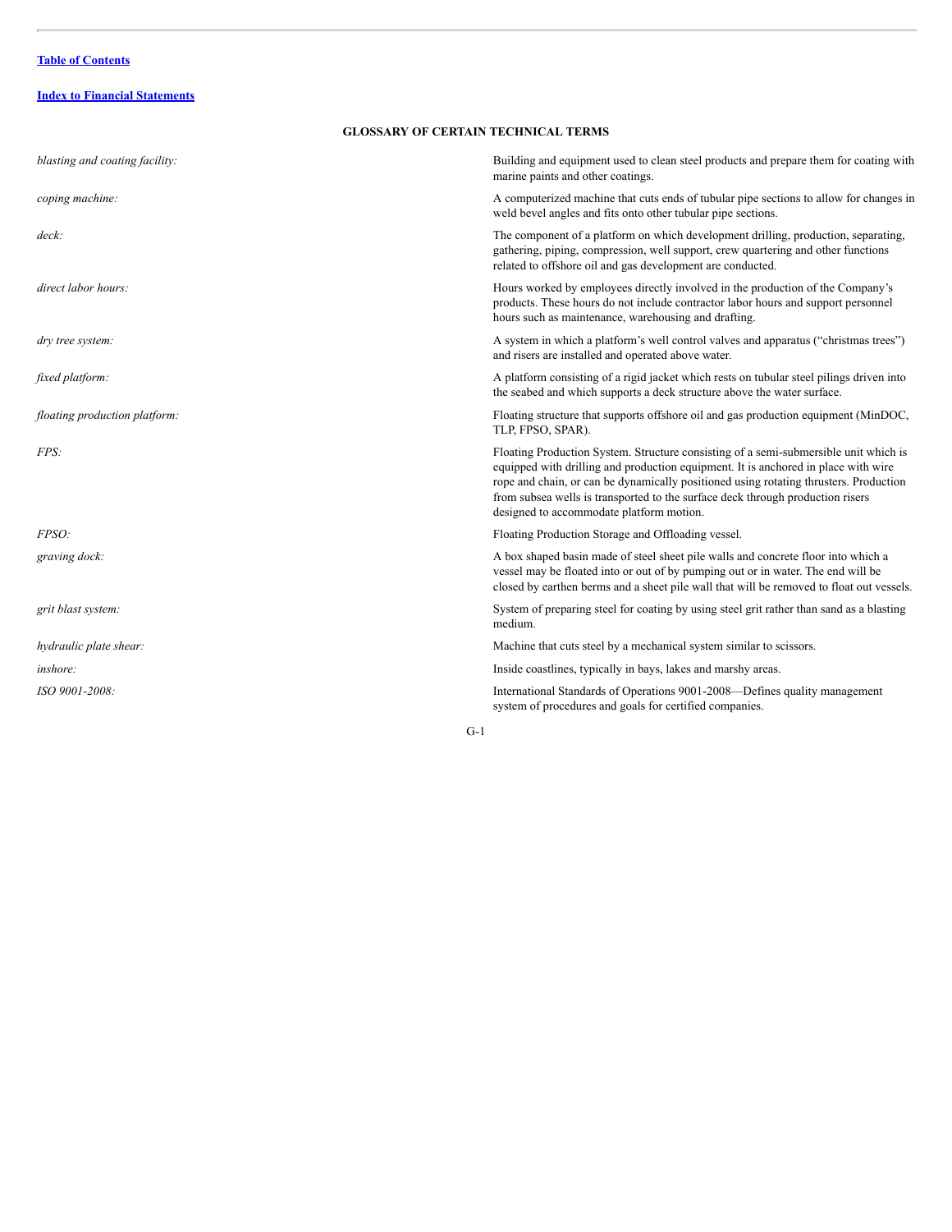[Table of Contents](#)

[Index to Financial Statements](#)

## GLOSSARY OF CERTAIN TECHNICAL TERMS

| | |
|---|---|
| *blasting and coating facility:* | Building and equipment used to clean steel products and prepare them for coating with marine paints and other coatings. |
| *coping machine:* | A computerized machine that cuts ends of tubular pipe sections to allow for changes in weld bevel angles and fits onto other tubular pipe sections. |
| *deck:* | The component of a platform on which development drilling, production, separating, gathering, piping, compression, well support, crew quartering and other functions related to offshore oil and gas development are conducted. |
| *direct labor hours:* | Hours worked by employees directly involved in the production of the Company's products. These hours do not include contractor labor hours and support personnel hours such as maintenance, warehousing and drafting. |
| *dry tree system:* | A system in which a platform's well control valves and apparatus ("christmas trees") and risers are installed and operated above water. |
| *fixed platform:* | A platform consisting of a rigid jacket which rests on tubular steel pilings driven into the seabed and which supports a deck structure above the water surface. |
| *floating production platform:* | Floating structure that supports offshore oil and gas production equipment (MinDOC, TLP, FPSO, SPAR). |
| *FPS:* | Floating Production System. Structure consisting of a semi-submersible unit which is equipped with drilling and production equipment. It is anchored in place with wire rope and chain, or can be dynamically positioned using rotating thrusters. Production from subsea wells is transported to the surface deck through production risers designed to accommodate platform motion. |
| *FPSO:* | Floating Production Storage and Offloading vessel. |
| *graving dock:* | A box shaped basin made of steel sheet pile walls and concrete floor into which a vessel may be floated into or out of by pumping out or in water. The end will be closed by earthen berms and a sheet pile wall that will be removed to float out vessels. |
| *grit blast system:* | System of preparing steel for coating by using steel grit rather than sand as a blasting medium. |
| *hydraulic plate shear:* | Machine that cuts steel by a mechanical system similar to scissors. |
| *inshore:* | Inside coastlines, typically in bays, lakes and marshy areas. |
| *ISO 9001-2008:* | International Standards of Operations 9001-2008—Defines quality management system of procedures and goals for certified companies. |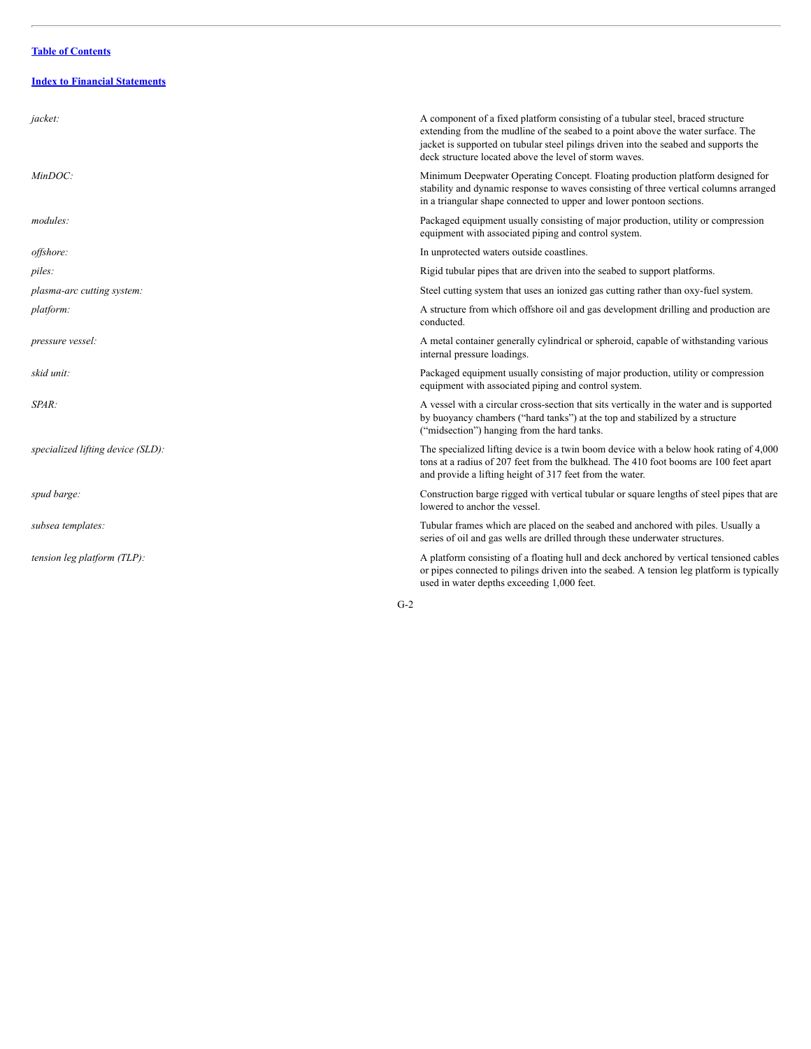[Table of Contents](#)

[Index to Financial Statements](#)

| | |
|---|---|
| *jacket:* | A component of a fixed platform consisting of a tubular steel, braced structure extending from the mudline of the seabed to a point above the water surface. The jacket is supported on tubular steel pilings driven into the seabed and supports the deck structure located above the level of storm waves. |
| *MinDOC:* | Minimum Deepwater Operating Concept. Floating production platform designed for stability and dynamic response to waves consisting of three vertical columns arranged in a triangular shape connected to upper and lower pontoon sections. |
| *modules:* | Packaged equipment usually consisting of major production, utility or compression equipment with associated piping and control system. |
| *offshore:* | In unprotected waters outside coastlines. |
| *piles:* | Rigid tubular pipes that are driven into the seabed to support platforms. |
| *plasma-arc cutting system:* | Steel cutting system that uses an ionized gas cutting rather than oxy-fuel system. |
| *platform:* | A structure from which offshore oil and gas development drilling and production are conducted. |
| *pressure vessel:* | A metal container generally cylindrical or spheroid, capable of withstanding various internal pressure loadings. |
| *skid unit:* | Packaged equipment usually consisting of major production, utility or compression equipment with associated piping and control system. |
| *SPAR:* | A vessel with a circular cross-section that sits vertically in the water and is supported by buoyancy chambers ("hard tanks") at the top and stabilized by a structure ("midsection") hanging from the hard tanks. |
| *specialized lifting device (SLD):* | The specialized lifting device is a twin boom device with a below hook rating of 4,000 tons at a radius of 207 feet from the bulkhead. The 410 foot booms are 100 feet apart and provide a lifting height of 317 feet from the water. |
| *spud barge:* | Construction barge rigged with vertical tubular or square lengths of steel pipes that are lowered to anchor the vessel. |
| *subsea templates:* | Tubular frames which are placed on the seabed and anchored with piles. Usually a series of oil and gas wells are drilled through these underwater structures. |
| *tension leg platform (TLP):* | A platform consisting of a floating hull and deck anchored by vertical tensioned cables or pipes connected to pilings driven into the seabed. A tension leg platform is typically used in water depths exceeding 1,000 feet. |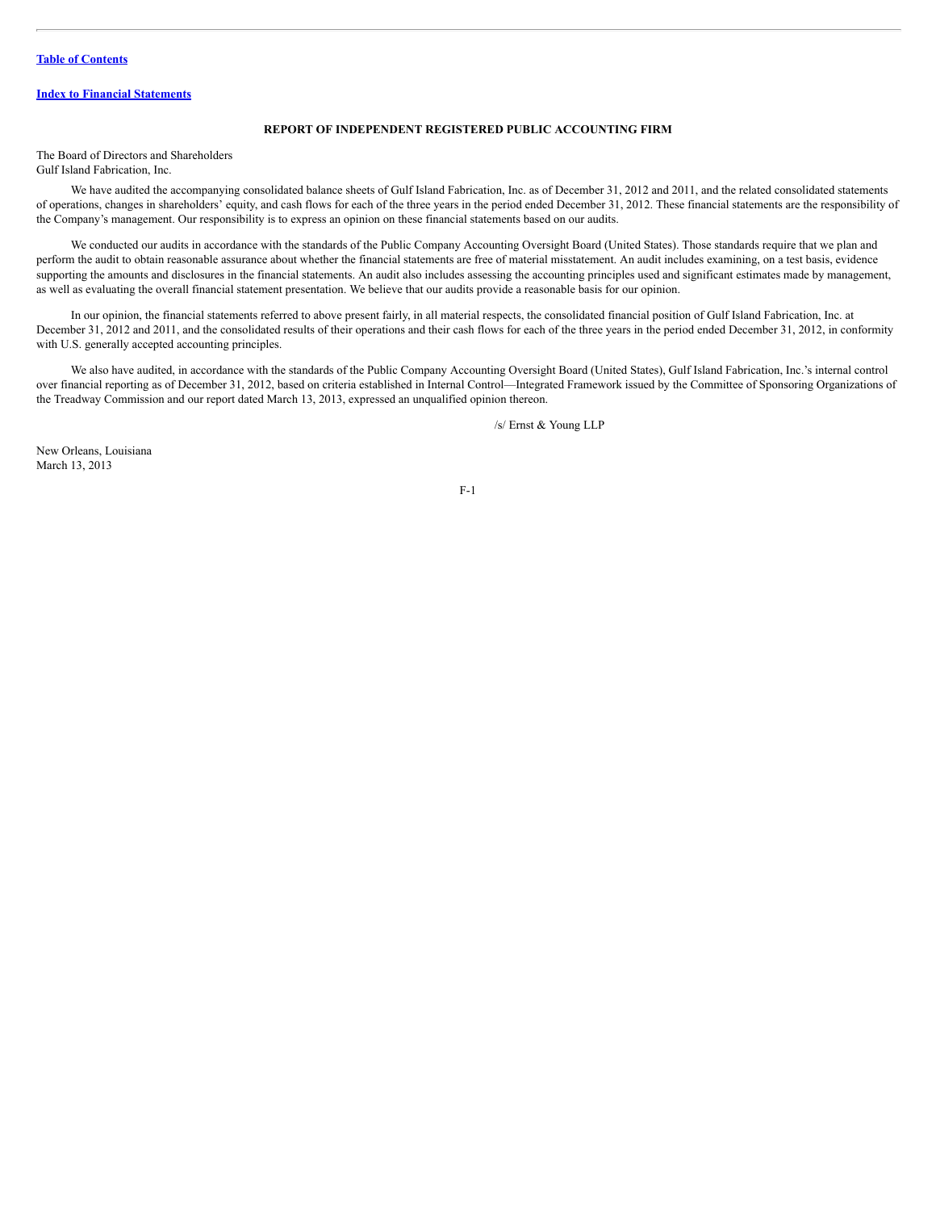[Table of Contents](#)

[Index to Financial Statements](#)

## REPORT OF INDEPENDENT REGISTERED PUBLIC ACCOUNTING FIRM

The Board of Directors and Shareholders
Gulf Island Fabrication, Inc.

We have audited the accompanying consolidated balance sheets of Gulf Island Fabrication, Inc. as of December 31, 2012 and 2011, and the related consolidated statements of operations, changes in shareholders' equity, and cash flows for each of the three years in the period ended December 31, 2012. These financial statements are the responsibility of the Company's management. Our responsibility is to express an opinion on these financial statements based on our audits.

We conducted our audits in accordance with the standards of the Public Company Accounting Oversight Board (United States). Those standards require that we plan and perform the audit to obtain reasonable assurance about whether the financial statements are free of material misstatement. An audit includes examining, on a test basis, evidence supporting the amounts and disclosures in the financial statements. An audit also includes assessing the accounting principles used and significant estimates made by management, as well as evaluating the overall financial statement presentation. We believe that our audits provide a reasonable basis for our opinion.

In our opinion, the financial statements referred to above present fairly, in all material respects, the consolidated financial position of Gulf Island Fabrication, Inc. at December 31, 2012 and 2011, and the consolidated results of their operations and their cash flows for each of the three years in the period ended December 31, 2012, in conformity with U.S. generally accepted accounting principles.

We also have audited, in accordance with the standards of the Public Company Accounting Oversight Board (United States), Gulf Island Fabrication, Inc.'s internal control over financial reporting as of December 31, 2012, based on criteria established in Internal Control—Integrated Framework issued by the Committee of Sponsoring Organizations of the Treadway Commission and our report dated March 13, 2013, expressed an unqualified opinion thereon.

/s/ Ernst & Young LLP

New Orleans, Louisiana
March 13, 2013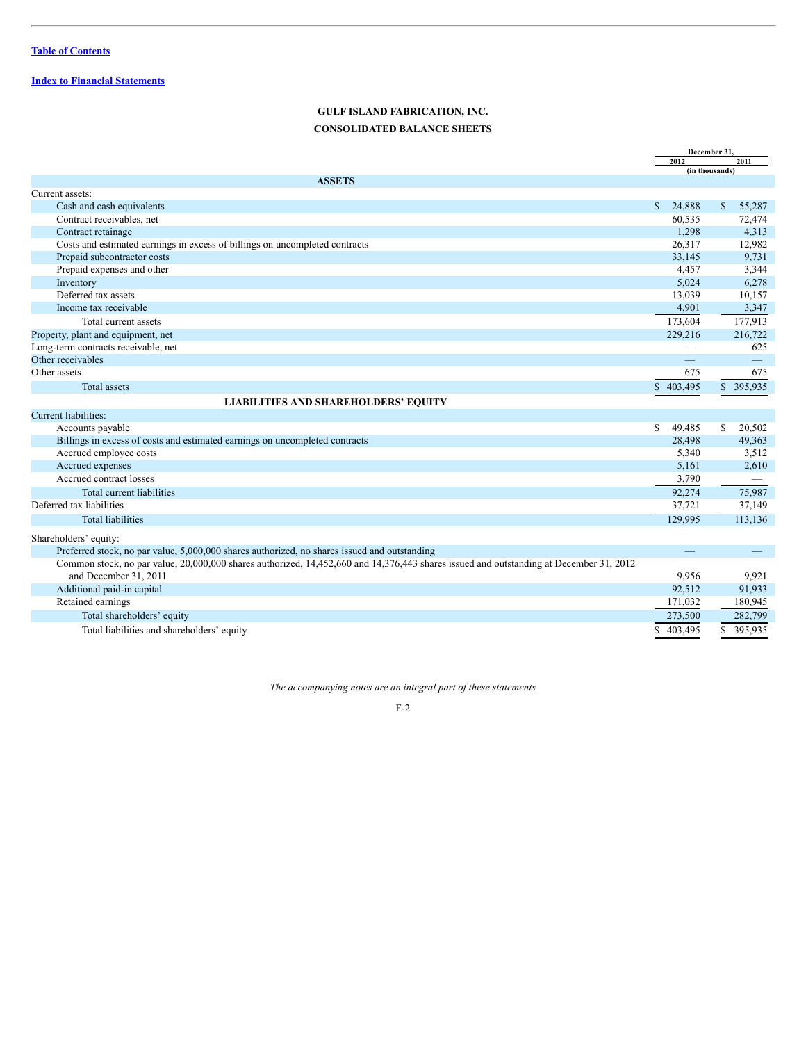[Table of Contents](#)

[Index to Financial Statements](#)

**GULF ISLAND FABRICATION, INC.**

**CONSOLIDATED BALANCE SHEETS**

| | December 31, | |
|---|---|---|
| | 2012 | 2011 |
| | (in thousands) | |
| **ASSETS** | | |
| Current assets: | | |
| Cash and cash equivalents | $ 24,888 | $ 55,287 |
| Contract receivables, net | 60,535 | 72,474 |
| Contract retainage | 1,298 | 4,313 |
| Costs and estimated earnings in excess of billings on uncompleted contracts | 26,317 | 12,982 |
| Prepaid subcontractor costs | 33,145 | 9,731 |
| Prepaid expenses and other | 4,457 | 3,344 |
| Inventory | 5,024 | 6,278 |
| Deferred tax assets | 13,039 | 10,157 |
| Income tax receivable | 4,901 | 3,347 |
| Total current assets | 173,604 | 177,913 |
| Property, plant and equipment, net | 229,216 | 216,722 |
| Long-term contracts receivable, net | — | 625 |
| Other receivables | — | — |
| Other assets | 675 | 675 |
| Total assets | $ 403,495 | $ 395,935 |
| **LIABILITIES AND SHAREHOLDERS' EQUITY** | | |
| Current liabilities: | | |
| Accounts payable | $ 49,485 | $ 20,502 |
| Billings in excess of costs and estimated earnings on uncompleted contracts | 28,498 | 49,363 |
| Accrued employee costs | 5,340 | 3,512 |
| Accrued expenses | 5,161 | 2,610 |
| Accrued contract losses | 3,790 | — |
| Total current liabilities | 92,274 | 75,987 |
| Deferred tax liabilities | 37,721 | 37,149 |
| Total liabilities | 129,995 | 113,136 |
| Shareholders' equity: | | |
| Preferred stock, no par value, 5,000,000 shares authorized, no shares issued and outstanding | — | — |
| Common stock, no par value, 20,000,000 shares authorized, 14,452,660 and 14,376,443 shares issued and outstanding at December 31, 2012 and December 31, 2011 | 9,956 | 9,921 |
| Additional paid-in capital | 92,512 | 91,933 |
| Retained earnings | 171,032 | 180,945 |
| Total shareholders' equity | 273,500 | 282,799 |
| Total liabilities and shareholders' equity | $ 403,495 | $ 395,935 |

*The accompanying notes are an integral part of these statements*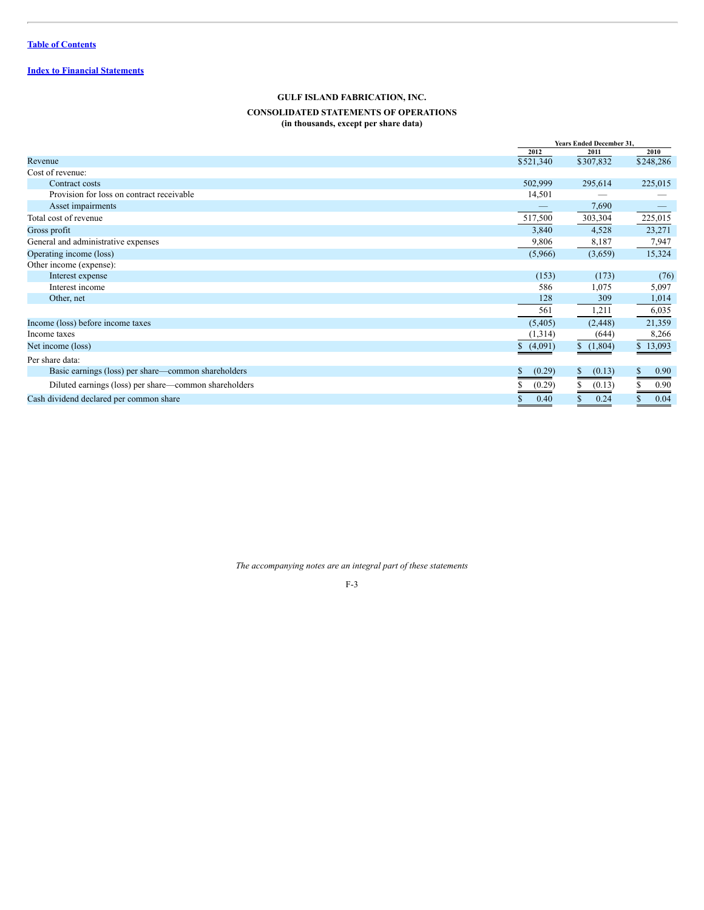[Table of Contents](#)

[Index to Financial Statements](#)

# GULF ISLAND FABRICATION, INC.

## CONSOLIDATED STATEMENTS OF OPERATIONS

**(in thousands, except per share data)**

| | Years Ended December 31, | | |
|---|---|---|---|
| | 2012 | 2011 | 2010 |
| Revenue | $521,340 | $307,832 | $248,286 |
| Cost of revenue: | | | |
| Contract costs | 502,999 | 295,614 | 225,015 |
| Provision for loss on contract receivable | 14,501 | — | — |
| Asset impairments | — | 7,690 | — |
| Total cost of revenue | 517,500 | 303,304 | 225,015 |
| Gross profit | 3,840 | 4,528 | 23,271 |
| General and administrative expenses | 9,806 | 8,187 | 7,947 |
| Operating income (loss) | (5,966) | (3,659) | 15,324 |
| Other income (expense): | | | |
| Interest expense | (153) | (173) | (76) |
| Interest income | 586 | 1,075 | 5,097 |
| Other, net | 128 | 309 | 1,014 |
| | 561 | 1,211 | 6,035 |
| Income (loss) before income taxes | (5,405) | (2,448) | 21,359 |
| Income taxes | (1,314) | (644) | 8,266 |
| Net income (loss) | $ (4,091) | $ (1,804) | $ 13,093 |
| Per share data: | | | |
| Basic earnings (loss) per share—common shareholders | $ (0.29) | $ (0.13) | $ 0.90 |
| Diluted earnings (loss) per share—common shareholders | $ (0.29) | $ (0.13) | $ 0.90 |
| Cash dividend declared per common share | $ 0.40 | $ 0.24 | $ 0.04 |

*The accompanying notes are an integral part of these statements*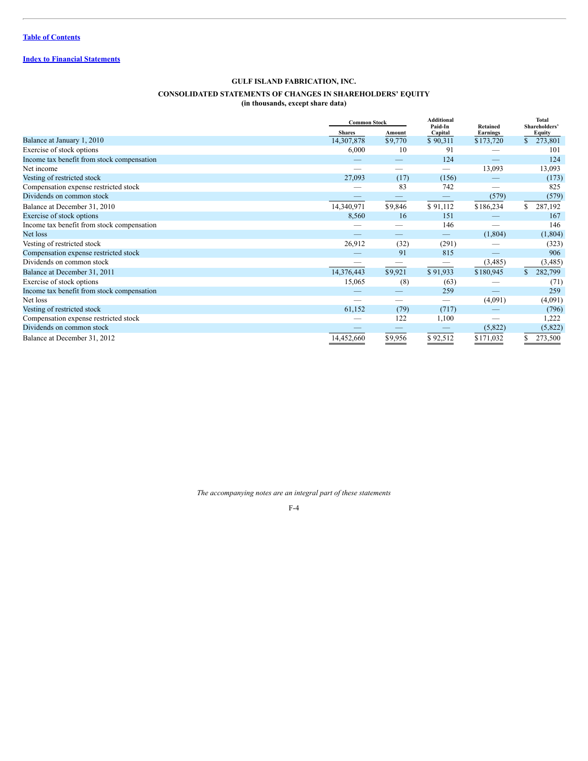[Table of Contents](#)

[Index to Financial Statements](#)

**GULF ISLAND FABRICATION, INC.**

**CONSOLIDATED STATEMENTS OF CHANGES IN SHAREHOLDERS' EQUITY**
**(in thousands, except share data)**

| | Common Stock | | Additional Paid-In Capital | Retained Earnings | Total Shareholders' Equity |
|---|---|---|---|---|---|
| | Shares | Amount | | | |
| Balance at January 1, 2010 | 14,307,878 | $9,770 | $ 90,311 | $173,720 | $ 273,801 |
| Exercise of stock options | 6,000 | 10 | 91 | — | 101 |
| Income tax benefit from stock compensation | — | — | 124 | — | 124 |
| Net income | — | — | — | 13,093 | 13,093 |
| Vesting of restricted stock | 27,093 | (17) | (156) | — | (173) |
| Compensation expense restricted stock | — | 83 | 742 | — | 825 |
| Dividends on common stock | — | — | — | (579) | (579) |
| Balance at December 31, 2010 | 14,340,971 | $9,846 | $ 91,112 | $186,234 | $ 287,192 |
| Exercise of stock options | 8,560 | 16 | 151 | — | 167 |
| Income tax benefit from stock compensation | — | — | 146 | — | 146 |
| Net loss | — | — | — | (1,804) | (1,804) |
| Vesting of restricted stock | 26,912 | (32) | (291) | — | (323) |
| Compensation expense restricted stock | — | 91 | 815 | — | 906 |
| Dividends on common stock | — | — | — | (3,485) | (3,485) |
| Balance at December 31, 2011 | 14,376,443 | $9,921 | $ 91,933 | $180,945 | $ 282,799 |
| Exercise of stock options | 15,065 | (8) | (63) | — | (71) |
| Income tax benefit from stock compensation | — | — | 259 | — | 259 |
| Net loss | — | — | — | (4,091) | (4,091) |
| Vesting of restricted stock | 61,152 | (79) | (717) | — | (796) |
| Compensation expense restricted stock | — | 122 | 1,100 | — | 1,222 |
| Dividends on common stock | — | — | — | (5,822) | (5,822) |
| Balance at December 31, 2012 | 14,452,660 | $9,956 | $ 92,512 | $171,032 | $ 273,500 |

*The accompanying notes are an integral part of these statements*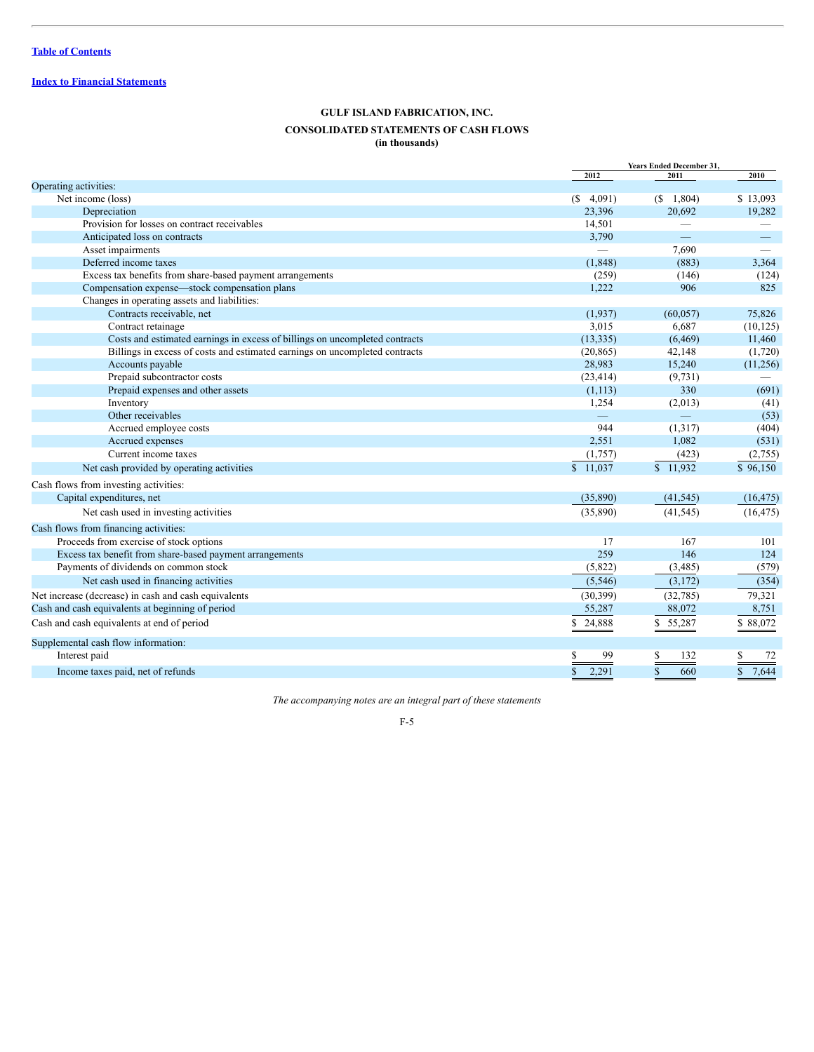[Table of Contents](#)

[Index to Financial Statements](#)

**GULF ISLAND FABRICATION, INC.**

**CONSOLIDATED STATEMENTS OF CASH FLOWS**
**(in thousands)**

| | Years Ended December 31, | | |
|---|---|---|---|
| | 2012 | 2011 | 2010 |
| Operating activities: | | | |
| Net income (loss) | ($ 4,091) | ($ 1,804) | $ 13,093 |
| Depreciation | 23,396 | 20,692 | 19,282 |
| Provision for losses on contract receivables | 14,501 | — | — |
| Anticipated loss on contracts | 3,790 | — | — |
| Asset impairments | — | 7,690 | — |
| Deferred income taxes | (1,848) | (883) | 3,364 |
| Excess tax benefits from share-based payment arrangements | (259) | (146) | (124) |
| Compensation expense—stock compensation plans | 1,222 | 906 | 825 |
| Changes in operating assets and liabilities: | | | |
| Contracts receivable, net | (1,937) | (60,057) | 75,826 |
| Contract retainage | 3,015 | 6,687 | (10,125) |
| Costs and estimated earnings in excess of billings on uncompleted contracts | (13,335) | (6,469) | 11,460 |
| Billings in excess of costs and estimated earnings on uncompleted contracts | (20,865) | 42,148 | (1,720) |
| Accounts payable | 28,983 | 15,240 | (11,256) |
| Prepaid subcontractor costs | (23,414) | (9,731) | — |
| Prepaid expenses and other assets | (1,113) | 330 | (691) |
| Inventory | 1,254 | (2,013) | (41) |
| Other receivables | — | — | (53) |
| Accrued employee costs | 944 | (1,317) | (404) |
| Accrued expenses | 2,551 | 1,082 | (531) |
| Current income taxes | (1,757) | (423) | (2,755) |
| Net cash provided by operating activities | $ 11,037 | $ 11,932 | $ 96,150 |
| Cash flows from investing activities: | | | |
| Capital expenditures, net | (35,890) | (41,545) | (16,475) |
| Net cash used in investing activities | (35,890) | (41,545) | (16,475) |
| Cash flows from financing activities: | | | |
| Proceeds from exercise of stock options | 17 | 167 | 101 |
| Excess tax benefit from share-based payment arrangements | 259 | 146 | 124 |
| Payments of dividends on common stock | (5,822) | (3,485) | (579) |
| Net cash used in financing activities | (5,546) | (3,172) | (354) |
| Net increase (decrease) in cash and cash equivalents | (30,399) | (32,785) | 79,321 |
| Cash and cash equivalents at beginning of period | 55,287 | 88,072 | 8,751 |
| Cash and cash equivalents at end of period | $ 24,888 | $ 55,287 | $ 88,072 |
| Supplemental cash flow information: | | | |
| Interest paid | $ 99 | $ 132 | $ 72 |
| Income taxes paid, net of refunds | $ 2,291 | $ 660 | $ 7,644 |

*The accompanying notes are an integral part of these statements*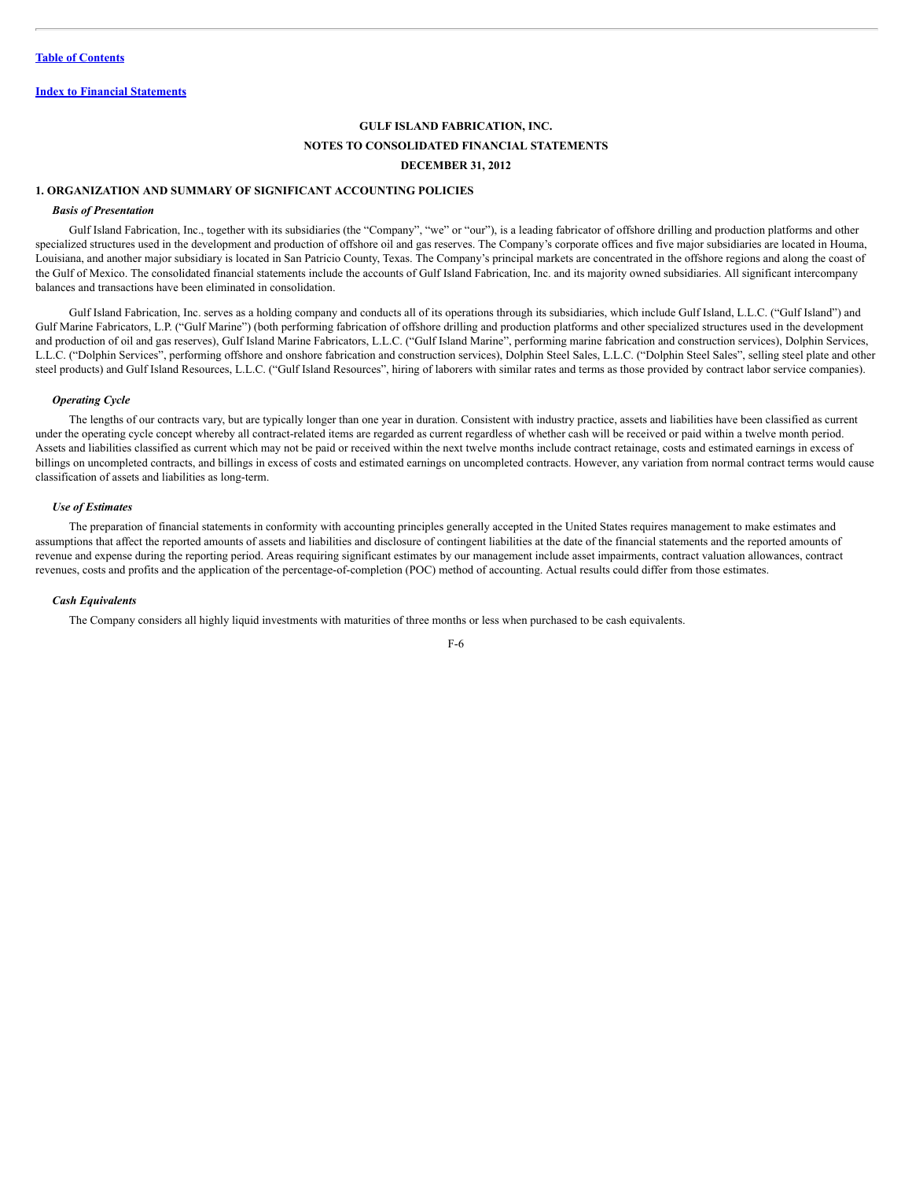**GULF ISLAND FABRICATION, INC.**

**NOTES TO CONSOLIDATED FINANCIAL STATEMENTS**

**DECEMBER 31, 2012**

## 1. ORGANIZATION AND SUMMARY OF SIGNIFICANT ACCOUNTING POLICIES

***Basis of Presentation***

Gulf Island Fabrication, Inc., together with its subsidiaries (the "Company", "we" or "our"), is a leading fabricator of offshore drilling and production platforms and other specialized structures used in the development and production of offshore oil and gas reserves. The Company's corporate offices and five major subsidiaries are located in Houma, Louisiana, and another major subsidiary is located in San Patricio County, Texas. The Company's principal markets are concentrated in the offshore regions and along the coast of the Gulf of Mexico. The consolidated financial statements include the accounts of Gulf Island Fabrication, Inc. and its majority owned subsidiaries. All significant intercompany balances and transactions have been eliminated in consolidation.

Gulf Island Fabrication, Inc. serves as a holding company and conducts all of its operations through its subsidiaries, which include Gulf Island, L.L.C. ("Gulf Island") and Gulf Marine Fabricators, L.P. ("Gulf Marine") (both performing fabrication of offshore drilling and production platforms and other specialized structures used in the development and production of oil and gas reserves), Gulf Island Marine Fabricators, L.L.C. ("Gulf Island Marine", performing marine fabrication and construction services), Dolphin Services, L.L.C. ("Dolphin Services", performing offshore and onshore fabrication and construction services), Dolphin Steel Sales, L.L.C. ("Dolphin Steel Sales", selling steel plate and other steel products) and Gulf Island Resources, L.L.C. ("Gulf Island Resources", hiring of laborers with similar rates and terms as those provided by contract labor service companies).

***Operating Cycle***

The lengths of our contracts vary, but are typically longer than one year in duration. Consistent with industry practice, assets and liabilities have been classified as current under the operating cycle concept whereby all contract-related items are regarded as current regardless of whether cash will be received or paid within a twelve month period. Assets and liabilities classified as current which may not be paid or received within the next twelve months include contract retainage, costs and estimated earnings in excess of billings on uncompleted contracts, and billings in excess of costs and estimated earnings on uncompleted contracts. However, any variation from normal contract terms would cause classification of assets and liabilities as long-term.

***Use of Estimates***

The preparation of financial statements in conformity with accounting principles generally accepted in the United States requires management to make estimates and assumptions that affect the reported amounts of assets and liabilities and disclosure of contingent liabilities at the date of the financial statements and the reported amounts of revenue and expense during the reporting period. Areas requiring significant estimates by our management include asset impairments, contract valuation allowances, contract revenues, costs and profits and the application of the percentage-of-completion (POC) method of accounting. Actual results could differ from those estimates.

***Cash Equivalents***

The Company considers all highly liquid investments with maturities of three months or less when purchased to be cash equivalents.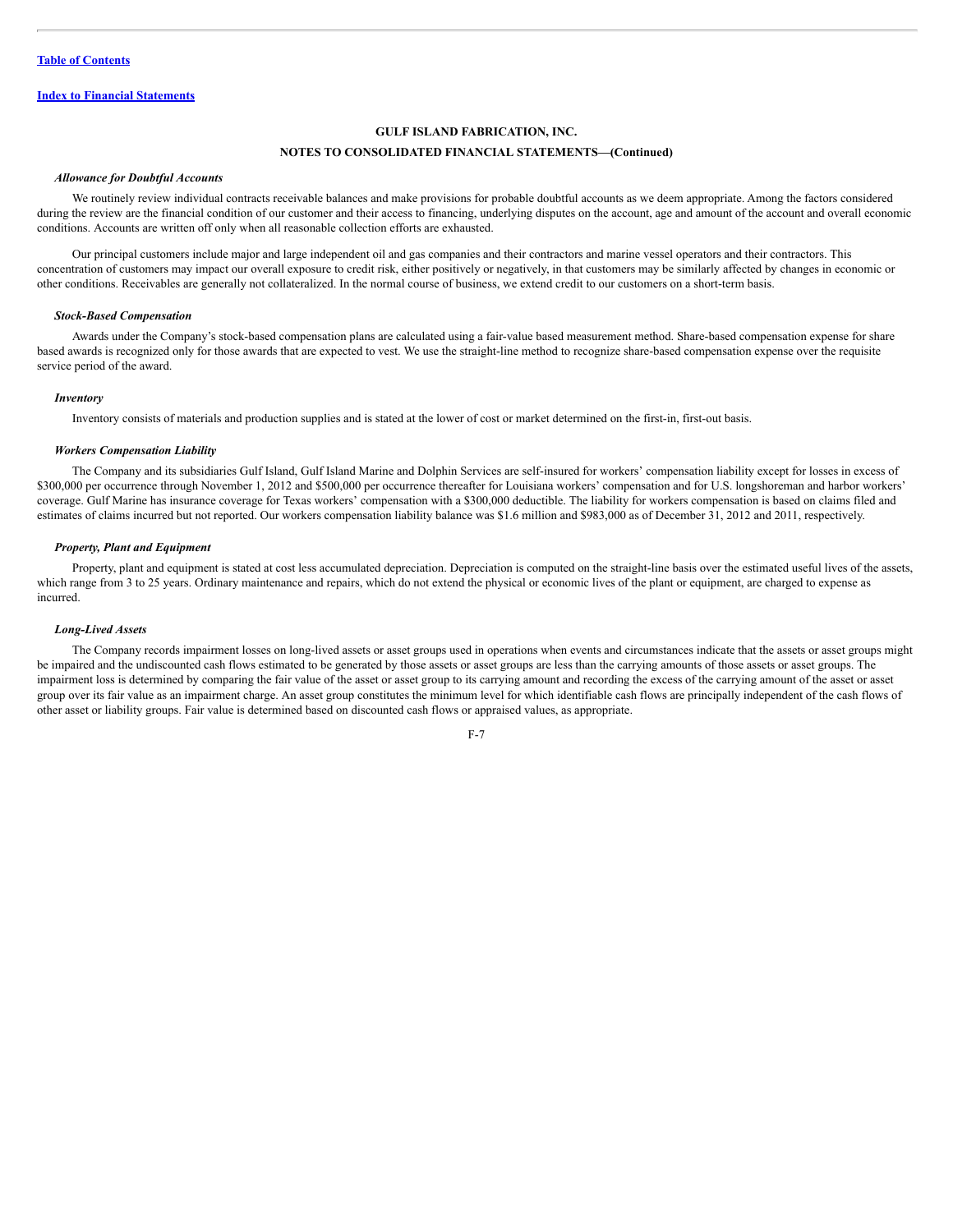**GULF ISLAND FABRICATION, INC.**

**NOTES TO CONSOLIDATED FINANCIAL STATEMENTS—(Continued)**

***Allowance for Doubtful Accounts***

We routinely review individual contracts receivable balances and make provisions for probable doubtful accounts as we deem appropriate. Among the factors considered during the review are the financial condition of our customer and their access to financing, underlying disputes on the account, age and amount of the account and overall economic conditions. Accounts are written off only when all reasonable collection efforts are exhausted.

Our principal customers include major and large independent oil and gas companies and their contractors and marine vessel operators and their contractors. This concentration of customers may impact our overall exposure to credit risk, either positively or negatively, in that customers may be similarly affected by changes in economic or other conditions. Receivables are generally not collateralized. In the normal course of business, we extend credit to our customers on a short-term basis.

***Stock-Based Compensation***

Awards under the Company's stock-based compensation plans are calculated using a fair-value based measurement method. Share-based compensation expense for share based awards is recognized only for those awards that are expected to vest. We use the straight-line method to recognize share-based compensation expense over the requisite service period of the award.

***Inventory***

Inventory consists of materials and production supplies and is stated at the lower of cost or market determined on the first-in, first-out basis.

***Workers Compensation Liability***

The Company and its subsidiaries Gulf Island, Gulf Island Marine and Dolphin Services are self-insured for workers' compensation liability except for losses in excess of $300,000 per occurrence through November 1, 2012 and $500,000 per occurrence thereafter for Louisiana workers' compensation and for U.S. longshoreman and harbor workers' coverage. Gulf Marine has insurance coverage for Texas workers' compensation with a $300,000 deductible. The liability for workers compensation is based on claims filed and estimates of claims incurred but not reported. Our workers compensation liability balance was $1.6 million and $983,000 as of December 31, 2012 and 2011, respectively.

***Property, Plant and Equipment***

Property, plant and equipment is stated at cost less accumulated depreciation. Depreciation is computed on the straight-line basis over the estimated useful lives of the assets, which range from 3 to 25 years. Ordinary maintenance and repairs, which do not extend the physical or economic lives of the plant or equipment, are charged to expense as incurred.

***Long-Lived Assets***

The Company records impairment losses on long-lived assets or asset groups used in operations when events and circumstances indicate that the assets or asset groups might be impaired and the undiscounted cash flows estimated to be generated by those assets or asset groups are less than the carrying amounts of those assets or asset groups. The impairment loss is determined by comparing the fair value of the asset or asset group to its carrying amount and recording the excess of the carrying amount of the asset or asset group over its fair value as an impairment charge. An asset group constitutes the minimum level for which identifiable cash flows are principally independent of the cash flows of other asset or liability groups. Fair value is determined based on discounted cash flows or appraised values, as appropriate.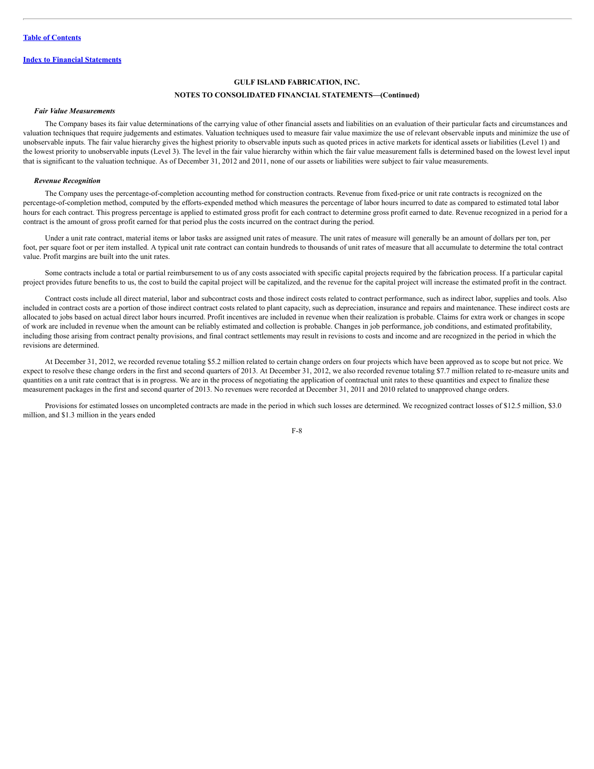**GULF ISLAND FABRICATION, INC.**

**NOTES TO CONSOLIDATED FINANCIAL STATEMENTS—(Continued)**

***Fair Value Measurements***

The Company bases its fair value determinations of the carrying value of other financial assets and liabilities on an evaluation of their particular facts and circumstances and valuation techniques that require judgements and estimates. Valuation techniques used to measure fair value maximize the use of relevant observable inputs and minimize the use of unobservable inputs. The fair value hierarchy gives the highest priority to observable inputs such as quoted prices in active markets for identical assets or liabilities (Level 1) and the lowest priority to unobservable inputs (Level 3). The level in the fair value hierarchy within which the fair value measurement falls is determined based on the lowest level input that is significant to the valuation technique. As of December 31, 2012 and 2011, none of our assets or liabilities were subject to fair value measurements.

***Revenue Recognition***

The Company uses the percentage-of-completion accounting method for construction contracts. Revenue from fixed-price or unit rate contracts is recognized on the percentage-of-completion method, computed by the efforts-expended method which measures the percentage of labor hours incurred to date as compared to estimated total labor hours for each contract. This progress percentage is applied to estimated gross profit for each contract to determine gross profit earned to date. Revenue recognized in a period for a contract is the amount of gross profit earned for that period plus the costs incurred on the contract during the period.

Under a unit rate contract, material items or labor tasks are assigned unit rates of measure. The unit rates of measure will generally be an amount of dollars per ton, per foot, per square foot or per item installed. A typical unit rate contract can contain hundreds to thousands of unit rates of measure that all accumulate to determine the total contract value. Profit margins are built into the unit rates.

Some contracts include a total or partial reimbursement to us of any costs associated with specific capital projects required by the fabrication process. If a particular capital project provides future benefits to us, the cost to build the capital project will be capitalized, and the revenue for the capital project will increase the estimated profit in the contract.

Contract costs include all direct material, labor and subcontract costs and those indirect costs related to contract performance, such as indirect labor, supplies and tools. Also included in contract costs are a portion of those indirect contract costs related to plant capacity, such as depreciation, insurance and repairs and maintenance. These indirect costs are allocated to jobs based on actual direct labor hours incurred. Profit incentives are included in revenue when their realization is probable. Claims for extra work or changes in scope of work are included in revenue when the amount can be reliably estimated and collection is probable. Changes in job performance, job conditions, and estimated profitability, including those arising from contract penalty provisions, and final contract settlements may result in revisions to costs and income and are recognized in the period in which the revisions are determined.

At December 31, 2012, we recorded revenue totaling $5.2 million related to certain change orders on four projects which have been approved as to scope but not price. We expect to resolve these change orders in the first and second quarters of 2013. At December 31, 2012, we also recorded revenue totaling $7.7 million related to re-measure units and quantities on a unit rate contract that is in progress. We are in the process of negotiating the application of contractual unit rates to these quantities and expect to finalize these measurement packages in the first and second quarter of 2013. No revenues were recorded at December 31, 2011 and 2010 related to unapproved change orders.

Provisions for estimated losses on uncompleted contracts are made in the period in which such losses are determined. We recognized contract losses of $12.5 million, $3.0 million, and $1.3 million in the years ended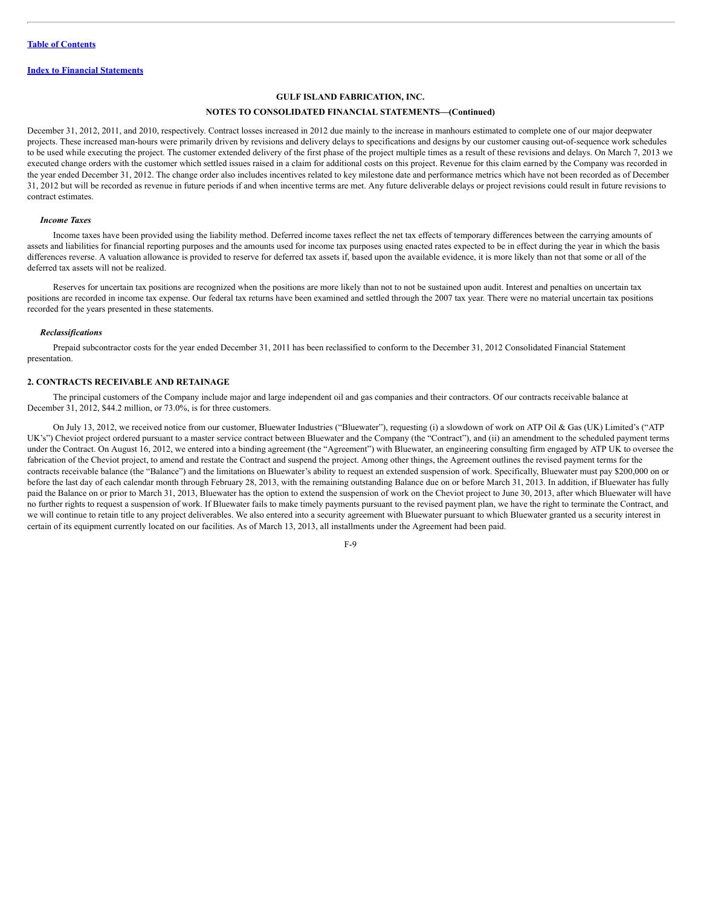December 31, 2012, 2011, and 2010, respectively. Contract losses increased in 2012 due mainly to the increase in manhours estimated to complete one of our major deepwater projects. These increased man-hours were primarily driven by revisions and delivery delays to specifications and designs by our customer causing out-of-sequence work schedules to be used while executing the project. The customer extended delivery of the first phase of the project multiple times as a result of these revisions and delays. On March 7, 2013 we executed change orders with the customer which settled issues raised in a claim for additional costs on this project. Revenue for this claim earned by the Company was recorded in the year ended December 31, 2012. The change order also includes incentives related to key milestone date and performance metrics which have not been recorded as of December 31, 2012 but will be recorded as revenue in future periods if and when incentive terms are met. Any future deliverable delays or project revisions could result in future revisions to contract estimates.

*Income Taxes*

Income taxes have been provided using the liability method. Deferred income taxes reflect the net tax effects of temporary differences between the carrying amounts of assets and liabilities for financial reporting purposes and the amounts used for income tax purposes using enacted rates expected to be in effect during the year in which the basis differences reverse. A valuation allowance is provided to reserve for deferred tax assets if, based upon the available evidence, it is more likely than not that some or all of the deferred tax assets will not be realized.

Reserves for uncertain tax positions are recognized when the positions are more likely than not to not be sustained upon audit. Interest and penalties on uncertain tax positions are recorded in income tax expense. Our federal tax returns have been examined and settled through the 2007 tax year. There were no material uncertain tax positions recorded for the years presented in these statements.

*Reclassifications*

Prepaid subcontractor costs for the year ended December 31, 2011 has been reclassified to conform to the December 31, 2012 Consolidated Financial Statement presentation.

## 2. CONTRACTS RECEIVABLE AND RETAINAGE

The principal customers of the Company include major and large independent oil and gas companies and their contractors. Of our contracts receivable balance at December 31, 2012, $44.2 million, or 73.0%, is for three customers.

On July 13, 2012, we received notice from our customer, Bluewater Industries ("Bluewater"), requesting (i) a slowdown of work on ATP Oil & Gas (UK) Limited's ("ATP UK's") Cheviot project ordered pursuant to a master service contract between Bluewater and the Company (the "Contract"), and (ii) an amendment to the scheduled payment terms under the Contract. On August 16, 2012, we entered into a binding agreement (the "Agreement") with Bluewater, an engineering consulting firm engaged by ATP UK to oversee the fabrication of the Cheviot project, to amend and restate the Contract and suspend the project. Among other things, the Agreement outlines the revised payment terms for the contracts receivable balance (the "Balance") and the limitations on Bluewater's ability to request an extended suspension of work. Specifically, Bluewater must pay $200,000 on or before the last day of each calendar month through February 28, 2013, with the remaining outstanding Balance due on or before March 31, 2013. In addition, if Bluewater has fully paid the Balance on or prior to March 31, 2013, Bluewater has the option to extend the suspension of work on the Cheviot project to June 30, 2013, after which Bluewater will have no further rights to request a suspension of work. If Bluewater fails to make timely payments pursuant to the revised payment plan, we have the right to terminate the Contract, and we will continue to retain title to any project deliverables. We also entered into a security agreement with Bluewater pursuant to which Bluewater granted us a security interest in certain of its equipment currently located on our facilities. As of March 13, 2013, all installments under the Agreement had been paid.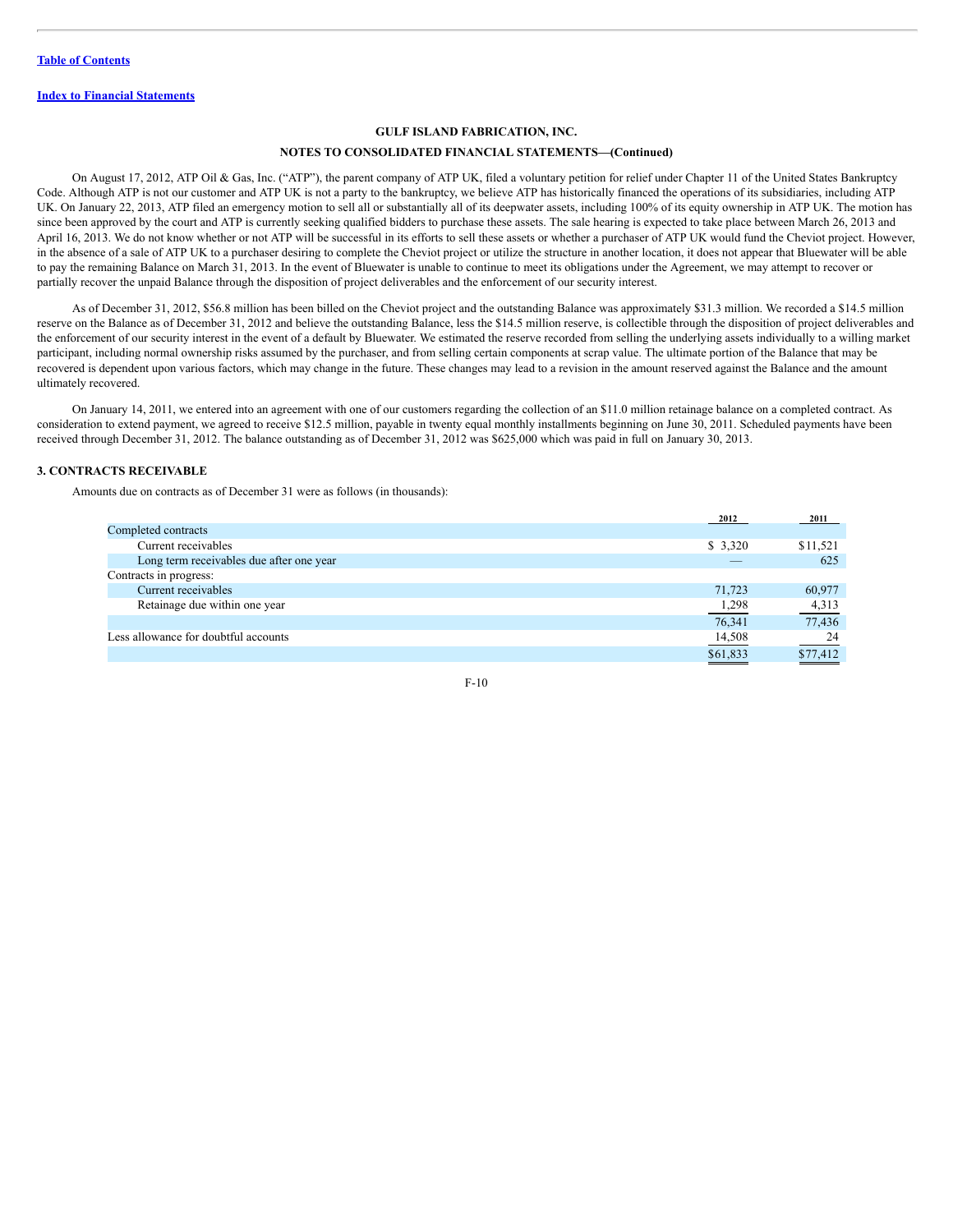On August 17, 2012, ATP Oil & Gas, Inc. ("ATP"), the parent company of ATP UK, filed a voluntary petition for relief under Chapter 11 of the United States Bankruptcy Code. Although ATP is not our customer and ATP UK is not a party to the bankruptcy, we believe ATP has historically financed the operations of its subsidiaries, including ATP UK. On January 22, 2013, ATP filed an emergency motion to sell all or substantially all of its deepwater assets, including 100% of its equity ownership in ATP UK. The motion has since been approved by the court and ATP is currently seeking qualified bidders to purchase these assets. The sale hearing is expected to take place between March 26, 2013 and April 16, 2013. We do not know whether or not ATP will be successful in its efforts to sell these assets or whether a purchaser of ATP UK would fund the Cheviot project. However, in the absence of a sale of ATP UK to a purchaser desiring to complete the Cheviot project or utilize the structure in another location, it does not appear that Bluewater will be able to pay the remaining Balance on March 31, 2013. In the event of Bluewater is unable to continue to meet its obligations under the Agreement, we may attempt to recover or partially recover the unpaid Balance through the disposition of project deliverables and the enforcement of our security interest.

As of December 31, 2012, $56.8 million has been billed on the Cheviot project and the outstanding Balance was approximately $31.3 million. We recorded a $14.5 million reserve on the Balance as of December 31, 2012 and believe the outstanding Balance, less the $14.5 million reserve, is collectible through the disposition of project deliverables and the enforcement of our security interest in the event of a default by Bluewater. We estimated the reserve recorded from selling the underlying assets individually to a willing market participant, including normal ownership risks assumed by the purchaser, and from selling certain components at scrap value. The ultimate portion of the Balance that may be recovered is dependent upon various factors, which may change in the future. These changes may lead to a revision in the amount reserved against the Balance and the amount ultimately recovered.

On January 14, 2011, we entered into an agreement with one of our customers regarding the collection of an $11.0 million retainage balance on a completed contract. As consideration to extend payment, we agreed to receive $12.5 million, payable in twenty equal monthly installments beginning on June 30, 2011. Scheduled payments have been received through December 31, 2012. The balance outstanding as of December 31, 2012 was $625,000 which was paid in full on January 30, 2013.

### 3. CONTRACTS RECEIVABLE

Amounts due on contracts as of December 31 were as follows (in thousands):

| | 2012 | 2011 |
|---|---|---|
| Completed contracts | | |
| Current receivables | $ 3,320 | $11,521 |
| Long term receivables due after one year | — | 625 |
| Contracts in progress: | | |
| Current receivables | 71,723 | 60,977 |
| Retainage due within one year | 1,298 | 4,313 |
| | 76,341 | 77,436 |
| Less allowance for doubtful accounts | 14,508 | 24 |
| | $61,833 | $77,412 |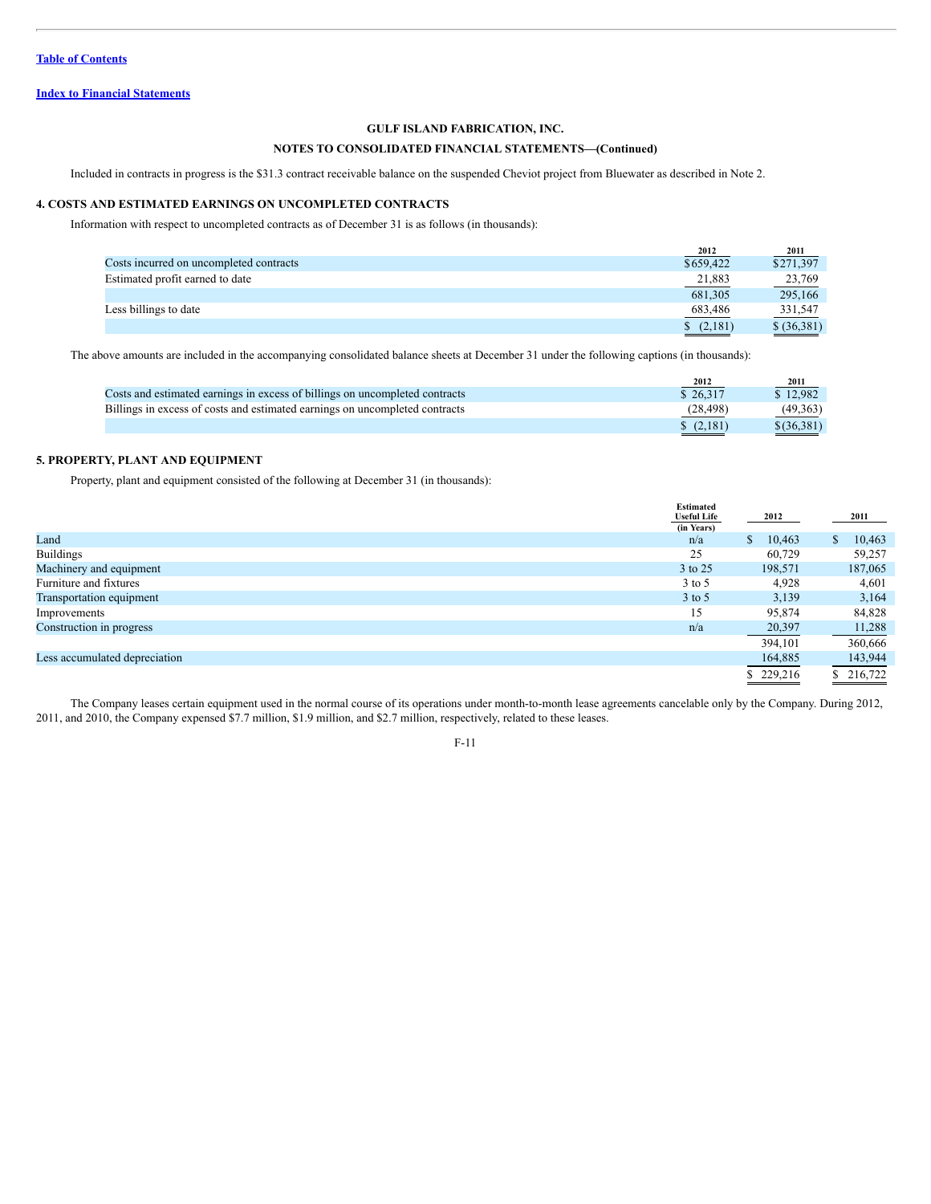Table of Contents

Index to Financial Statements

**GULF ISLAND FABRICATION, INC.**

**NOTES TO CONSOLIDATED FINANCIAL STATEMENTS—(Continued)**

Included in contracts in progress is the $31.3 contract receivable balance on the suspended Cheviot project from Bluewater as described in Note 2.

## 4. COSTS AND ESTIMATED EARNINGS ON UNCOMPLETED CONTRACTS

Information with respect to uncompleted contracts as of December 31 is as follows (in thousands):

| | 2012 | 2011 |
|---|---|---|
| Costs incurred on uncompleted contracts | $659,422 | $271,397 |
| Estimated profit earned to date | 21,883 | 23,769 |
| | 681,305 | 295,166 |
| Less billings to date | 683,486 | 331,547 |
| | $ (2,181) | $ (36,381) |

The above amounts are included in the accompanying consolidated balance sheets at December 31 under the following captions (in thousands):

| | 2012 | 2011 |
|---|---|---|
| Costs and estimated earnings in excess of billings on uncompleted contracts | $ 26,317 | $ 12,982 |
| Billings in excess of costs and estimated earnings on uncompleted contracts | (28,498) | (49,363) |
| | $ (2,181) | $(36,381) |

## 5. PROPERTY, PLANT AND EQUIPMENT

Property, plant and equipment consisted of the following at December 31 (in thousands):

| | Estimated Useful Life (in Years) | 2012 | 2011 |
|---|---|---|---|
| Land | n/a | $ 10,463 | $ 10,463 |
| Buildings | 25 | 60,729 | 59,257 |
| Machinery and equipment | 3 to 25 | 198,571 | 187,065 |
| Furniture and fixtures | 3 to 5 | 4,928 | 4,601 |
| Transportation equipment | 3 to 5 | 3,139 | 3,164 |
| Improvements | 15 | 95,874 | 84,828 |
| Construction in progress | n/a | 20,397 | 11,288 |
| | | 394,101 | 360,666 |
| Less accumulated depreciation | | 164,885 | 143,944 |
| | | $ 229,216 | $ 216,722 |

The Company leases certain equipment used in the normal course of its operations under month-to-month lease agreements cancelable only by the Company. During 2012, 2011, and 2010, the Company expensed $7.7 million, $1.9 million, and $2.7 million, respectively, related to these leases.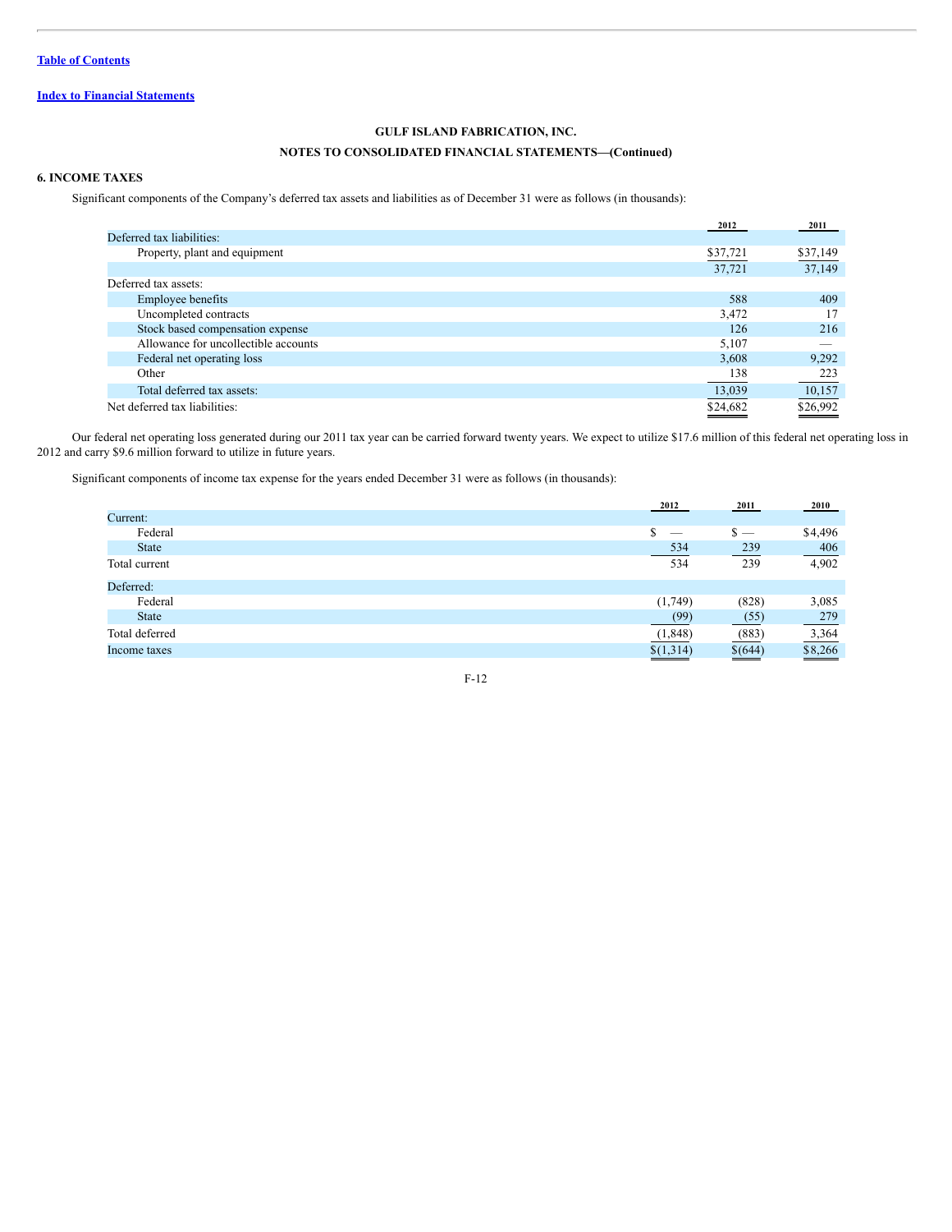[Table of Contents](#)

[Index to Financial Statements](#)

**GULF ISLAND FABRICATION, INC.**

**NOTES TO CONSOLIDATED FINANCIAL STATEMENTS—(Continued)**

### 6. INCOME TAXES

Significant components of the Company's deferred tax assets and liabilities as of December 31 were as follows (in thousands):

| | 2012 | 2011 |
|---|---|---|
| Deferred tax liabilities: | | |
| Property, plant and equipment | $37,721 | $37,149 |
| | 37,721 | 37,149 |
| Deferred tax assets: | | |
| Employee benefits | 588 | 409 |
| Uncompleted contracts | 3,472 | 17 |
| Stock based compensation expense | 126 | 216 |
| Allowance for uncollectible accounts | 5,107 | — |
| Federal net operating loss | 3,608 | 9,292 |
| Other | 138 | 223 |
| Total deferred tax assets: | 13,039 | 10,157 |
| Net deferred tax liabilities: | $24,682 | $26,992 |

Our federal net operating loss generated during our 2011 tax year can be carried forward twenty years. We expect to utilize $17.6 million of this federal net operating loss in 2012 and carry $9.6 million forward to utilize in future years.

Significant components of income tax expense for the years ended December 31 were as follows (in thousands):

| | 2012 | 2011 | 2010 |
|---|---|---|---|
| Current: | | | |
| Federal | $ — | $ — | $4,496 |
| State | 534 | 239 | 406 |
| Total current | 534 | 239 | 4,902 |
| Deferred: | | | |
| Federal | (1,749) | (828) | 3,085 |
| State | (99) | (55) | 279 |
| Total deferred | (1,848) | (883) | 3,364 |
| Income taxes | $(1,314) | $(644) | $8,266 |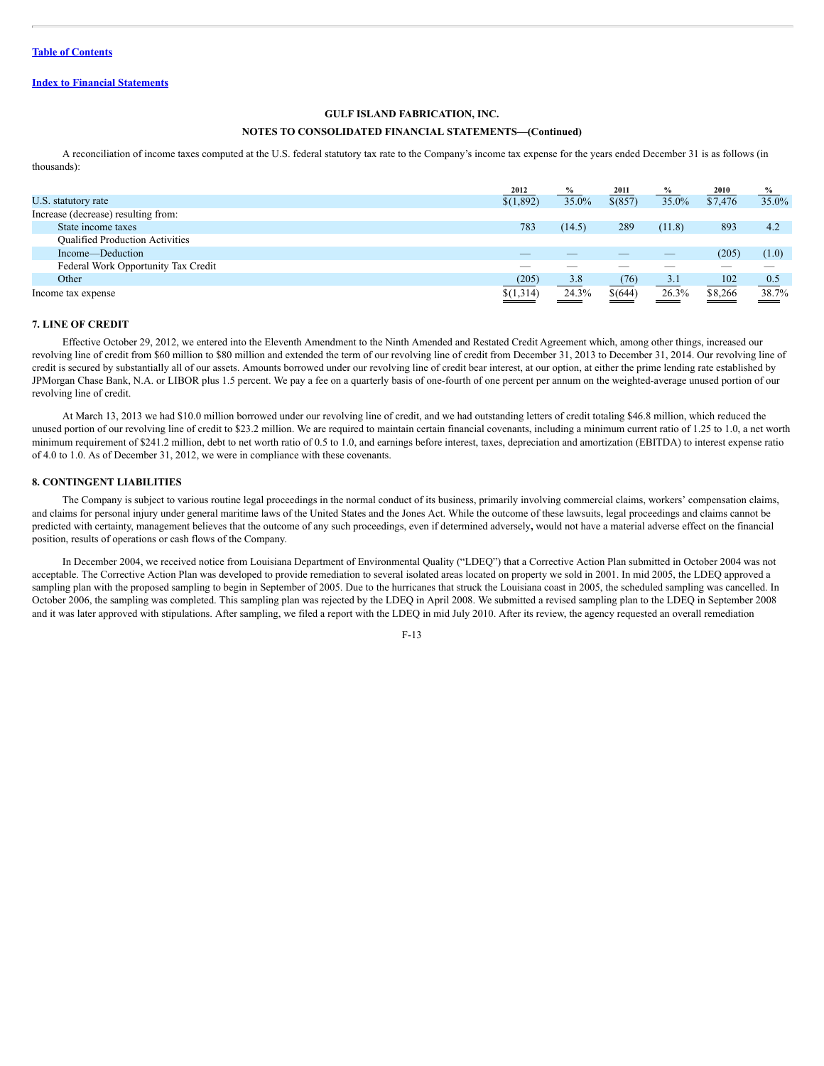**GULF ISLAND FABRICATION, INC.**

**NOTES TO CONSOLIDATED FINANCIAL STATEMENTS—(Continued)**

A reconciliation of income taxes computed at the U.S. federal statutory tax rate to the Company's income tax expense for the years ended December 31 is as follows (in thousands):

| | 2012 | % | 2011 | % | 2010 | % |
|---|---|---|---|---|---|---|
| U.S. statutory rate | $(1,892) | 35.0% | $(857) | 35.0% | $7,476 | 35.0% |
| Increase (decrease) resulting from: | | | | | | |
| State income taxes | 783 | (14.5) | 289 | (11.8) | 893 | 4.2 |
| Qualified Production Activities | | | | | | |
| Income—Deduction | — | — | — | — | (205) | (1.0) |
| Federal Work Opportunity Tax Credit | — | — | — | — | — | — |
| Other | (205) | 3.8 | (76) | 3.1 | 102 | 0.5 |
| Income tax expense | $(1,314) | 24.3% | $(644) | 26.3% | $8,266 | 38.7% |

## 7. LINE OF CREDIT

Effective October 29, 2012, we entered into the Eleventh Amendment to the Ninth Amended and Restated Credit Agreement which, among other things, increased our revolving line of credit from $60 million to $80 million and extended the term of our revolving line of credit from December 31, 2013 to December 31, 2014. Our revolving line of credit is secured by substantially all of our assets. Amounts borrowed under our revolving line of credit bear interest, at our option, at either the prime lending rate established by JPMorgan Chase Bank, N.A. or LIBOR plus 1.5 percent. We pay a fee on a quarterly basis of one-fourth of one percent per annum on the weighted-average unused portion of our revolving line of credit.

At March 13, 2013 we had $10.0 million borrowed under our revolving line of credit, and we had outstanding letters of credit totaling $46.8 million, which reduced the unused portion of our revolving line of credit to $23.2 million. We are required to maintain certain financial covenants, including a minimum current ratio of 1.25 to 1.0, a net worth minimum requirement of $241.2 million, debt to net worth ratio of 0.5 to 1.0, and earnings before interest, taxes, depreciation and amortization (EBITDA) to interest expense ratio of 4.0 to 1.0. As of December 31, 2012, we were in compliance with these covenants.

## 8. CONTINGENT LIABILITIES

The Company is subject to various routine legal proceedings in the normal conduct of its business, primarily involving commercial claims, workers' compensation claims, and claims for personal injury under general maritime laws of the United States and the Jones Act. While the outcome of these lawsuits, legal proceedings and claims cannot be predicted with certainty, management believes that the outcome of any such proceedings, even if determined adversely, would not have a material adverse effect on the financial position, results of operations or cash flows of the Company.

In December 2004, we received notice from Louisiana Department of Environmental Quality ("LDEQ") that a Corrective Action Plan submitted in October 2004 was not acceptable. The Corrective Action Plan was developed to provide remediation to several isolated areas located on property we sold in 2001. In mid 2005, the LDEQ approved a sampling plan with the proposed sampling to begin in September of 2005. Due to the hurricanes that struck the Louisiana coast in 2005, the scheduled sampling was cancelled. In October 2006, the sampling was completed. This sampling plan was rejected by the LDEQ in April 2008. We submitted a revised sampling plan to the LDEQ in September 2008 and it was later approved with stipulations. After sampling, we filed a report with the LDEQ in mid July 2010. After its review, the agency requested an overall remediation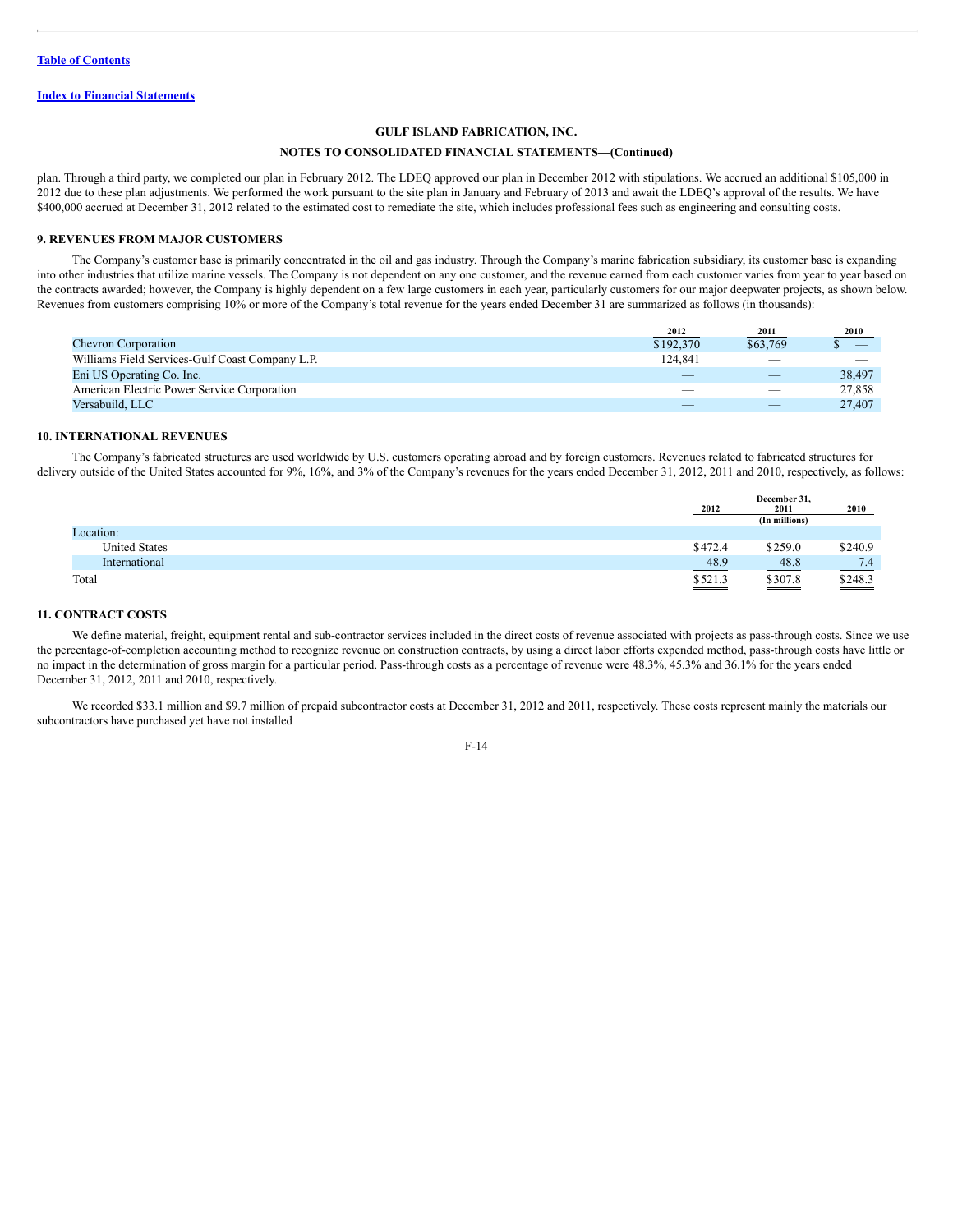GULF ISLAND FABRICATION, INC.

NOTES TO CONSOLIDATED FINANCIAL STATEMENTS—(Continued)

plan. Through a third party, we completed our plan in February 2012. The LDEQ approved our plan in December 2012 with stipulations. We accrued an additional $105,000 in 2012 due to these plan adjustments. We performed the work pursuant to the site plan in January and February of 2013 and await the LDEQ's approval of the results. We have $400,000 accrued at December 31, 2012 related to the estimated cost to remediate the site, which includes professional fees such as engineering and consulting costs.

## 9. REVENUES FROM MAJOR CUSTOMERS

The Company's customer base is primarily concentrated in the oil and gas industry. Through the Company's marine fabrication subsidiary, its customer base is expanding into other industries that utilize marine vessels. The Company is not dependent on any one customer, and the revenue earned from each customer varies from year to year based on the contracts awarded; however, the Company is highly dependent on a few large customers in each year, particularly customers for our major deepwater projects, as shown below. Revenues from customers comprising 10% or more of the Company's total revenue for the years ended December 31 are summarized as follows (in thousands):

| | 2012 | 2011 | 2010 |
|---|---|---|---|
| Chevron Corporation | $192,370 | $63,769 | $ — |
| Williams Field Services-Gulf Coast Company L.P. | 124,841 | — | — |
| Eni US Operating Co. Inc. | — | — | 38,497 |
| American Electric Power Service Corporation | — | — | 27,858 |
| Versabuild, LLC | — | — | 27,407 |

## 10. INTERNATIONAL REVENUES

The Company's fabricated structures are used worldwide by U.S. customers operating abroad and by foreign customers. Revenues related to fabricated structures for delivery outside of the United States accounted for 9%, 16%, and 3% of the Company's revenues for the years ended December 31, 2012, 2011 and 2010, respectively, as follows:

| | December 31, | | |
|---|---|---|---|
| | 2012 | 2011 | 2010 |
| | | (In millions) | |
| Location: | | | |
| United States | $472.4 | $259.0 | $240.9 |
| International | 48.9 | 48.8 | 7.4 |
| Total | $521.3 | $307.8 | $248.3 |

## 11. CONTRACT COSTS

We define material, freight, equipment rental and sub-contractor services included in the direct costs of revenue associated with projects as pass-through costs. Since we use the percentage-of-completion accounting method to recognize revenue on construction contracts, by using a direct labor efforts expended method, pass-through costs have little or no impact in the determination of gross margin for a particular period. Pass-through costs as a percentage of revenue were 48.3%, 45.3% and 36.1% for the years ended December 31, 2012, 2011 and 2010, respectively.

We recorded $33.1 million and $9.7 million of prepaid subcontractor costs at December 31, 2012 and 2011, respectively. These costs represent mainly the materials our subcontractors have purchased yet have not installed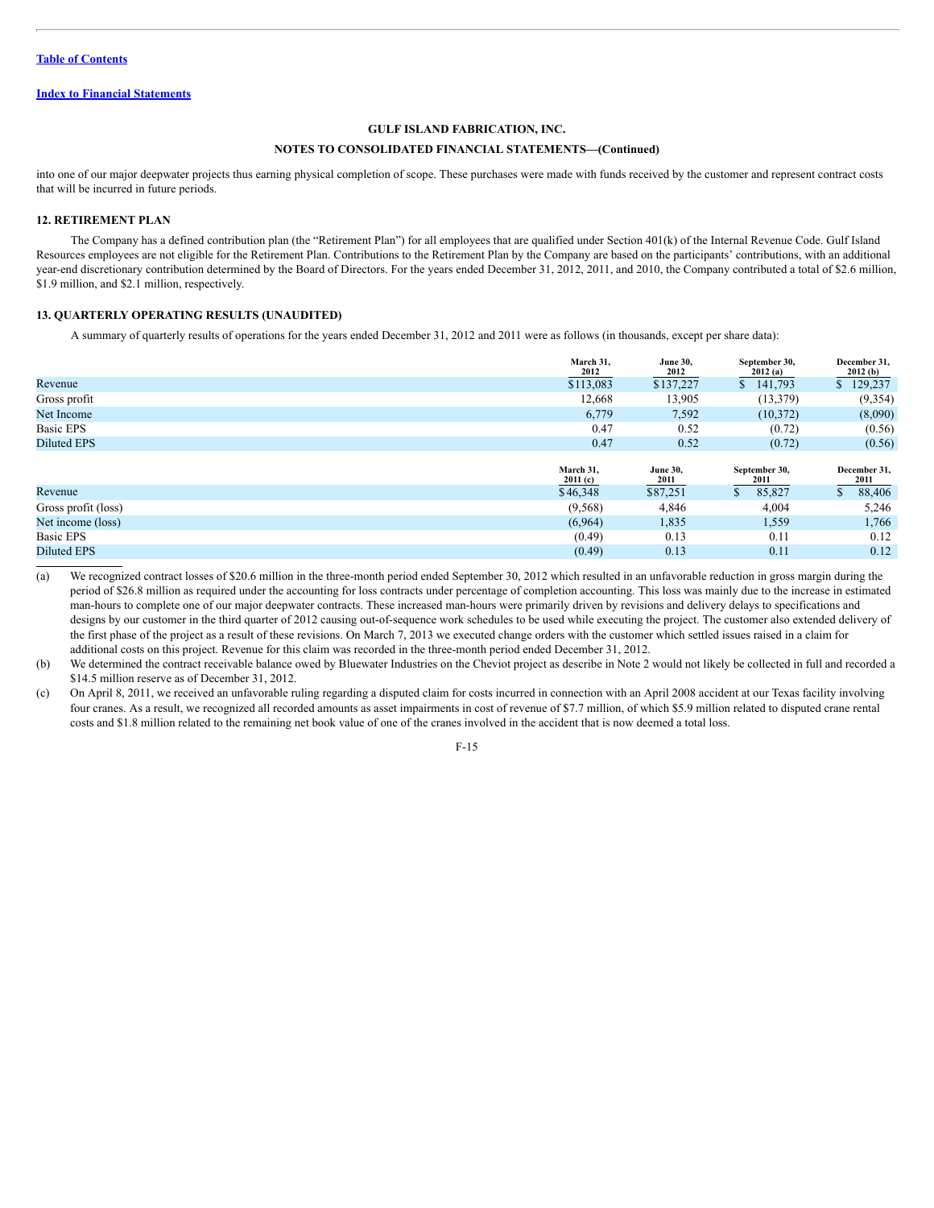into one of our major deepwater projects thus earning physical completion of scope. These purchases were made with funds received by the customer and represent contract costs that will be incurred in future periods.

### 12. RETIREMENT PLAN

The Company has a defined contribution plan (the "Retirement Plan") for all employees that are qualified under Section 401(k) of the Internal Revenue Code. Gulf Island Resources employees are not eligible for the Retirement Plan. Contributions to the Retirement Plan by the Company are based on the participants' contributions, with an additional year-end discretionary contribution determined by the Board of Directors. For the years ended December 31, 2012, 2011, and 2010, the Company contributed a total of \$2.6 million, \$1.9 million, and \$2.1 million, respectively.

### 13. QUARTERLY OPERATING RESULTS (UNAUDITED)

A summary of quarterly results of operations for the years ended December 31, 2012 and 2011 were as follows (in thousands, except per share data):

| | March 31, 2012 | June 30, 2012 | September 30, 2012 (a) | December 31, 2012 (b) |
|---|---|---|---|---|
| Revenue | \$113,083 | \$137,227 | \$ 141,793 | \$ 129,237 |
| Gross profit | 12,668 | 13,905 | (13,379) | (9,354) |
| Net Income | 6,779 | 7,592 | (10,372) | (8,090) |
| Basic EPS | 0.47 | 0.52 | (0.72) | (0.56) |
| Diluted EPS | 0.47 | 0.52 | (0.72) | (0.56) |

| | March 31, 2011 (c) | June 30, 2011 | September 30, 2011 | December 31, 2011 |
|---|---|---|---|---|
| Revenue | \$46,348 | \$87,251 | \$ 85,827 | \$ 88,406 |
| Gross profit (loss) | (9,568) | 4,846 | 4,004 | 5,246 |
| Net income (loss) | (6,964) | 1,835 | 1,559 | 1,766 |
| Basic EPS | (0.49) | 0.13 | 0.11 | 0.12 |
| Diluted EPS | (0.49) | 0.13 | 0.11 | 0.12 |

(a) We recognized contract losses of \$20.6 million in the three-month period ended September 30, 2012 which resulted in an unfavorable reduction in gross margin during the period of \$26.8 million as required under the accounting for loss contracts under percentage of completion accounting. This loss was mainly due to the increase in estimated man-hours to complete one of our major deepwater contracts. These increased man-hours were primarily driven by revisions and delivery delays to specifications and designs by our customer in the third quarter of 2012 causing out-of-sequence work schedules to be used while executing the project. The customer also extended delivery of the first phase of the project as a result of these revisions. On March 7, 2013 we executed change orders with the customer which settled issues raised in a claim for additional costs on this project. Revenue for this claim was recorded in the three-month period ended December 31, 2012.

(b) We determined the contract receivable balance owed by Bluewater Industries on the Cheviot project as describe in Note 2 would not likely be collected in full and recorded a \$14.5 million reserve as of December 31, 2012.

(c) On April 8, 2011, we received an unfavorable ruling regarding a disputed claim for costs incurred in connection with an April 2008 accident at our Texas facility involving four cranes. As a result, we recognized all recorded amounts as asset impairments in cost of revenue of \$7.7 million, of which \$5.9 million related to disputed crane rental costs and \$1.8 million related to the remaining net book value of one of the cranes involved in the accident that is now deemed a total loss.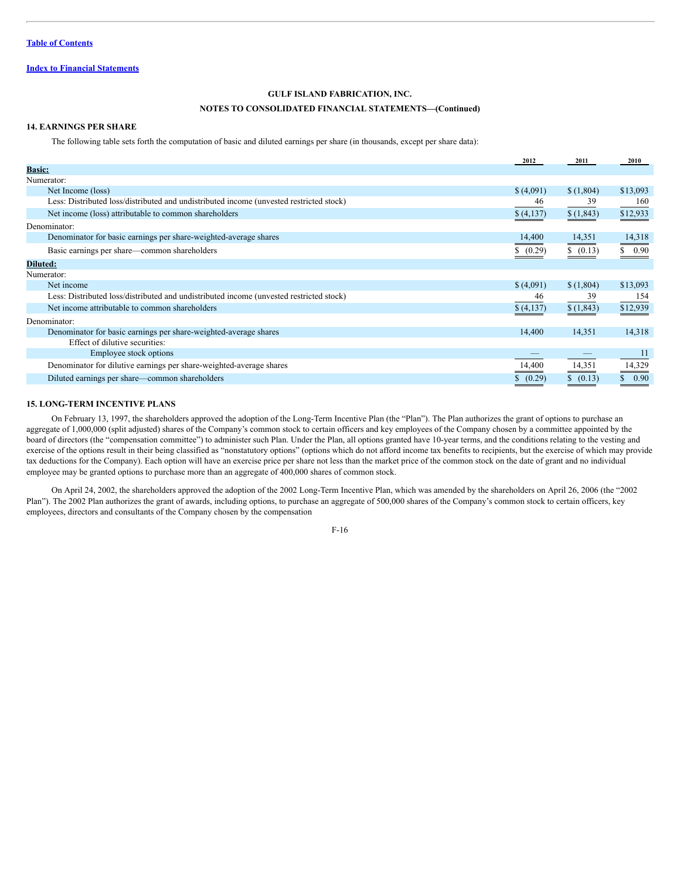## GULF ISLAND FABRICATION, INC.

## NOTES TO CONSOLIDATED FINANCIAL STATEMENTS—(Continued)

### 14. EARNINGS PER SHARE

The following table sets forth the computation of basic and diluted earnings per share (in thousands, except per share data):

| | 2012 | 2011 | 2010 |
|---|---|---|---|
| **Basic:** | | | |
| Numerator: | | | |
| Net Income (loss) | $ (4,091) | $ (1,804) | $13,093 |
| Less: Distributed loss/distributed and undistributed income (unvested restricted stock) | 46 | 39 | 160 |
| Net income (loss) attributable to common shareholders | $ (4,137) | $ (1,843) | $12,933 |
| Denominator: | | | |
| Denominator for basic earnings per share-weighted-average shares | 14,400 | 14,351 | 14,318 |
| Basic earnings per share—common shareholders | $ (0.29) | $ (0.13) | $ 0.90 |
| **Diluted:** | | | |
| Numerator: | | | |
| Net income | $ (4,091) | $ (1,804) | $13,093 |
| Less: Distributed loss/distributed and undistributed income (unvested restricted stock) | 46 | 39 | 154 |
| Net income attributable to common shareholders | $ (4,137) | $ (1,843) | $12,939 |
| Denominator: | | | |
| Denominator for basic earnings per share-weighted-average shares | 14,400 | 14,351 | 14,318 |
| Effect of dilutive securities: | | | |
| Employee stock options | — | — | 11 |
| Denominator for dilutive earnings per share-weighted-average shares | 14,400 | 14,351 | 14,329 |
| Diluted earnings per share—common shareholders | $ (0.29) | $ (0.13) | $ 0.90 |

### 15. LONG-TERM INCENTIVE PLANS

On February 13, 1997, the shareholders approved the adoption of the Long-Term Incentive Plan (the "Plan"). The Plan authorizes the grant of options to purchase an aggregate of 1,000,000 (split adjusted) shares of the Company's common stock to certain officers and key employees of the Company chosen by a committee appointed by the board of directors (the "compensation committee") to administer such Plan. Under the Plan, all options granted have 10-year terms, and the conditions relating to the vesting and exercise of the options result in their being classified as "nonstatutory options" (options which do not afford income tax benefits to recipients, but the exercise of which may provide tax deductions for the Company). Each option will have an exercise price per share not less than the market price of the common stock on the date of grant and no individual employee may be granted options to purchase more than an aggregate of 400,000 shares of common stock.

On April 24, 2002, the shareholders approved the adoption of the 2002 Long-Term Incentive Plan, which was amended by the shareholders on April 26, 2006 (the "2002 Plan"). The 2002 Plan authorizes the grant of awards, including options, to purchase an aggregate of 500,000 shares of the Company's common stock to certain officers, key employees, directors and consultants of the Company chosen by the compensation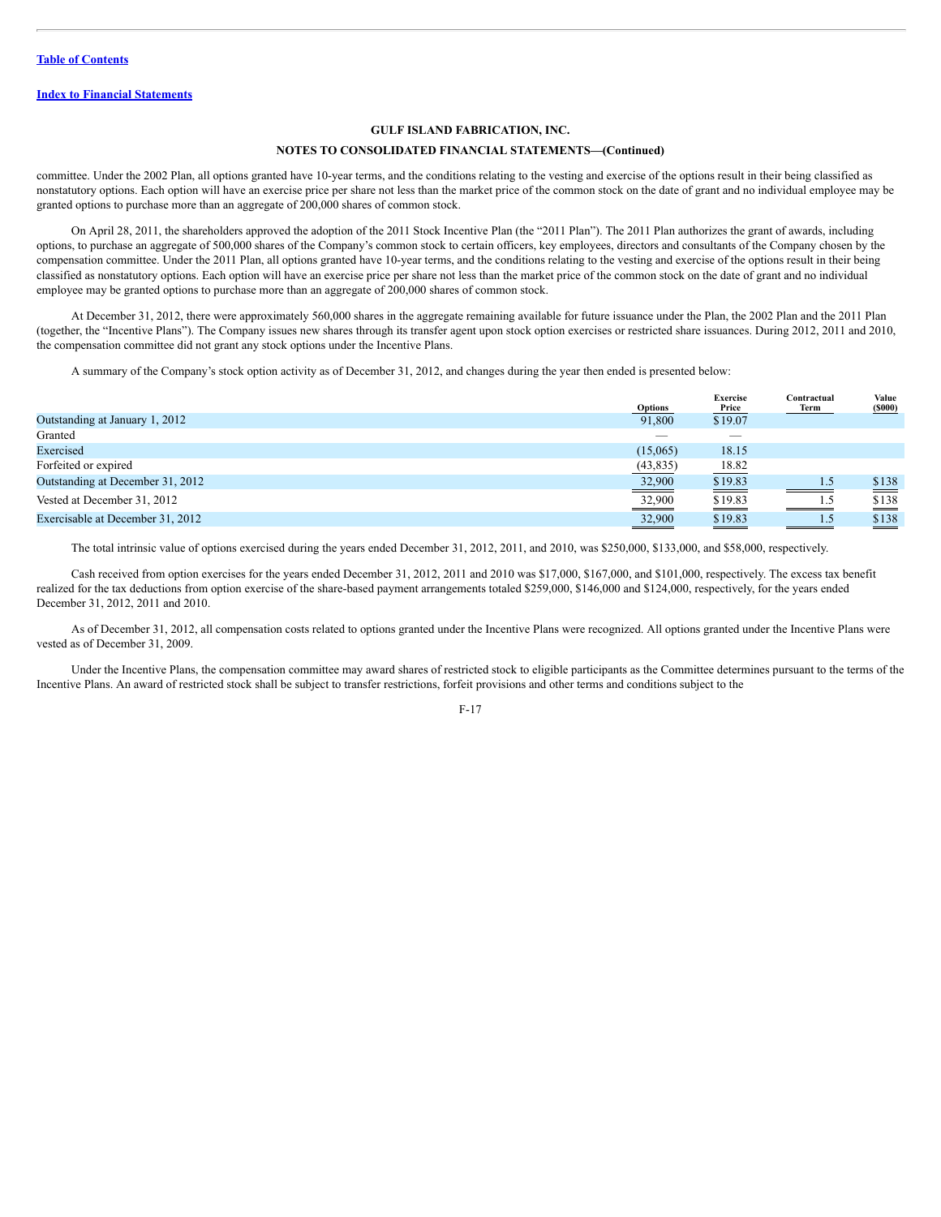Table of Contents

Index to Financial Statements

**GULF ISLAND FABRICATION, INC.**

**NOTES TO CONSOLIDATED FINANCIAL STATEMENTS—(Continued)**

committee. Under the 2002 Plan, all options granted have 10-year terms, and the conditions relating to the vesting and exercise of the options result in their being classified as nonstatutory options. Each option will have an exercise price per share not less than the market price of the common stock on the date of grant and no individual employee may be granted options to purchase more than an aggregate of 200,000 shares of common stock.

On April 28, 2011, the shareholders approved the adoption of the 2011 Stock Incentive Plan (the "2011 Plan"). The 2011 Plan authorizes the grant of awards, including options, to purchase an aggregate of 500,000 shares of the Company's common stock to certain officers, key employees, directors and consultants of the Company chosen by the compensation committee. Under the 2011 Plan, all options granted have 10-year terms, and the conditions relating to the vesting and exercise of the options result in their being classified as nonstatutory options. Each option will have an exercise price per share not less than the market price of the common stock on the date of grant and no individual employee may be granted options to purchase more than an aggregate of 200,000 shares of common stock.

At December 31, 2012, there were approximately 560,000 shares in the aggregate remaining available for future issuance under the Plan, the 2002 Plan and the 2011 Plan (together, the "Incentive Plans"). The Company issues new shares through its transfer agent upon stock option exercises or restricted share issuances. During 2012, 2011 and 2010, the compensation committee did not grant any stock options under the Incentive Plans.

A summary of the Company's stock option activity as of December 31, 2012, and changes during the year then ended is presented below:

| | Options | Exercise Price | Contractual Term | Value ($000) |
|---|---|---|---|---|
| Outstanding at January 1, 2012 | 91,800 | $19.07 | | |
| Granted | — | — | | |
| Exercised | (15,065) | 18.15 | | |
| Forfeited or expired | (43,835) | 18.82 | | |
| Outstanding at December 31, 2012 | 32,900 | $19.83 | 1.5 | $138 |
| Vested at December 31, 2012 | 32,900 | $19.83 | 1.5 | $138 |
| Exercisable at December 31, 2012 | 32,900 | $19.83 | 1.5 | $138 |

The total intrinsic value of options exercised during the years ended December 31, 2012, 2011, and 2010, was $250,000, $133,000, and $58,000, respectively.

Cash received from option exercises for the years ended December 31, 2012, 2011 and 2010 was $17,000, $167,000, and $101,000, respectively. The excess tax benefit realized for the tax deductions from option exercise of the share-based payment arrangements totaled $259,000, $146,000 and $124,000, respectively, for the years ended December 31, 2012, 2011 and 2010.

As of December 31, 2012, all compensation costs related to options granted under the Incentive Plans were recognized. All options granted under the Incentive Plans were vested as of December 31, 2009.

Under the Incentive Plans, the compensation committee may award shares of restricted stock to eligible participants as the Committee determines pursuant to the terms of the Incentive Plans. An award of restricted stock shall be subject to transfer restrictions, forfeit provisions and other terms and conditions subject to the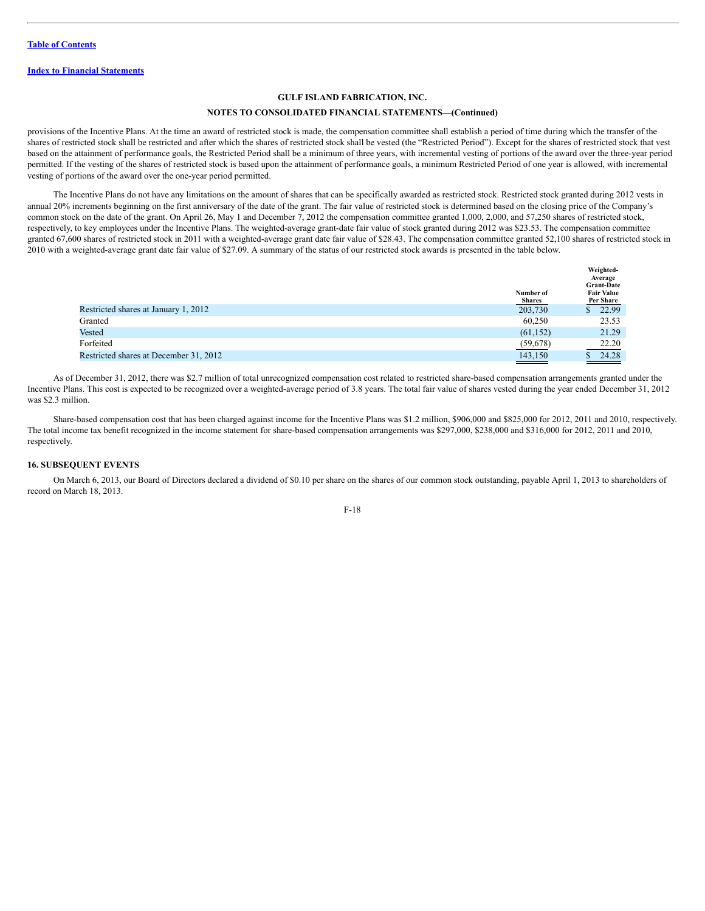provisions of the Incentive Plans. At the time an award of restricted stock is made, the compensation committee shall establish a period of time during which the transfer of the shares of restricted stock shall be restricted and after which the shares of restricted stock shall be vested (the "Restricted Period"). Except for the shares of restricted stock that vest based on the attainment of performance goals, the Restricted Period shall be a minimum of three years, with incremental vesting of portions of the award over the three-year period permitted. If the vesting of the shares of restricted stock is based upon the attainment of performance goals, a minimum Restricted Period of one year is allowed, with incremental vesting of portions of the award over the one-year period permitted.

The Incentive Plans do not have any limitations on the amount of shares that can be specifically awarded as restricted stock. Restricted stock granted during 2012 vests in annual 20% increments beginning on the first anniversary of the date of the grant. The fair value of restricted stock is determined based on the closing price of the Company's common stock on the date of the grant. On April 26, May 1 and December 7, 2012 the compensation committee granted 1,000, 2,000, and 57,250 shares of restricted stock, respectively, to key employees under the Incentive Plans. The weighted-average grant-date fair value of stock granted during 2012 was $23.53. The compensation committee granted 67,600 shares of restricted stock in 2011 with a weighted-average grant date fair value of $28.43. The compensation committee granted 52,100 shares of restricted stock in 2010 with a weighted-average grant date fair value of $27.09. A summary of the status of our restricted stock awards is presented in the table below.

| | Number of Shares | Weighted-Average Grant-Date Fair Value Per Share |
|---|---|---|
| Restricted shares at January 1, 2012 | 203,730 | $ 22.99 |
| Granted | 60,250 | 23.53 |
| Vested | (61,152) | 21.29 |
| Forfeited | (59,678) | 22.20 |
| Restricted shares at December 31, 2012 | 143,150 | $ 24.28 |

As of December 31, 2012, there was $2.7 million of total unrecognized compensation cost related to restricted share-based compensation arrangements granted under the Incentive Plans. This cost is expected to be recognized over a weighted-average period of 3.8 years. The total fair value of shares vested during the year ended December 31, 2012 was $2.3 million.

Share-based compensation cost that has been charged against income for the Incentive Plans was $1.2 million, $906,000 and $825,000 for 2012, 2011 and 2010, respectively. The total income tax benefit recognized in the income statement for share-based compensation arrangements was $297,000, $238,000 and $316,000 for 2012, 2011 and 2010, respectively.

### 16. SUBSEQUENT EVENTS

On March 6, 2013, our Board of Directors declared a dividend of $0.10 per share on the shares of our common stock outstanding, payable April 1, 2013 to shareholders of record on March 18, 2013.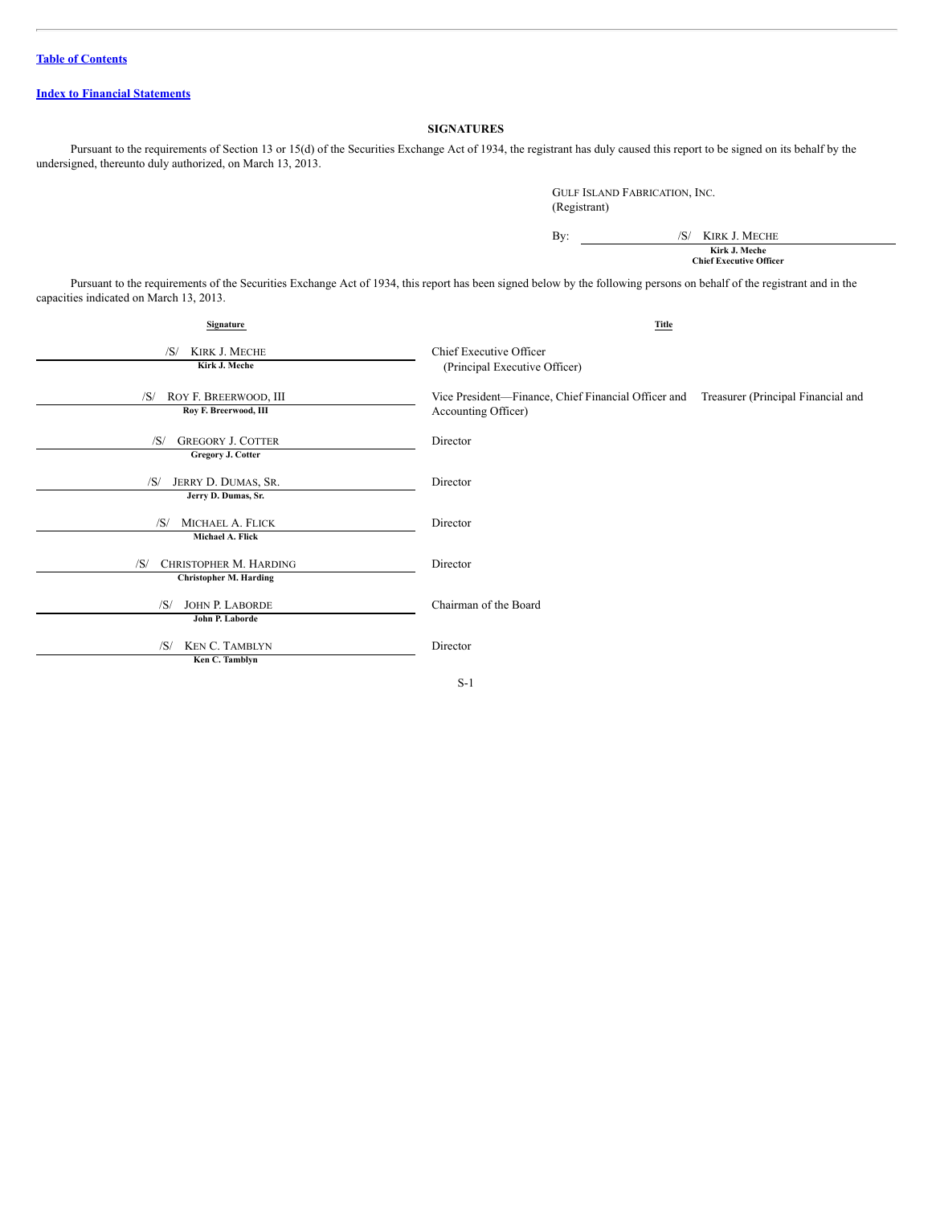[Table of Contents](#)

[Index to Financial Statements](#)

## SIGNATURES

Pursuant to the requirements of Section 13 or 15(d) of the Securities Exchange Act of 1934, the registrant has duly caused this report to be signed on its behalf by the undersigned, thereunto duly authorized, on March 13, 2013.

GULF ISLAND FABRICATION, INC.
(Registrant)

By: /S/ KIRK J. MECHE
**Kirk J. Meche**
**Chief Executive Officer**

Pursuant to the requirements of the Securities Exchange Act of 1934, this report has been signed below by the following persons on behalf of the registrant and in the capacities indicated on March 13, 2013.

| Signature | Title |
|---|---|
| /S/ KIRK J. MECHE<br>**Kirk J. Meche** | Chief Executive Officer<br>(Principal Executive Officer) |
| /S/ ROY F. BREERWOOD, III<br>**Roy F. Breerwood, III** | Vice President—Finance, Chief Financial Officer and Treasurer (Principal Financial and Accounting Officer) |
| /S/ GREGORY J. COTTER<br>**Gregory J. Cotter** | Director |
| /S/ JERRY D. DUMAS, SR.<br>**Jerry D. Dumas, Sr.** | Director |
| /S/ MICHAEL A. FLICK<br>**Michael A. Flick** | Director |
| /S/ CHRISTOPHER M. HARDING<br>**Christopher M. Harding** | Director |
| /S/ JOHN P. LABORDE<br>**John P. Laborde** | Chairman of the Board |
| /S/ KEN C. TAMBLYN<br>**Ken C. Tamblyn** | Director |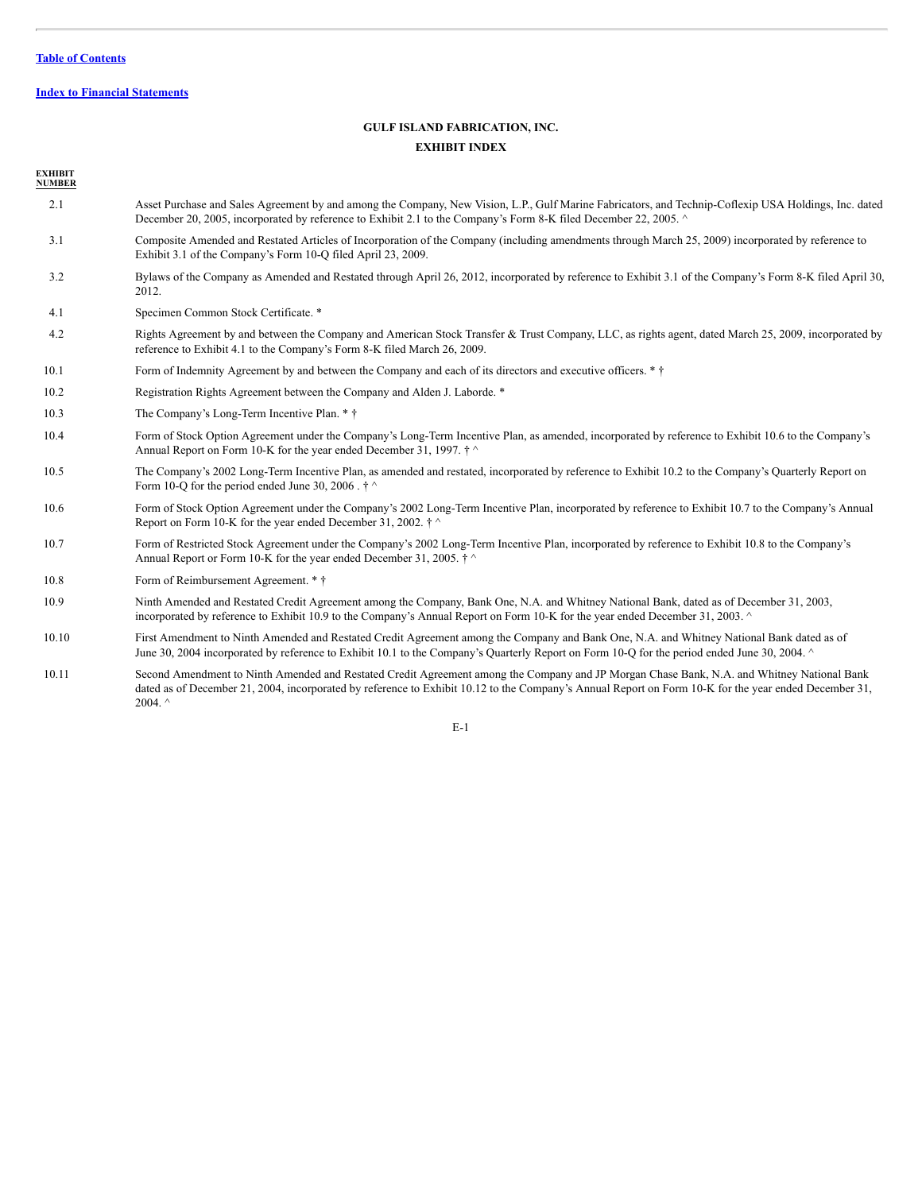[Table of Contents](#)

[Index to Financial Statements](#)

**GULF ISLAND FABRICATION, INC.**

**EXHIBIT INDEX**

| EXHIBIT NUMBER | |
|---|---|
| 2.1 | Asset Purchase and Sales Agreement by and among the Company, New Vision, L.P., Gulf Marine Fabricators, and Technip-Coflexip USA Holdings, Inc. dated December 20, 2005, incorporated by reference to Exhibit 2.1 to the Company's Form 8-K filed December 22, 2005. ^ |
| 3.1 | Composite Amended and Restated Articles of Incorporation of the Company (including amendments through March 25, 2009) incorporated by reference to Exhibit 3.1 of the Company's Form 10-Q filed April 23, 2009. |
| 3.2 | Bylaws of the Company as Amended and Restated through April 26, 2012, incorporated by reference to Exhibit 3.1 of the Company's Form 8-K filed April 30, 2012. |
| 4.1 | Specimen Common Stock Certificate. * |
| 4.2 | Rights Agreement by and between the Company and American Stock Transfer & Trust Company, LLC, as rights agent, dated March 25, 2009, incorporated by reference to Exhibit 4.1 to the Company's Form 8-K filed March 26, 2009. |
| 10.1 | Form of Indemnity Agreement by and between the Company and each of its directors and executive officers. * † |
| 10.2 | Registration Rights Agreement between the Company and Alden J. Laborde. * |
| 10.3 | The Company's Long-Term Incentive Plan. * † |
| 10.4 | Form of Stock Option Agreement under the Company's Long-Term Incentive Plan, as amended, incorporated by reference to Exhibit 10.6 to the Company's Annual Report on Form 10-K for the year ended December 31, 1997. † ^ |
| 10.5 | The Company's 2002 Long-Term Incentive Plan, as amended and restated, incorporated by reference to Exhibit 10.2 to the Company's Quarterly Report on Form 10-Q for the period ended June 30, 2006 . † ^ |
| 10.6 | Form of Stock Option Agreement under the Company's 2002 Long-Term Incentive Plan, incorporated by reference to Exhibit 10.7 to the Company's Annual Report on Form 10-K for the year ended December 31, 2002. † ^ |
| 10.7 | Form of Restricted Stock Agreement under the Company's 2002 Long-Term Incentive Plan, incorporated by reference to Exhibit 10.8 to the Company's Annual Report or Form 10-K for the year ended December 31, 2005. † ^ |
| 10.8 | Form of Reimbursement Agreement. * † |
| 10.9 | Ninth Amended and Restated Credit Agreement among the Company, Bank One, N.A. and Whitney National Bank, dated as of December 31, 2003, incorporated by reference to Exhibit 10.9 to the Company's Annual Report on Form 10-K for the year ended December 31, 2003. ^ |
| 10.10 | First Amendment to Ninth Amended and Restated Credit Agreement among the Company and Bank One, N.A. and Whitney National Bank dated as of June 30, 2004 incorporated by reference to Exhibit 10.1 to the Company's Quarterly Report on Form 10-Q for the period ended June 30, 2004. ^ |
| 10.11 | Second Amendment to Ninth Amended and Restated Credit Agreement among the Company and JP Morgan Chase Bank, N.A. and Whitney National Bank dated as of December 21, 2004, incorporated by reference to Exhibit 10.12 to the Company's Annual Report on Form 10-K for the year ended December 31, 2004. ^ |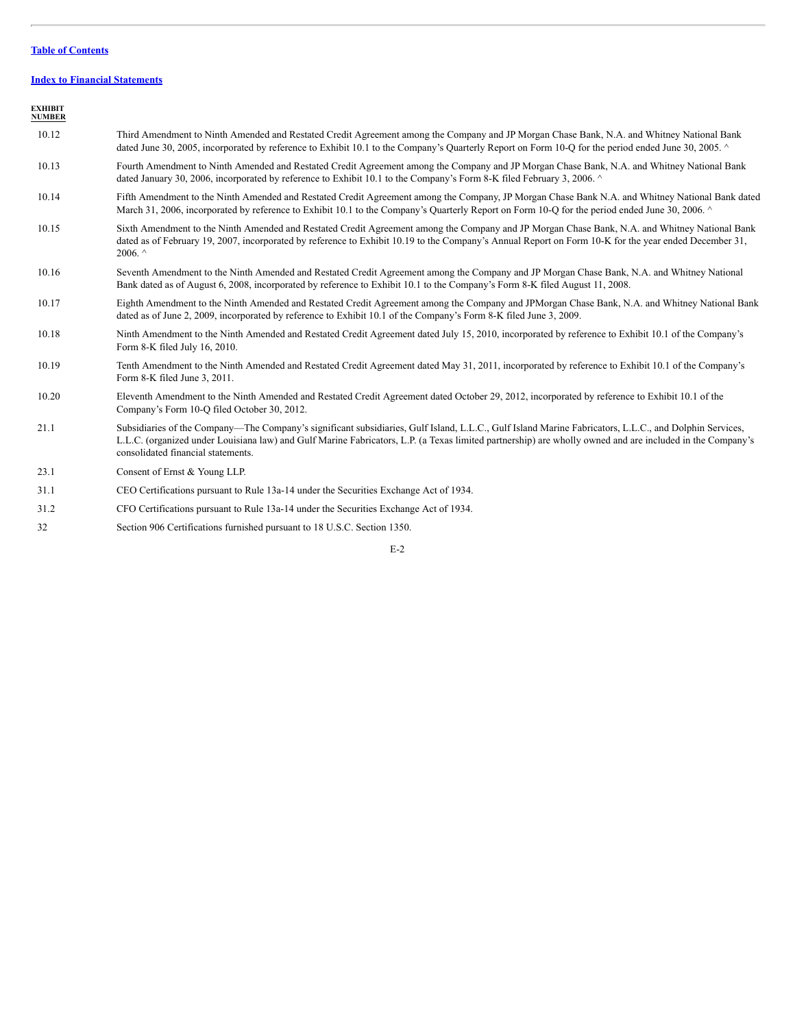[Table of Contents](#)

[Index to Financial Statements](#)

| EXHIBIT NUMBER | |
|---|---|
| 10.12 | Third Amendment to Ninth Amended and Restated Credit Agreement among the Company and JP Morgan Chase Bank, N.A. and Whitney National Bank dated June 30, 2005, incorporated by reference to Exhibit 10.1 to the Company's Quarterly Report on Form 10-Q for the period ended June 30, 2005. ^ |
| 10.13 | Fourth Amendment to Ninth Amended and Restated Credit Agreement among the Company and JP Morgan Chase Bank, N.A. and Whitney National Bank dated January 30, 2006, incorporated by reference to Exhibit 10.1 to the Company's Form 8-K filed February 3, 2006. ^ |
| 10.14 | Fifth Amendment to the Ninth Amended and Restated Credit Agreement among the Company, JP Morgan Chase Bank N.A. and Whitney National Bank dated March 31, 2006, incorporated by reference to Exhibit 10.1 to the Company's Quarterly Report on Form 10-Q for the period ended June 30, 2006. ^ |
| 10.15 | Sixth Amendment to the Ninth Amended and Restated Credit Agreement among the Company and JP Morgan Chase Bank, N.A. and Whitney National Bank dated as of February 19, 2007, incorporated by reference to Exhibit 10.19 to the Company's Annual Report on Form 10-K for the year ended December 31, 2006. ^ |
| 10.16 | Seventh Amendment to the Ninth Amended and Restated Credit Agreement among the Company and JP Morgan Chase Bank, N.A. and Whitney National Bank dated as of August 6, 2008, incorporated by reference to Exhibit 10.1 to the Company's Form 8-K filed August 11, 2008. |
| 10.17 | Eighth Amendment to the Ninth Amended and Restated Credit Agreement among the Company and JPMorgan Chase Bank, N.A. and Whitney National Bank dated as of June 2, 2009, incorporated by reference to Exhibit 10.1 of the Company's Form 8-K filed June 3, 2009. |
| 10.18 | Ninth Amendment to the Ninth Amended and Restated Credit Agreement dated July 15, 2010, incorporated by reference to Exhibit 10.1 of the Company's Form 8-K filed July 16, 2010. |
| 10.19 | Tenth Amendment to the Ninth Amended and Restated Credit Agreement dated May 31, 2011, incorporated by reference to Exhibit 10.1 of the Company's Form 8-K filed June 3, 2011. |
| 10.20 | Eleventh Amendment to the Ninth Amended and Restated Credit Agreement dated October 29, 2012, incorporated by reference to Exhibit 10.1 of the Company's Form 10-Q filed October 30, 2012. |
| 21.1 | Subsidiaries of the Company—The Company's significant subsidiaries, Gulf Island, L.L.C., Gulf Island Marine Fabricators, L.L.C., and Dolphin Services, L.L.C. (organized under Louisiana law) and Gulf Marine Fabricators, L.P. (a Texas limited partnership) are wholly owned and are included in the Company's consolidated financial statements. |
| 23.1 | Consent of Ernst & Young LLP. |
| 31.1 | CEO Certifications pursuant to Rule 13a-14 under the Securities Exchange Act of 1934. |
| 31.2 | CFO Certifications pursuant to Rule 13a-14 under the Securities Exchange Act of 1934. |
| 32 | Section 906 Certifications furnished pursuant to 18 U.S.C. Section 1350. |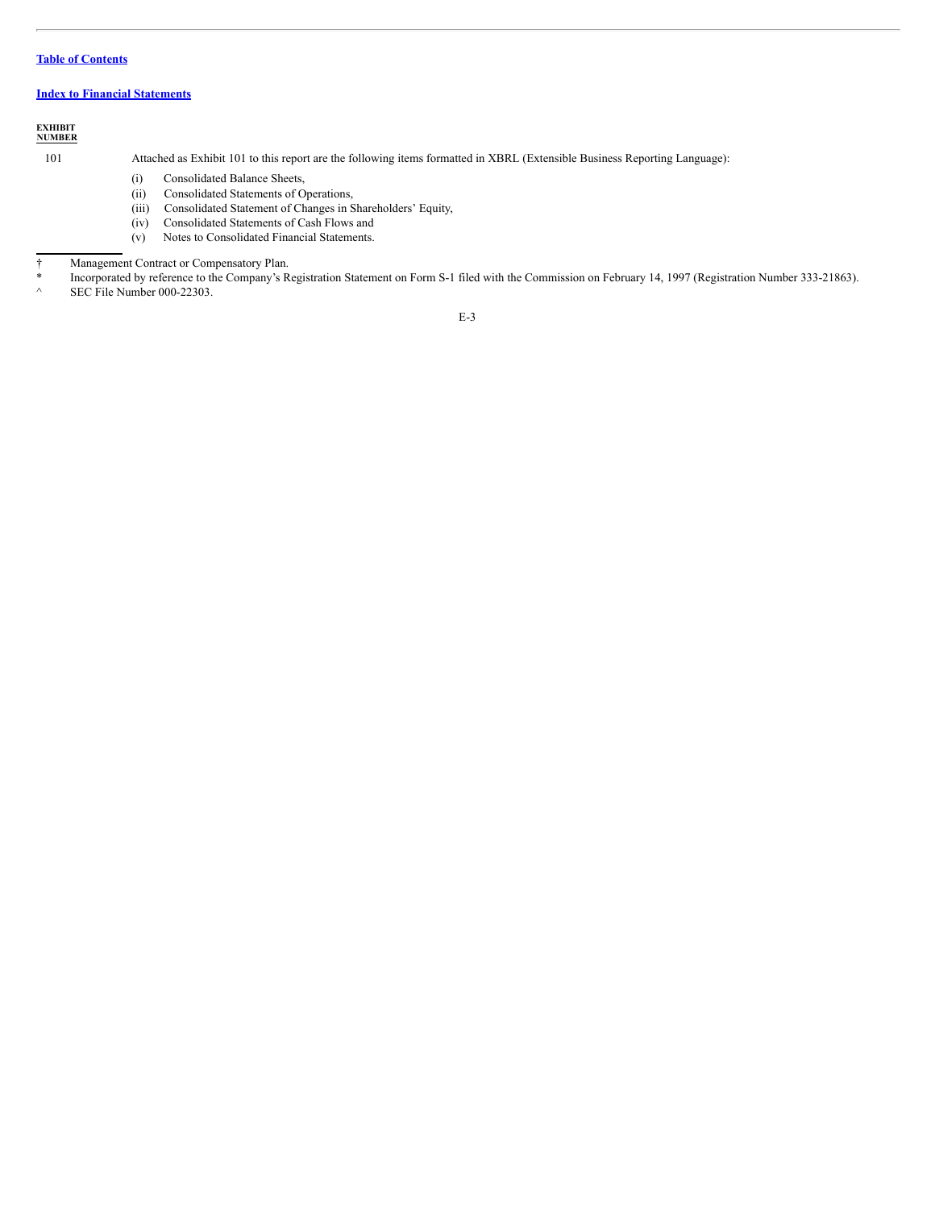[Table of Contents](#)

[Index to Financial Statements](#)

| EXHIBIT NUMBER | |
|---|---|
| 101 | Attached as Exhibit 101 to this report are the following items formatted in XBRL (Extensible Business Reporting Language): |

(i) Consolidated Balance Sheets,
(ii) Consolidated Statements of Operations,
(iii) Consolidated Statement of Changes in Shareholders' Equity,
(iv) Consolidated Statements of Cash Flows and
(v) Notes to Consolidated Financial Statements.

---

† Management Contract or Compensatory Plan.

\* Incorporated by reference to the Company's Registration Statement on Form S-1 filed with the Commission on February 14, 1997 (Registration Number 333-21863).

^ SEC File Number 000-22303.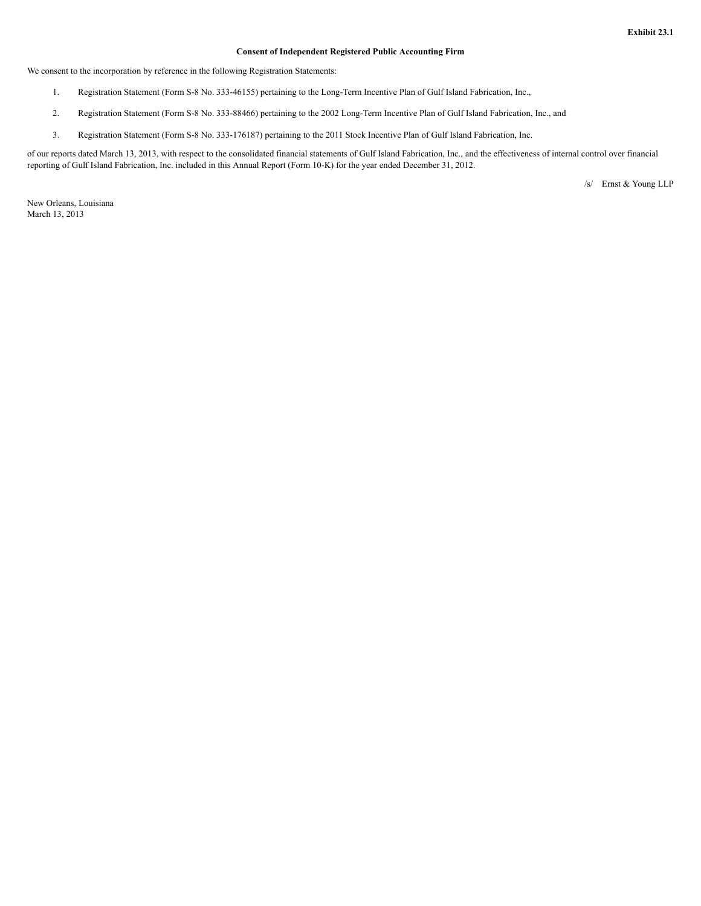**Exhibit 23.1**

**Consent of Independent Registered Public Accounting Firm**

We consent to the incorporation by reference in the following Registration Statements:

1. Registration Statement (Form S-8 No. 333-46155) pertaining to the Long-Term Incentive Plan of Gulf Island Fabrication, Inc.,

2. Registration Statement (Form S-8 No. 333-88466) pertaining to the 2002 Long-Term Incentive Plan of Gulf Island Fabrication, Inc., and

3. Registration Statement (Form S-8 No. 333-176187) pertaining to the 2011 Stock Incentive Plan of Gulf Island Fabrication, Inc.

of our reports dated March 13, 2013, with respect to the consolidated financial statements of Gulf Island Fabrication, Inc., and the effectiveness of internal control over financial reporting of Gulf Island Fabrication, Inc. included in this Annual Report (Form 10-K) for the year ended December 31, 2012.

/s/ Ernst & Young LLP

New Orleans, Louisiana
March 13, 2013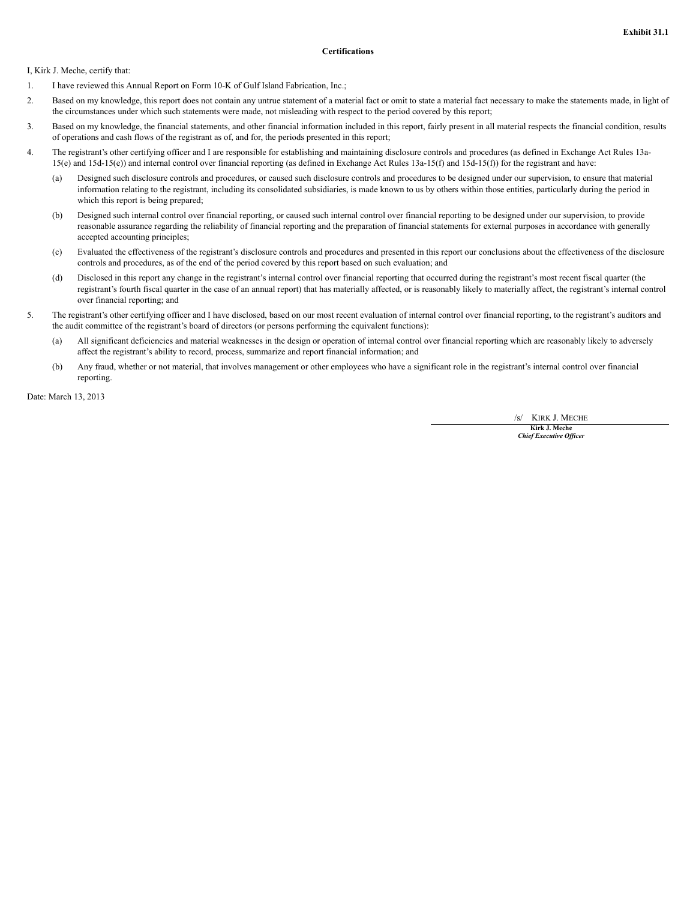**Exhibit 31.1**

**Certifications**

I, Kirk J. Meche, certify that:

1. I have reviewed this Annual Report on Form 10-K of Gulf Island Fabrication, Inc.;
2. Based on my knowledge, this report does not contain any untrue statement of a material fact or omit to state a material fact necessary to make the statements made, in light of the circumstances under which such statements were made, not misleading with respect to the period covered by this report;
3. Based on my knowledge, the financial statements, and other financial information included in this report, fairly present in all material respects the financial condition, results of operations and cash flows of the registrant as of, and for, the periods presented in this report;
4. The registrant's other certifying officer and I are responsible for establishing and maintaining disclosure controls and procedures (as defined in Exchange Act Rules 13a-15(e) and 15d-15(e)) and internal control over financial reporting (as defined in Exchange Act Rules 13a-15(f) and 15d-15(f)) for the registrant and have:
   - (a) Designed such disclosure controls and procedures, or caused such disclosure controls and procedures to be designed under our supervision, to ensure that material information relating to the registrant, including its consolidated subsidiaries, is made known to us by others within those entities, particularly during the period in which this report is being prepared;
   - (b) Designed such internal control over financial reporting, or caused such internal control over financial reporting to be designed under our supervision, to provide reasonable assurance regarding the reliability of financial reporting and the preparation of financial statements for external purposes in accordance with generally accepted accounting principles;
   - (c) Evaluated the effectiveness of the registrant's disclosure controls and procedures and presented in this report our conclusions about the effectiveness of the disclosure controls and procedures, as of the end of the period covered by this report based on such evaluation; and
   - (d) Disclosed in this report any change in the registrant's internal control over financial reporting that occurred during the registrant's most recent fiscal quarter (the registrant's fourth fiscal quarter in the case of an annual report) that has materially affected, or is reasonably likely to materially affect, the registrant's internal control over financial reporting; and
5. The registrant's other certifying officer and I have disclosed, based on our most recent evaluation of internal control over financial reporting, to the registrant's auditors and the audit committee of the registrant's board of directors (or persons performing the equivalent functions):
   - (a) All significant deficiencies and material weaknesses in the design or operation of internal control over financial reporting which are reasonably likely to adversely affect the registrant's ability to record, process, summarize and report financial information; and
   - (b) Any fraud, whether or not material, that involves management or other employees who have a significant role in the registrant's internal control over financial reporting.

Date: March 13, 2013

/s/ KIRK J. MECHE

**Kirk J. Meche**
***Chief Executive Officer***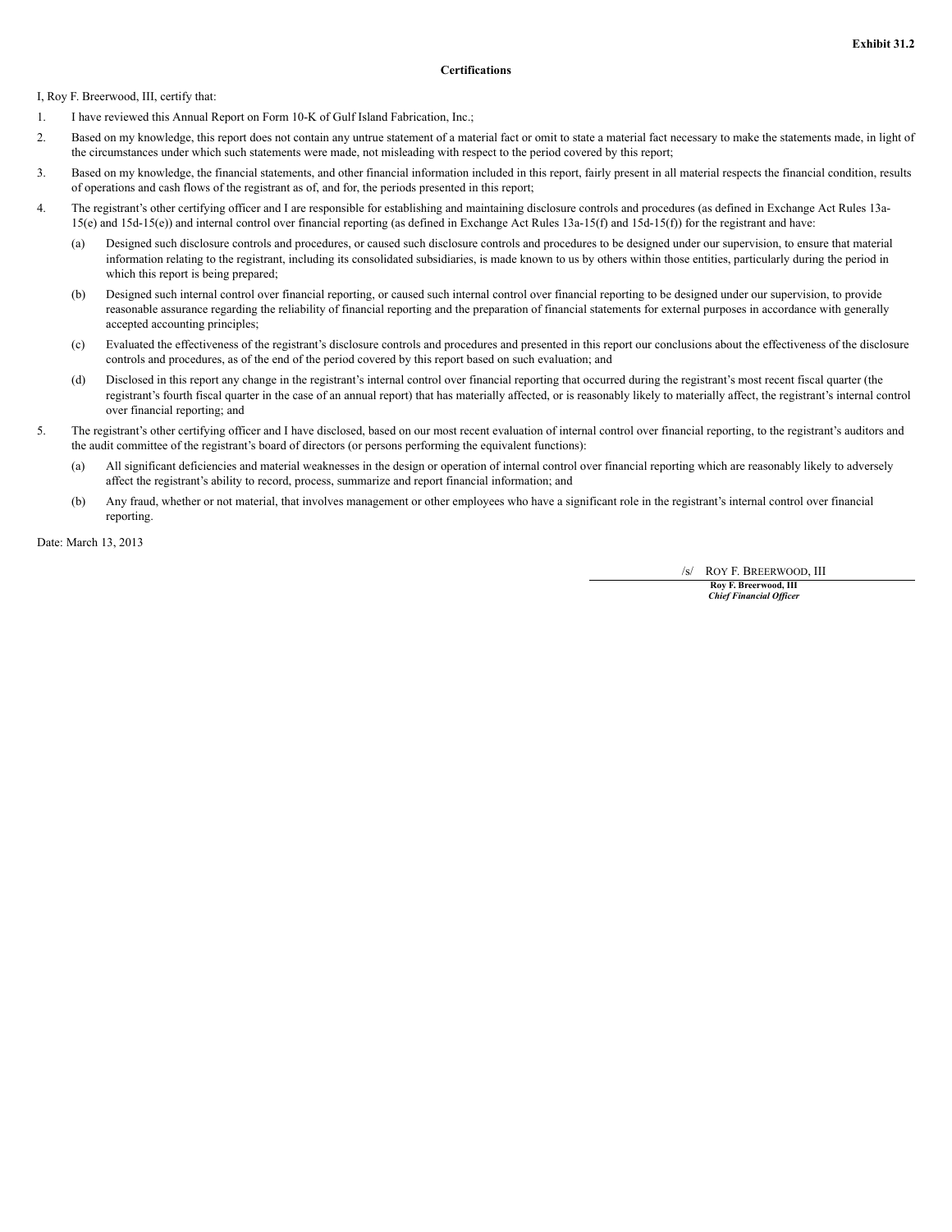**Exhibit 31.2**

**Certifications**

I, Roy F. Breerwood, III, certify that:

1. I have reviewed this Annual Report on Form 10-K of Gulf Island Fabrication, Inc.;
2. Based on my knowledge, this report does not contain any untrue statement of a material fact or omit to state a material fact necessary to make the statements made, in light of the circumstances under which such statements were made, not misleading with respect to the period covered by this report;
3. Based on my knowledge, the financial statements, and other financial information included in this report, fairly present in all material respects the financial condition, results of operations and cash flows of the registrant as of, and for, the periods presented in this report;
4. The registrant's other certifying officer and I are responsible for establishing and maintaining disclosure controls and procedures (as defined in Exchange Act Rules 13a-15(e) and 15d-15(e)) and internal control over financial reporting (as defined in Exchange Act Rules 13a-15(f) and 15d-15(f)) for the registrant and have:
   (a) Designed such disclosure controls and procedures, or caused such disclosure controls and procedures to be designed under our supervision, to ensure that material information relating to the registrant, including its consolidated subsidiaries, is made known to us by others within those entities, particularly during the period in which this report is being prepared;
   (b) Designed such internal control over financial reporting, or caused such internal control over financial reporting to be designed under our supervision, to provide reasonable assurance regarding the reliability of financial reporting and the preparation of financial statements for external purposes in accordance with generally accepted accounting principles;
   (c) Evaluated the effectiveness of the registrant's disclosure controls and procedures and presented in this report our conclusions about the effectiveness of the disclosure controls and procedures, as of the end of the period covered by this report based on such evaluation; and
   (d) Disclosed in this report any change in the registrant's internal control over financial reporting that occurred during the registrant's most recent fiscal quarter (the registrant's fourth fiscal quarter in the case of an annual report) that has materially affected, or is reasonably likely to materially affect, the registrant's internal control over financial reporting; and
5. The registrant's other certifying officer and I have disclosed, based on our most recent evaluation of internal control over financial reporting, to the registrant's auditors and the audit committee of the registrant's board of directors (or persons performing the equivalent functions):
   (a) All significant deficiencies and material weaknesses in the design or operation of internal control over financial reporting which are reasonably likely to adversely affect the registrant's ability to record, process, summarize and report financial information; and
   (b) Any fraud, whether or not material, that involves management or other employees who have a significant role in the registrant's internal control over financial reporting.

Date: March 13, 2013

/s/ ROY F. BREERWOOD, III

**Roy F. Breerwood, III**
***Chief Financial Officer***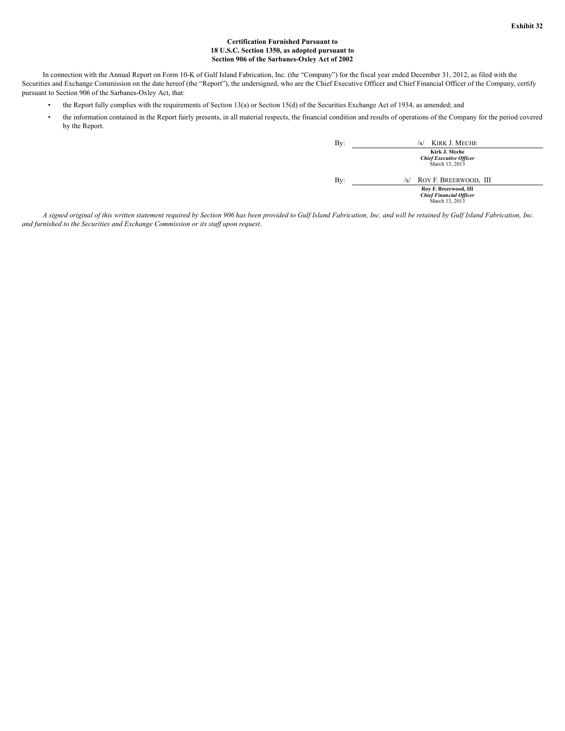**Exhibit 32**

**Certification Furnished Pursuant to**
**18 U.S.C. Section 1350, as adopted pursuant to**
**Section 906 of the Sarbanes-Oxley Act of 2002**

In connection with the Annual Report on Form 10-K of Gulf Island Fabrication, Inc. (the "Company") for the fiscal year ended December 31, 2012, as filed with the Securities and Exchange Commission on the date hereof (the "Report"), the undersigned, who are the Chief Executive Officer and Chief Financial Officer of the Company, certify pursuant to Section 906 of the Sarbanes-Oxley Act, that:

- the Report fully complies with the requirements of Section 13(a) or Section 15(d) of the Securities Exchange Act of 1934, as amended; and
- the information contained in the Report fairly presents, in all material respects, the financial condition and results of operations of the Company for the period covered by the Report.

By: /s/ KIRK J. MECHE

**Kirk J. Meche**
***Chief Executive Officer***
March 13, 2013

By: /s/ ROY F. BREERWOOD, III

**Roy F. Breerwood, III**
***Chief Financial Officer***
March 13, 2013

*A signed original of this written statement required by Section 906 has been provided to Gulf Island Fabrication, Inc. and will be retained by Gulf Island Fabrication, Inc. and furnished to the Securities and Exchange Commission or its staff upon request.*